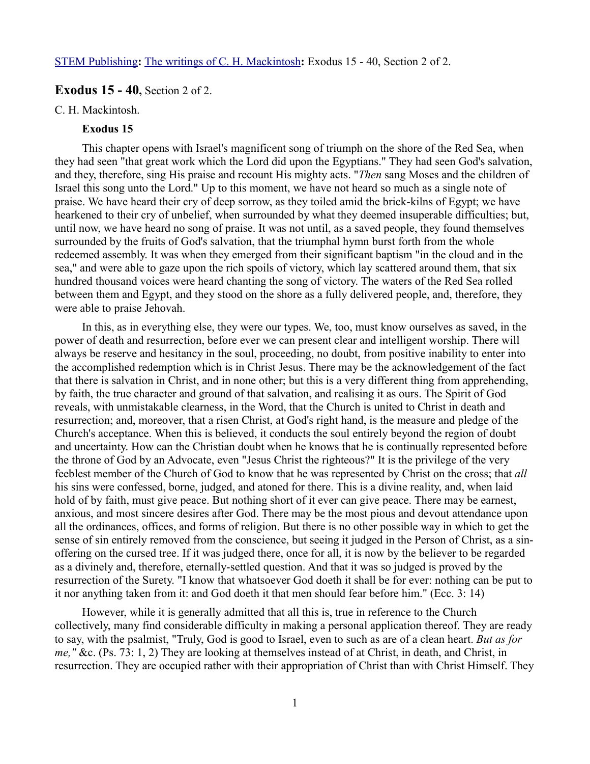[STEM Publishing](#): [The writings of C. H. Mackintosh](#): Exodus 15 - 40, Section 2 of 2.

## Exodus 15 - 40, Section 2 of 2.

C. H. Mackintosh.

### Exodus 15

This chapter opens with Israel's magnificent song of triumph on the shore of the Red Sea, when they had seen "that great work which the Lord did upon the Egyptians." They had seen God's salvation, and they, therefore, sing His praise and recount His mighty acts. "*Then* sang Moses and the children of Israel this song unto the Lord." Up to this moment, we have not heard so much as a single note of praise. We have heard their cry of deep sorrow, as they toiled amid the brick-kilns of Egypt; we have hearkened to their cry of unbelief, when surrounded by what they deemed insuperable difficulties; but, until now, we have heard no song of praise. It was not until, as a saved people, they found themselves surrounded by the fruits of God's salvation, that the triumphal hymn burst forth from the whole redeemed assembly. It was when they emerged from their significant baptism "in the cloud and in the sea," and were able to gaze upon the rich spoils of victory, which lay scattered around them, that six hundred thousand voices were heard chanting the song of victory. The waters of the Red Sea rolled between them and Egypt, and they stood on the shore as a fully delivered people, and, therefore, they were able to praise Jehovah.

In this, as in everything else, they were our types. We, too, must know ourselves as saved, in the power of death and resurrection, before ever we can present clear and intelligent worship. There will always be reserve and hesitancy in the soul, proceeding, no doubt, from positive inability to enter into the accomplished redemption which is in Christ Jesus. There may be the acknowledgement of the fact that there is salvation in Christ, and in none other; but this is a very different thing from apprehending, by faith, the true character and ground of that salvation, and realising it as ours. The Spirit of God reveals, with unmistakable clearness, in the Word, that the Church is united to Christ in death and resurrection; and, moreover, that a risen Christ, at God's right hand, is the measure and pledge of the Church's acceptance. When this is believed, it conducts the soul entirely beyond the region of doubt and uncertainty. How can the Christian doubt when he knows that he is continually represented before the throne of God by an Advocate, even "Jesus Christ the righteous?" It is the privilege of the very feeblest member of the Church of God to know that he was represented by Christ on the cross; that *all* his sins were confessed, borne, judged, and atoned for there. This is a divine reality, and, when laid hold of by faith, must give peace. But nothing short of it ever can give peace. There may be earnest, anxious, and most sincere desires after God. There may be the most pious and devout attendance upon all the ordinances, offices, and forms of religion. But there is no other possible way in which to get the sense of sin entirely removed from the conscience, but seeing it judged in the Person of Christ, as a sin-offering on the cursed tree. If it was judged there, once for all, it is now by the believer to be regarded as a divinely and, therefore, eternally-settled question. And that it was so judged is proved by the resurrection of the Surety. "I know that whatsoever God doeth it shall be for ever: nothing can be put to it nor anything taken from it: and God doeth it that men should fear before him." (Ecc. 3: 14)

However, while it is generally admitted that all this is, true in reference to the Church collectively, many find considerable difficulty in making a personal application thereof. They are ready to say, with the psalmist, "Truly, God is good to Israel, even to such as are of a clean heart. *But as for me,"* &c. (Ps. 73: 1, 2) They are looking at themselves instead of at Christ, in death, and Christ, in resurrection. They are occupied rather with their appropriation of Christ than with Christ Himself. They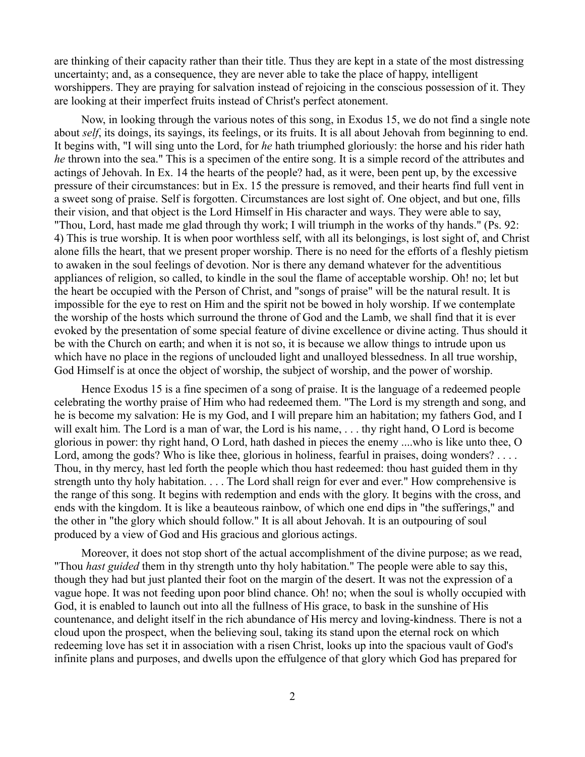are thinking of their capacity rather than their title. Thus they are kept in a state of the most distressing uncertainty; and, as a consequence, they are never able to take the place of happy, intelligent worshippers. They are praying for salvation instead of rejoicing in the conscious possession of it. They are looking at their imperfect fruits instead of Christ's perfect atonement.

Now, in looking through the various notes of this song, in Exodus 15, we do not find a single note about *self*, its doings, its sayings, its feelings, or its fruits. It is all about Jehovah from beginning to end. It begins with, "I will sing unto the Lord, for *he* hath triumphed gloriously: the horse and his rider hath *he* thrown into the sea." This is a specimen of the entire song. It is a simple record of the attributes and actings of Jehovah. In Ex. 14 the hearts of the people? had, as it were, been pent up, by the excessive pressure of their circumstances: but in Ex. 15 the pressure is removed, and their hearts find full vent in a sweet song of praise. Self is forgotten. Circumstances are lost sight of. One object, and but one, fills their vision, and that object is the Lord Himself in His character and ways. They were able to say, "Thou, Lord, hast made me glad through thy work; I will triumph in the works of thy hands." (Ps. 92: 4) This is true worship. It is when poor worthless self, with all its belongings, is lost sight of, and Christ alone fills the heart, that we present proper worship. There is no need for the efforts of a fleshly pietism to awaken in the soul feelings of devotion. Nor is there any demand whatever for the adventitious appliances of religion, so called, to kindle in the soul the flame of acceptable worship. Oh! no; let but the heart be occupied with the Person of Christ, and "songs of praise" will be the natural result. It is impossible for the eye to rest on Him and the spirit not be bowed in holy worship. If we contemplate the worship of the hosts which surround the throne of God and the Lamb, we shall find that it is ever evoked by the presentation of some special feature of divine excellence or divine acting. Thus should it be with the Church on earth; and when it is not so, it is because we allow things to intrude upon us which have no place in the regions of unclouded light and unalloyed blessedness. In all true worship, God Himself is at once the object of worship, the subject of worship, and the power of worship.

Hence Exodus 15 is a fine specimen of a song of praise. It is the language of a redeemed people celebrating the worthy praise of Him who had redeemed them. "The Lord is my strength and song, and he is become my salvation: He is my God, and I will prepare him an habitation; my fathers God, and I will exalt him. The Lord is a man of war, the Lord is his name, . . . thy right hand, O Lord is become glorious in power: thy right hand, O Lord, hath dashed in pieces the enemy ....who is like unto thee, O Lord, among the gods? Who is like thee, glorious in holiness, fearful in praises, doing wonders? . . . . Thou, in thy mercy, hast led forth the people which thou hast redeemed: thou hast guided them in thy strength unto thy holy habitation. . . . The Lord shall reign for ever and ever." How comprehensive is the range of this song. It begins with redemption and ends with the glory. It begins with the cross, and ends with the kingdom. It is like a beauteous rainbow, of which one end dips in "the sufferings," and the other in "the glory which should follow." It is all about Jehovah. It is an outpouring of soul produced by a view of God and His gracious and glorious actings.

Moreover, it does not stop short of the actual accomplishment of the divine purpose; as we read, "Thou *hast guided* them in thy strength unto thy holy habitation." The people were able to say this, though they had but just planted their foot on the margin of the desert. It was not the expression of a vague hope. It was not feeding upon poor blind chance. Oh! no; when the soul is wholly occupied with God, it is enabled to launch out into all the fullness of His grace, to bask in the sunshine of His countenance, and delight itself in the rich abundance of His mercy and loving-kindness. There is not a cloud upon the prospect, when the believing soul, taking its stand upon the eternal rock on which redeeming love has set it in association with a risen Christ, looks up into the spacious vault of God's infinite plans and purposes, and dwells upon the effulgence of that glory which God has prepared for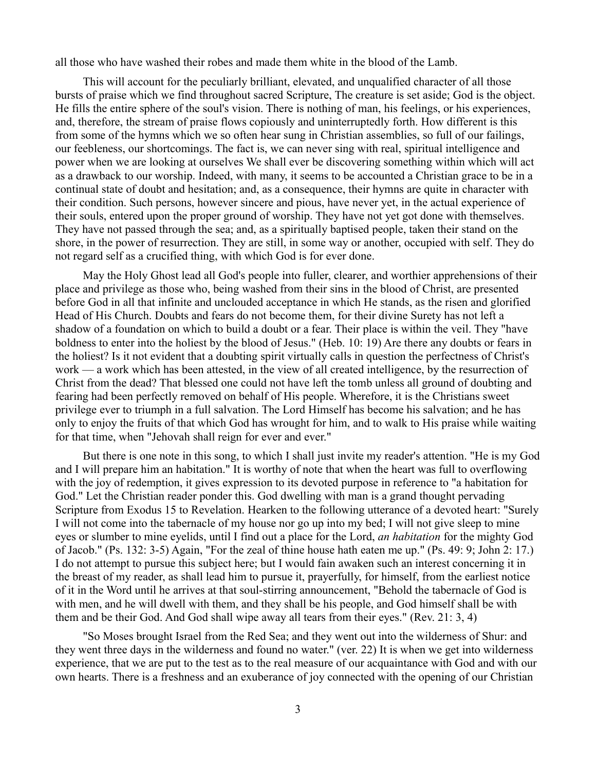all those who have washed their robes and made them white in the blood of the Lamb.

This will account for the peculiarly brilliant, elevated, and unqualified character of all those bursts of praise which we find throughout sacred Scripture, The creature is set aside; God is the object. He fills the entire sphere of the soul's vision. There is nothing of man, his feelings, or his experiences, and, therefore, the stream of praise flows copiously and uninterruptedly forth. How different is this from some of the hymns which we so often hear sung in Christian assemblies, so full of our failings, our feebleness, our shortcomings. The fact is, we can never sing with real, spiritual intelligence and power when we are looking at ourselves We shall ever be discovering something within which will act as a drawback to our worship. Indeed, with many, it seems to be accounted a Christian grace to be in a continual state of doubt and hesitation; and, as a consequence, their hymns are quite in character with their condition. Such persons, however sincere and pious, have never yet, in the actual experience of their souls, entered upon the proper ground of worship. They have not yet got done with themselves. They have not passed through the sea; and, as a spiritually baptised people, taken their stand on the shore, in the power of resurrection. They are still, in some way or another, occupied with self. They do not regard self as a crucified thing, with which God is for ever done.

May the Holy Ghost lead all God's people into fuller, clearer, and worthier apprehensions of their place and privilege as those who, being washed from their sins in the blood of Christ, are presented before God in all that infinite and unclouded acceptance in which He stands, as the risen and glorified Head of His Church. Doubts and fears do not become them, for their divine Surety has not left a shadow of a foundation on which to build a doubt or a fear. Their place is within the veil. They "have boldness to enter into the holiest by the blood of Jesus." (Heb. 10: 19) Are there any doubts or fears in the holiest? Is it not evident that a doubting spirit virtually calls in question the perfectness of Christ's work — a work which has been attested, in the view of all created intelligence, by the resurrection of Christ from the dead? That blessed one could not have left the tomb unless all ground of doubting and fearing had been perfectly removed on behalf of His people. Wherefore, it is the Christians sweet privilege ever to triumph in a full salvation. The Lord Himself has become his salvation; and he has only to enjoy the fruits of that which God has wrought for him, and to walk to His praise while waiting for that time, when "Jehovah shall reign for ever and ever."

But there is one note in this song, to which I shall just invite my reader's attention. "He is my God and I will prepare him an habitation." It is worthy of note that when the heart was full to overflowing with the joy of redemption, it gives expression to its devoted purpose in reference to "a habitation for God." Let the Christian reader ponder this. God dwelling with man is a grand thought pervading Scripture from Exodus 15 to Revelation. Hearken to the following utterance of a devoted heart: "Surely I will not come into the tabernacle of my house nor go up into my bed; I will not give sleep to mine eyes or slumber to mine eyelids, until I find out a place for the Lord, *an habitation* for the mighty God of Jacob." (Ps. 132: 3-5) Again, "For the zeal of thine house hath eaten me up." (Ps. 49: 9; John 2: 17.) I do not attempt to pursue this subject here; but I would fain awaken such an interest concerning it in the breast of my reader, as shall lead him to pursue it, prayerfully, for himself, from the earliest notice of it in the Word until he arrives at that soul-stirring announcement, "Behold the tabernacle of God is with men, and he will dwell with them, and they shall be his people, and God himself shall be with them and be their God. And God shall wipe away all tears from their eyes." (Rev. 21: 3, 4)

"So Moses brought Israel from the Red Sea; and they went out into the wilderness of Shur: and they went three days in the wilderness and found no water." (ver. 22) It is when we get into wilderness experience, that we are put to the test as to the real measure of our acquaintance with God and with our own hearts. There is a freshness and an exuberance of joy connected with the opening of our Christian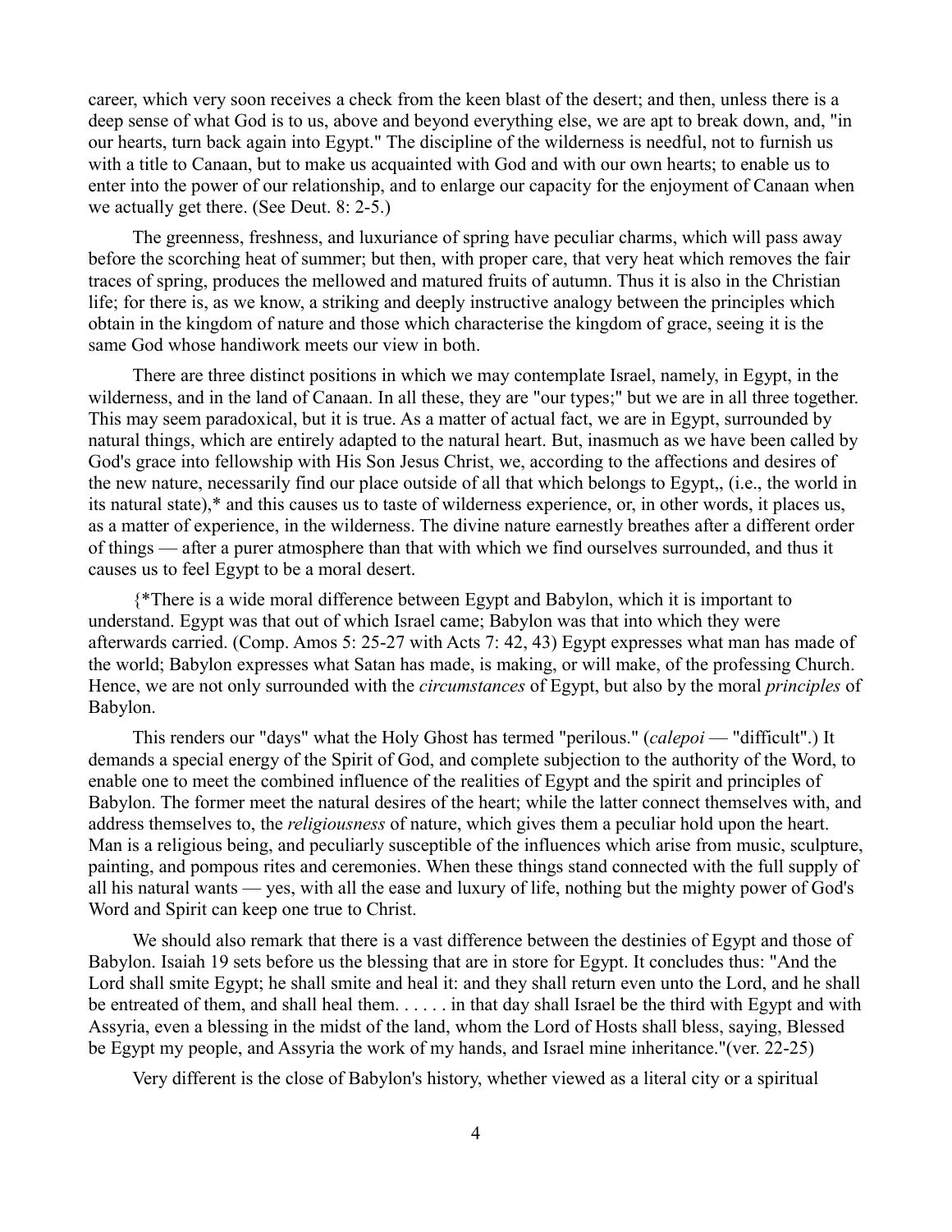career, which very soon receives a check from the keen blast of the desert; and then, unless there is a deep sense of what God is to us, above and beyond everything else, we are apt to break down, and, "in our hearts, turn back again into Egypt." The discipline of the wilderness is needful, not to furnish us with a title to Canaan, but to make us acquainted with God and with our own hearts; to enable us to enter into the power of our relationship, and to enlarge our capacity for the enjoyment of Canaan when we actually get there. (See Deut. 8: 2-5.)

The greenness, freshness, and luxuriance of spring have peculiar charms, which will pass away before the scorching heat of summer; but then, with proper care, that very heat which removes the fair traces of spring, produces the mellowed and matured fruits of autumn. Thus it is also in the Christian life; for there is, as we know, a striking and deeply instructive analogy between the principles which obtain in the kingdom of nature and those which characterise the kingdom of grace, seeing it is the same God whose handiwork meets our view in both.

There are three distinct positions in which we may contemplate Israel, namely, in Egypt, in the wilderness, and in the land of Canaan. In all these, they are "our types;" but we are in all three together. This may seem paradoxical, but it is true. As a matter of actual fact, we are in Egypt, surrounded by natural things, which are entirely adapted to the natural heart. But, inasmuch as we have been called by God's grace into fellowship with His Son Jesus Christ, we, according to the affections and desires of the new nature, necessarily find our place outside of all that which belongs to Egypt,, (i.e., the world in its natural state),* and this causes us to taste of wilderness experience, or, in other words, it places us, as a matter of experience, in the wilderness. The divine nature earnestly breathes after a different order of things — after a purer atmosphere than that with which we find ourselves surrounded, and thus it causes us to feel Egypt to be a moral desert.

{*There is a wide moral difference between Egypt and Babylon, which it is important to understand. Egypt was that out of which Israel came; Babylon was that into which they were afterwards carried. (Comp. Amos 5: 25-27 with Acts 7: 42, 43) Egypt expresses what man has made of the world; Babylon expresses what Satan has made, is making, or will make, of the professing Church. Hence, we are not only surrounded with the *circumstances* of Egypt, but also by the moral *principles* of Babylon.

This renders our "days" what the Holy Ghost has termed "perilous." (*calepoi* — "difficult".) It demands a special energy of the Spirit of God, and complete subjection to the authority of the Word, to enable one to meet the combined influence of the realities of Egypt and the spirit and principles of Babylon. The former meet the natural desires of the heart; while the latter connect themselves with, and address themselves to, the *religiousness* of nature, which gives them a peculiar hold upon the heart. Man is a religious being, and peculiarly susceptible of the influences which arise from music, sculpture, painting, and pompous rites and ceremonies. When these things stand connected with the full supply of all his natural wants — yes, with all the ease and luxury of life, nothing but the mighty power of God's Word and Spirit can keep one true to Christ.

We should also remark that there is a vast difference between the destinies of Egypt and those of Babylon. Isaiah 19 sets before us the blessing that are in store for Egypt. It concludes thus: "And the Lord shall smite Egypt; he shall smite and heal it: and they shall return even unto the Lord, and he shall be entreated of them, and shall heal them. . . . . . in that day shall Israel be the third with Egypt and with Assyria, even a blessing in the midst of the land, whom the Lord of Hosts shall bless, saying, Blessed be Egypt my people, and Assyria the work of my hands, and Israel mine inheritance."(ver. 22-25)

Very different is the close of Babylon's history, whether viewed as a literal city or a spiritual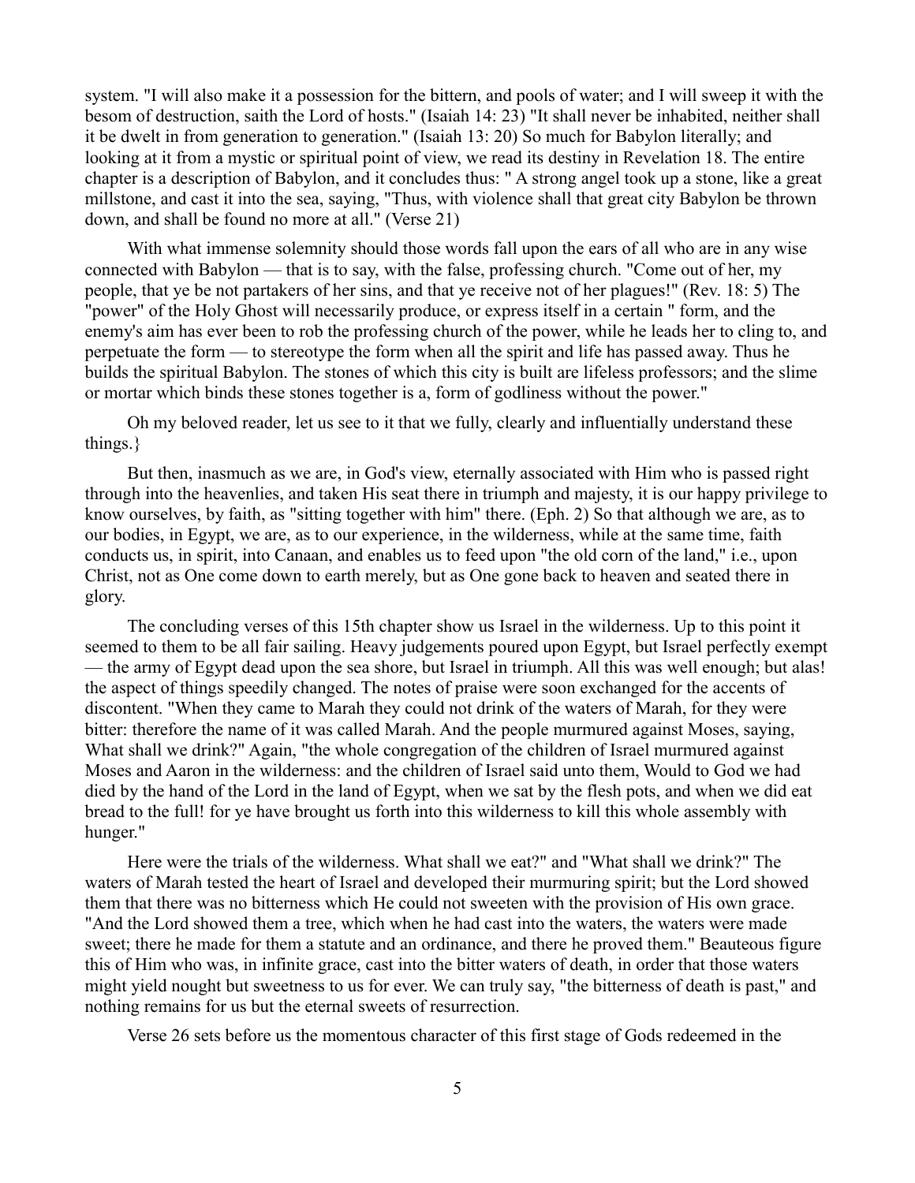system. "I will also make it a possession for the bittern, and pools of water; and I will sweep it with the besom of destruction, saith the Lord of hosts." (Isaiah 14: 23) "It shall never be inhabited, neither shall it be dwelt in from generation to generation." (Isaiah 13: 20) So much for Babylon literally; and looking at it from a mystic or spiritual point of view, we read its destiny in Revelation 18. The entire chapter is a description of Babylon, and it concludes thus: " A strong angel took up a stone, like a great millstone, and cast it into the sea, saying, "Thus, with violence shall that great city Babylon be thrown down, and shall be found no more at all." (Verse 21)

With what immense solemnity should those words fall upon the ears of all who are in any wise connected with Babylon — that is to say, with the false, professing church. "Come out of her, my people, that ye be not partakers of her sins, and that ye receive not of her plagues!" (Rev. 18: 5) The "power" of the Holy Ghost will necessarily produce, or express itself in a certain " form, and the enemy's aim has ever been to rob the professing church of the power, while he leads her to cling to, and perpetuate the form — to stereotype the form when all the spirit and life has passed away. Thus he builds the spiritual Babylon. The stones of which this city is built are lifeless professors; and the slime or mortar which binds these stones together is a, form of godliness without the power."

Oh my beloved reader, let us see to it that we fully, clearly and influentially understand these things.}

But then, inasmuch as we are, in God's view, eternally associated with Him who is passed right through into the heavenlies, and taken His seat there in triumph and majesty, it is our happy privilege to know ourselves, by faith, as "sitting together with him" there. (Eph. 2) So that although we are, as to our bodies, in Egypt, we are, as to our experience, in the wilderness, while at the same time, faith conducts us, in spirit, into Canaan, and enables us to feed upon "the old corn of the land," i.e., upon Christ, not as One come down to earth merely, but as One gone back to heaven and seated there in glory.

The concluding verses of this 15th chapter show us Israel in the wilderness. Up to this point it seemed to them to be all fair sailing. Heavy judgements poured upon Egypt, but Israel perfectly exempt — the army of Egypt dead upon the sea shore, but Israel in triumph. All this was well enough; but alas! the aspect of things speedily changed. The notes of praise were soon exchanged for the accents of discontent. "When they came to Marah they could not drink of the waters of Marah, for they were bitter: therefore the name of it was called Marah. And the people murmured against Moses, saying, What shall we drink?" Again, "the whole congregation of the children of Israel murmured against Moses and Aaron in the wilderness: and the children of Israel said unto them, Would to God we had died by the hand of the Lord in the land of Egypt, when we sat by the flesh pots, and when we did eat bread to the full! for ye have brought us forth into this wilderness to kill this whole assembly with hunger."

Here were the trials of the wilderness. What shall we eat?" and "What shall we drink?" The waters of Marah tested the heart of Israel and developed their murmuring spirit; but the Lord showed them that there was no bitterness which He could not sweeten with the provision of His own grace. "And the Lord showed them a tree, which when he had cast into the waters, the waters were made sweet; there he made for them a statute and an ordinance, and there he proved them." Beauteous figure this of Him who was, in infinite grace, cast into the bitter waters of death, in order that those waters might yield nought but sweetness to us for ever. We can truly say, "the bitterness of death is past," and nothing remains for us but the eternal sweets of resurrection.

Verse 26 sets before us the momentous character of this first stage of Gods redeemed in the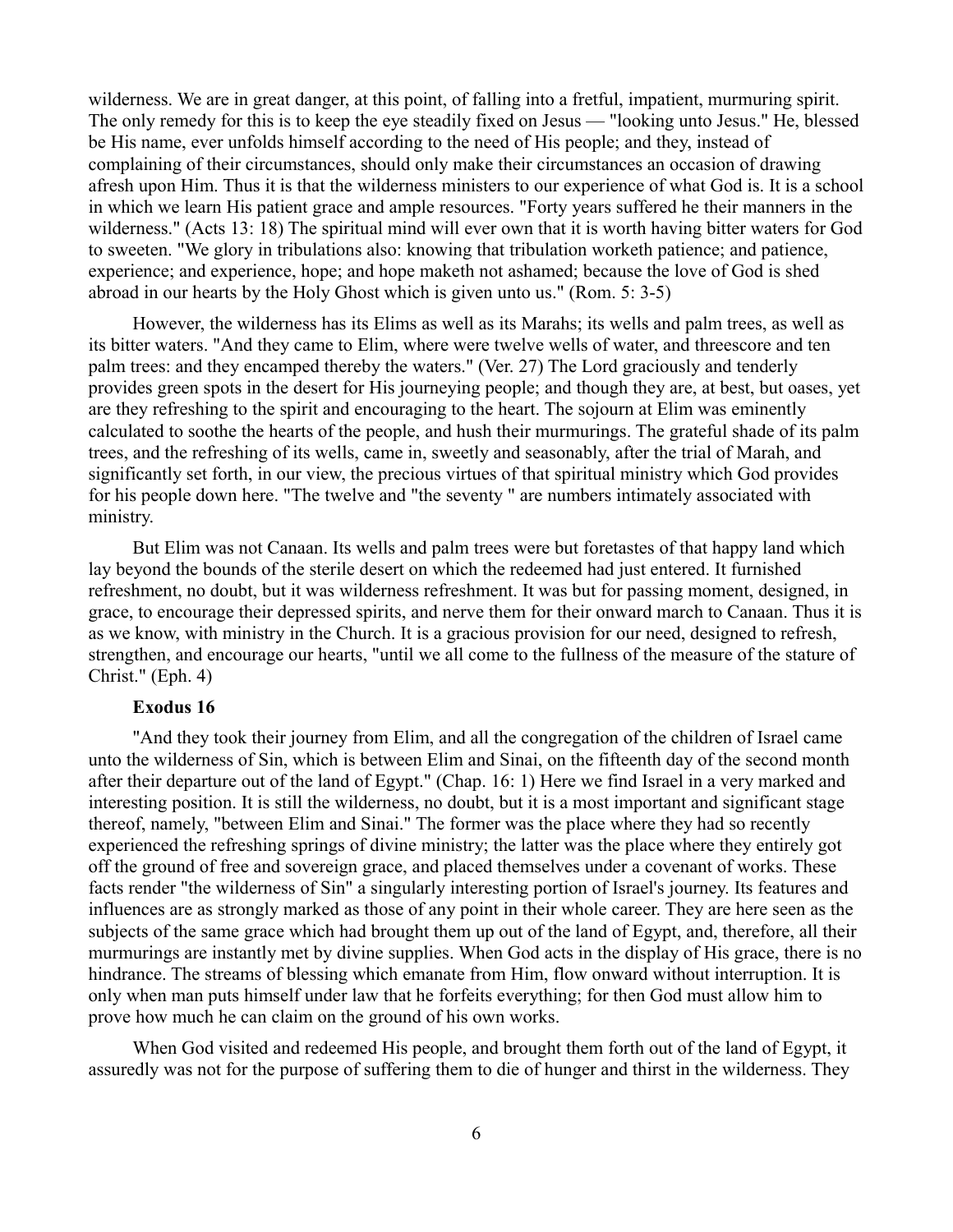wilderness. We are in great danger, at this point, of falling into a fretful, impatient, murmuring spirit. The only remedy for this is to keep the eye steadily fixed on Jesus — "looking unto Jesus." He, blessed be His name, ever unfolds himself according to the need of His people; and they, instead of complaining of their circumstances, should only make their circumstances an occasion of drawing afresh upon Him. Thus it is that the wilderness ministers to our experience of what God is. It is a school in which we learn His patient grace and ample resources. "Forty years suffered he their manners in the wilderness." (Acts 13: 18) The spiritual mind will ever own that it is worth having bitter waters for God to sweeten. "We glory in tribulations also: knowing that tribulation worketh patience; and patience, experience; and experience, hope; and hope maketh not ashamed; because the love of God is shed abroad in our hearts by the Holy Ghost which is given unto us." (Rom. 5: 3-5)

However, the wilderness has its Elims as well as its Marahs; its wells and palm trees, as well as its bitter waters. "And they came to Elim, where were twelve wells of water, and threescore and ten palm trees: and they encamped thereby the waters." (Ver. 27) The Lord graciously and tenderly provides green spots in the desert for His journeying people; and though they are, at best, but oases, yet are they refreshing to the spirit and encouraging to the heart. The sojourn at Elim was eminently calculated to soothe the hearts of the people, and hush their murmurings. The grateful shade of its palm trees, and the refreshing of its wells, came in, sweetly and seasonably, after the trial of Marah, and significantly set forth, in our view, the precious virtues of that spiritual ministry which God provides for his people down here. "The twelve and "the seventy " are numbers intimately associated with ministry.

But Elim was not Canaan. Its wells and palm trees were but foretastes of that happy land which lay beyond the bounds of the sterile desert on which the redeemed had just entered. It furnished refreshment, no doubt, but it was wilderness refreshment. It was but for passing moment, designed, in grace, to encourage their depressed spirits, and nerve them for their onward march to Canaan. Thus it is as we know, with ministry in the Church. It is a gracious provision for our need, designed to refresh, strengthen, and encourage our hearts, "until we all come to the fullness of the measure of the stature of Christ." (Eph. 4)

**Exodus 16**

"And they took their journey from Elim, and all the congregation of the children of Israel came unto the wilderness of Sin, which is between Elim and Sinai, on the fifteenth day of the second month after their departure out of the land of Egypt." (Chap. 16: 1) Here we find Israel in a very marked and interesting position. It is still the wilderness, no doubt, but it is a most important and significant stage thereof, namely, "between Elim and Sinai." The former was the place where they had so recently experienced the refreshing springs of divine ministry; the latter was the place where they entirely got off the ground of free and sovereign grace, and placed themselves under a covenant of works. These facts render "the wilderness of Sin" a singularly interesting portion of Israel's journey. Its features and influences are as strongly marked as those of any point in their whole career. They are here seen as the subjects of the same grace which had brought them up out of the land of Egypt, and, therefore, all their murmurings are instantly met by divine supplies. When God acts in the display of His grace, there is no hindrance. The streams of blessing which emanate from Him, flow onward without interruption. It is only when man puts himself under law that he forfeits everything; for then God must allow him to prove how much he can claim on the ground of his own works.

When God visited and redeemed His people, and brought them forth out of the land of Egypt, it assuredly was not for the purpose of suffering them to die of hunger and thirst in the wilderness. They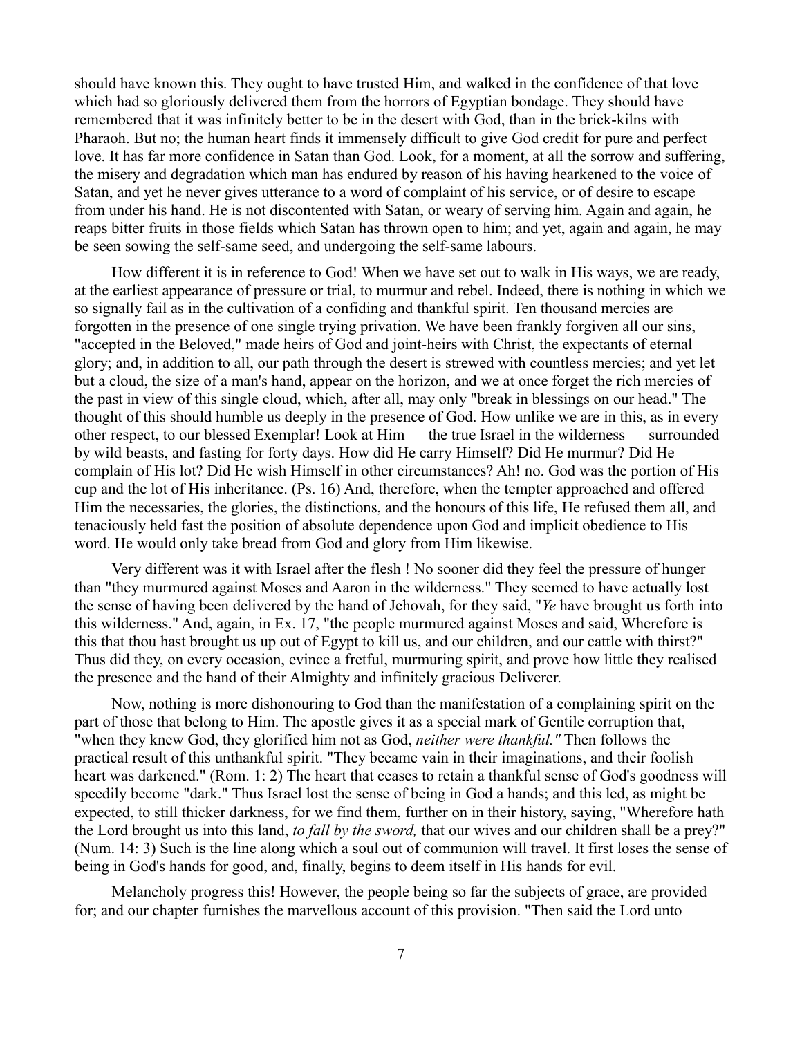should have known this. They ought to have trusted Him, and walked in the confidence of that love which had so gloriously delivered them from the horrors of Egyptian bondage. They should have remembered that it was infinitely better to be in the desert with God, than in the brick-kilns with Pharaoh. But no; the human heart finds it immensely difficult to give God credit for pure and perfect love. It has far more confidence in Satan than God. Look, for a moment, at all the sorrow and suffering, the misery and degradation which man has endured by reason of his having hearkened to the voice of Satan, and yet he never gives utterance to a word of complaint of his service, or of desire to escape from under his hand. He is not discontented with Satan, or weary of serving him. Again and again, he reaps bitter fruits in those fields which Satan has thrown open to him; and yet, again and again, he may be seen sowing the self-same seed, and undergoing the self-same labours.

How different it is in reference to God! When we have set out to walk in His ways, we are ready, at the earliest appearance of pressure or trial, to murmur and rebel. Indeed, there is nothing in which we so signally fail as in the cultivation of a confiding and thankful spirit. Ten thousand mercies are forgotten in the presence of one single trying privation. We have been frankly forgiven all our sins, "accepted in the Beloved," made heirs of God and joint-heirs with Christ, the expectants of eternal glory; and, in addition to all, our path through the desert is strewed with countless mercies; and yet let but a cloud, the size of a man's hand, appear on the horizon, and we at once forget the rich mercies of the past in view of this single cloud, which, after all, may only "break in blessings on our head." The thought of this should humble us deeply in the presence of God. How unlike we are in this, as in every other respect, to our blessed Exemplar! Look at Him — the true Israel in the wilderness — surrounded by wild beasts, and fasting for forty days. How did He carry Himself? Did He murmur? Did He complain of His lot? Did He wish Himself in other circumstances? Ah! no. God was the portion of His cup and the lot of His inheritance. (Ps. 16) And, therefore, when the tempter approached and offered Him the necessaries, the glories, the distinctions, and the honours of this life, He refused them all, and tenaciously held fast the position of absolute dependence upon God and implicit obedience to His word. He would only take bread from God and glory from Him likewise.

Very different was it with Israel after the flesh ! No sooner did they feel the pressure of hunger than "they murmured against Moses and Aaron in the wilderness." They seemed to have actually lost the sense of having been delivered by the hand of Jehovah, for they said, "*Ye* have brought us forth into this wilderness." And, again, in Ex. 17, "the people murmured against Moses and said, Wherefore is this that thou hast brought us up out of Egypt to kill us, and our children, and our cattle with thirst?" Thus did they, on every occasion, evince a fretful, murmuring spirit, and prove how little they realised the presence and the hand of their Almighty and infinitely gracious Deliverer.

Now, nothing is more dishonouring to God than the manifestation of a complaining spirit on the part of those that belong to Him. The apostle gives it as a special mark of Gentile corruption that, "when they knew God, they glorified him not as God, *neither were thankful."* Then follows the practical result of this unthankful spirit. "They became vain in their imaginations, and their foolish heart was darkened." (Rom. 1: 2) The heart that ceases to retain a thankful sense of God's goodness will speedily become "dark." Thus Israel lost the sense of being in God a hands; and this led, as might be expected, to still thicker darkness, for we find them, further on in their history, saying, "Wherefore hath the Lord brought us into this land, *to fall by the sword,* that our wives and our children shall be a prey?" (Num. 14: 3) Such is the line along which a soul out of communion will travel. It first loses the sense of being in God's hands for good, and, finally, begins to deem itself in His hands for evil.

Melancholy progress this! However, the people being so far the subjects of grace, are provided for; and our chapter furnishes the marvellous account of this provision. "Then said the Lord unto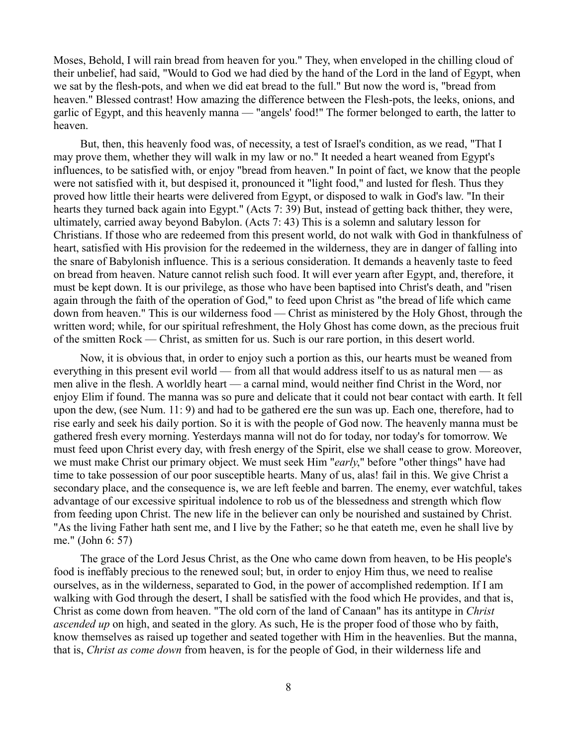Moses, Behold, I will rain bread from heaven for you." They, when enveloped in the chilling cloud of their unbelief, had said, "Would to God we had died by the hand of the Lord in the land of Egypt, when we sat by the flesh-pots, and when we did eat bread to the full." But now the word is, "bread from heaven." Blessed contrast! How amazing the difference between the Flesh-pots, the leeks, onions, and garlic of Egypt, and this heavenly manna — "angels' food!" The former belonged to earth, the latter to heaven.

But, then, this heavenly food was, of necessity, a test of Israel's condition, as we read, "That I may prove them, whether they will walk in my law or no." It needed a heart weaned from Egypt's influences, to be satisfied with, or enjoy "bread from heaven." In point of fact, we know that the people were not satisfied with it, but despised it, pronounced it "light food," and lusted for flesh. Thus they proved how little their hearts were delivered from Egypt, or disposed to walk in God's law. "In their hearts they turned back again into Egypt." (Acts 7: 39) But, instead of getting back thither, they were, ultimately, carried away beyond Babylon. (Acts 7: 43) This is a solemn and salutary lesson for Christians. If those who are redeemed from this present world, do not walk with God in thankfulness of heart, satisfied with His provision for the redeemed in the wilderness, they are in danger of falling into the snare of Babylonish influence. This is a serious consideration. It demands a heavenly taste to feed on bread from heaven. Nature cannot relish such food. It will ever yearn after Egypt, and, therefore, it must be kept down. It is our privilege, as those who have been baptised into Christ's death, and "risen again through the faith of the operation of God," to feed upon Christ as "the bread of life which came down from heaven." This is our wilderness food — Christ as ministered by the Holy Ghost, through the written word; while, for our spiritual refreshment, the Holy Ghost has come down, as the precious fruit of the smitten Rock — Christ, as smitten for us. Such is our rare portion, in this desert world.

Now, it is obvious that, in order to enjoy such a portion as this, our hearts must be weaned from everything in this present evil world — from all that would address itself to us as natural men — as men alive in the flesh. A worldly heart — a carnal mind, would neither find Christ in the Word, nor enjoy Elim if found. The manna was so pure and delicate that it could not bear contact with earth. It fell upon the dew, (see Num. 11: 9) and had to be gathered ere the sun was up. Each one, therefore, had to rise early and seek his daily portion. So it is with the people of God now. The heavenly manna must be gathered fresh every morning. Yesterdays manna will not do for today, nor today's for tomorrow. We must feed upon Christ every day, with fresh energy of the Spirit, else we shall cease to grow. Moreover, we must make Christ our primary object. We must seek Him "*early*," before "other things" have had time to take possession of our poor susceptible hearts. Many of us, alas! fail in this. We give Christ a secondary place, and the consequence is, we are left feeble and barren. The enemy, ever watchful, takes advantage of our excessive spiritual indolence to rob us of the blessedness and strength which flow from feeding upon Christ. The new life in the believer can only be nourished and sustained by Christ. "As the living Father hath sent me, and I live by the Father; so he that eateth me, even he shall live by me." (John 6: 57)

The grace of the Lord Jesus Christ, as the One who came down from heaven, to be His people's food is ineffably precious to the renewed soul; but, in order to enjoy Him thus, we need to realise ourselves, as in the wilderness, separated to God, in the power of accomplished redemption. If I am walking with God through the desert, I shall be satisfied with the food which He provides, and that is, Christ as come down from heaven. "The old corn of the land of Canaan" has its antitype in *Christ ascended up* on high, and seated in the glory. As such, He is the proper food of those who by faith, know themselves as raised up together and seated together with Him in the heavenlies. But the manna, that is, *Christ as come down* from heaven, is for the people of God, in their wilderness life and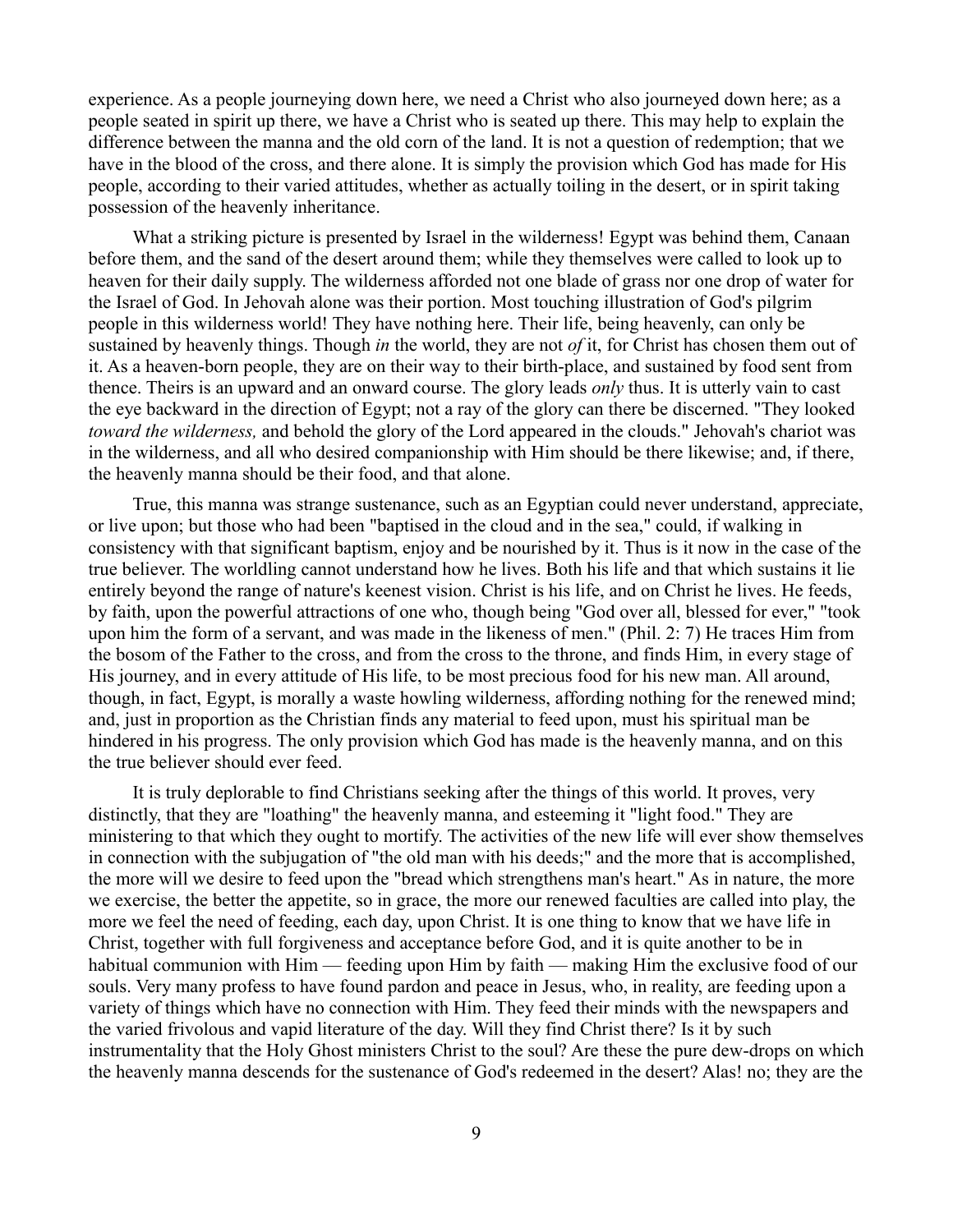experience. As a people journeying down here, we need a Christ who also journeyed down here; as a people seated in spirit up there, we have a Christ who is seated up there. This may help to explain the difference between the manna and the old corn of the land. It is not a question of redemption; that we have in the blood of the cross, and there alone. It is simply the provision which God has made for His people, according to their varied attitudes, whether as actually toiling in the desert, or in spirit taking possession of the heavenly inheritance.

What a striking picture is presented by Israel in the wilderness! Egypt was behind them, Canaan before them, and the sand of the desert around them; while they themselves were called to look up to heaven for their daily supply. The wilderness afforded not one blade of grass nor one drop of water for the Israel of God. In Jehovah alone was their portion. Most touching illustration of God's pilgrim people in this wilderness world! They have nothing here. Their life, being heavenly, can only be sustained by heavenly things. Though *in* the world, they are not *of* it, for Christ has chosen them out of it. As a heaven-born people, they are on their way to their birth-place, and sustained by food sent from thence. Theirs is an upward and an onward course. The glory leads *only* thus. It is utterly vain to cast the eye backward in the direction of Egypt; not a ray of the glory can there be discerned. "They looked *toward the wilderness,* and behold the glory of the Lord appeared in the clouds." Jehovah's chariot was in the wilderness, and all who desired companionship with Him should be there likewise; and, if there, the heavenly manna should be their food, and that alone.

True, this manna was strange sustenance, such as an Egyptian could never understand, appreciate, or live upon; but those who had been "baptised in the cloud and in the sea," could, if walking in consistency with that significant baptism, enjoy and be nourished by it. Thus is it now in the case of the true believer. The worldling cannot understand how he lives. Both his life and that which sustains it lie entirely beyond the range of nature's keenest vision. Christ is his life, and on Christ he lives. He feeds, by faith, upon the powerful attractions of one who, though being "God over all, blessed for ever," "took upon him the form of a servant, and was made in the likeness of men." (Phil. 2: 7) He traces Him from the bosom of the Father to the cross, and from the cross to the throne, and finds Him, in every stage of His journey, and in every attitude of His life, to be most precious food for his new man. All around, though, in fact, Egypt, is morally a waste howling wilderness, affording nothing for the renewed mind; and, just in proportion as the Christian finds any material to feed upon, must his spiritual man be hindered in his progress. The only provision which God has made is the heavenly manna, and on this the true believer should ever feed.

It is truly deplorable to find Christians seeking after the things of this world. It proves, very distinctly, that they are "loathing" the heavenly manna, and esteeming it "light food." They are ministering to that which they ought to mortify. The activities of the new life will ever show themselves in connection with the subjugation of "the old man with his deeds;" and the more that is accomplished, the more will we desire to feed upon the "bread which strengthens man's heart." As in nature, the more we exercise, the better the appetite, so in grace, the more our renewed faculties are called into play, the more we feel the need of feeding, each day, upon Christ. It is one thing to know that we have life in Christ, together with full forgiveness and acceptance before God, and it is quite another to be in habitual communion with Him — feeding upon Him by faith — making Him the exclusive food of our souls. Very many profess to have found pardon and peace in Jesus, who, in reality, are feeding upon a variety of things which have no connection with Him. They feed their minds with the newspapers and the varied frivolous and vapid literature of the day. Will they find Christ there? Is it by such instrumentality that the Holy Ghost ministers Christ to the soul? Are these the pure dew-drops on which the heavenly manna descends for the sustenance of God's redeemed in the desert? Alas! no; they are the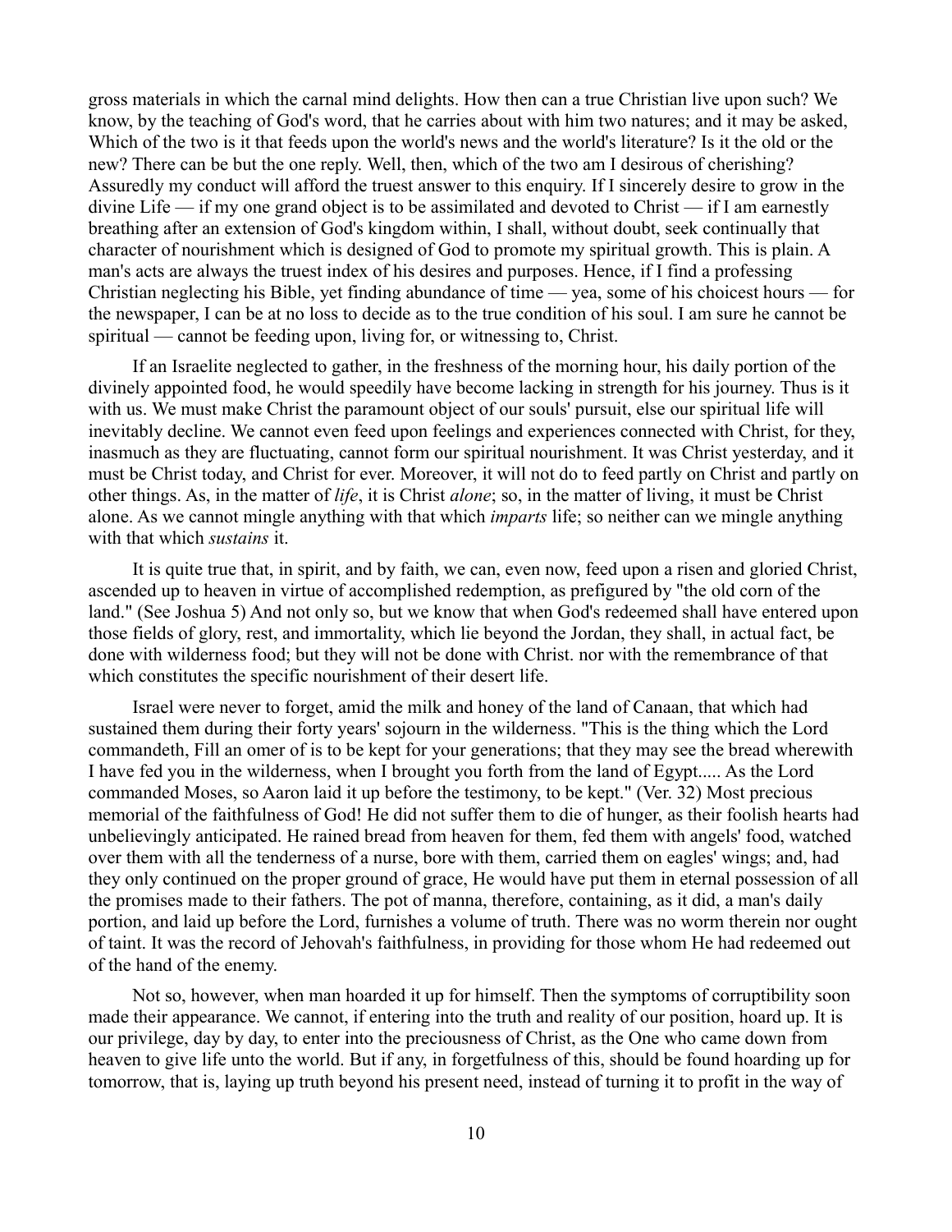gross materials in which the carnal mind delights. How then can a true Christian live upon such? We know, by the teaching of God's word, that he carries about with him two natures; and it may be asked, Which of the two is it that feeds upon the world's news and the world's literature? Is it the old or the new? There can be but the one reply. Well, then, which of the two am I desirous of cherishing? Assuredly my conduct will afford the truest answer to this enquiry. If I sincerely desire to grow in the divine Life — if my one grand object is to be assimilated and devoted to Christ — if I am earnestly breathing after an extension of God's kingdom within, I shall, without doubt, seek continually that character of nourishment which is designed of God to promote my spiritual growth. This is plain. A man's acts are always the truest index of his desires and purposes. Hence, if I find a professing Christian neglecting his Bible, yet finding abundance of time — yea, some of his choicest hours — for the newspaper, I can be at no loss to decide as to the true condition of his soul. I am sure he cannot be spiritual — cannot be feeding upon, living for, or witnessing to, Christ.

If an Israelite neglected to gather, in the freshness of the morning hour, his daily portion of the divinely appointed food, he would speedily have become lacking in strength for his journey. Thus is it with us. We must make Christ the paramount object of our souls' pursuit, else our spiritual life will inevitably decline. We cannot even feed upon feelings and experiences connected with Christ, for they, inasmuch as they are fluctuating, cannot form our spiritual nourishment. It was Christ yesterday, and it must be Christ today, and Christ for ever. Moreover, it will not do to feed partly on Christ and partly on other things. As, in the matter of *life*, it is Christ *alone*; so, in the matter of living, it must be Christ alone. As we cannot mingle anything with that which *imparts* life; so neither can we mingle anything with that which *sustains* it.

It is quite true that, in spirit, and by faith, we can, even now, feed upon a risen and gloried Christ, ascended up to heaven in virtue of accomplished redemption, as prefigured by "the old corn of the land." (See Joshua 5) And not only so, but we know that when God's redeemed shall have entered upon those fields of glory, rest, and immortality, which lie beyond the Jordan, they shall, in actual fact, be done with wilderness food; but they will not be done with Christ. nor with the remembrance of that which constitutes the specific nourishment of their desert life.

Israel were never to forget, amid the milk and honey of the land of Canaan, that which had sustained them during their forty years' sojourn in the wilderness. "This is the thing which the Lord commandeth, Fill an omer of is to be kept for your generations; that they may see the bread wherewith I have fed you in the wilderness, when I brought you forth from the land of Egypt..... As the Lord commanded Moses, so Aaron laid it up before the testimony, to be kept." (Ver. 32) Most precious memorial of the faithfulness of God! He did not suffer them to die of hunger, as their foolish hearts had unbelievingly anticipated. He rained bread from heaven for them, fed them with angels' food, watched over them with all the tenderness of a nurse, bore with them, carried them on eagles' wings; and, had they only continued on the proper ground of grace, He would have put them in eternal possession of all the promises made to their fathers. The pot of manna, therefore, containing, as it did, a man's daily portion, and laid up before the Lord, furnishes a volume of truth. There was no worm therein nor ought of taint. It was the record of Jehovah's faithfulness, in providing for those whom He had redeemed out of the hand of the enemy.

Not so, however, when man hoarded it up for himself. Then the symptoms of corruptibility soon made their appearance. We cannot, if entering into the truth and reality of our position, hoard up. It is our privilege, day by day, to enter into the preciousness of Christ, as the One who came down from heaven to give life unto the world. But if any, in forgetfulness of this, should be found hoarding up for tomorrow, that is, laying up truth beyond his present need, instead of turning it to profit in the way of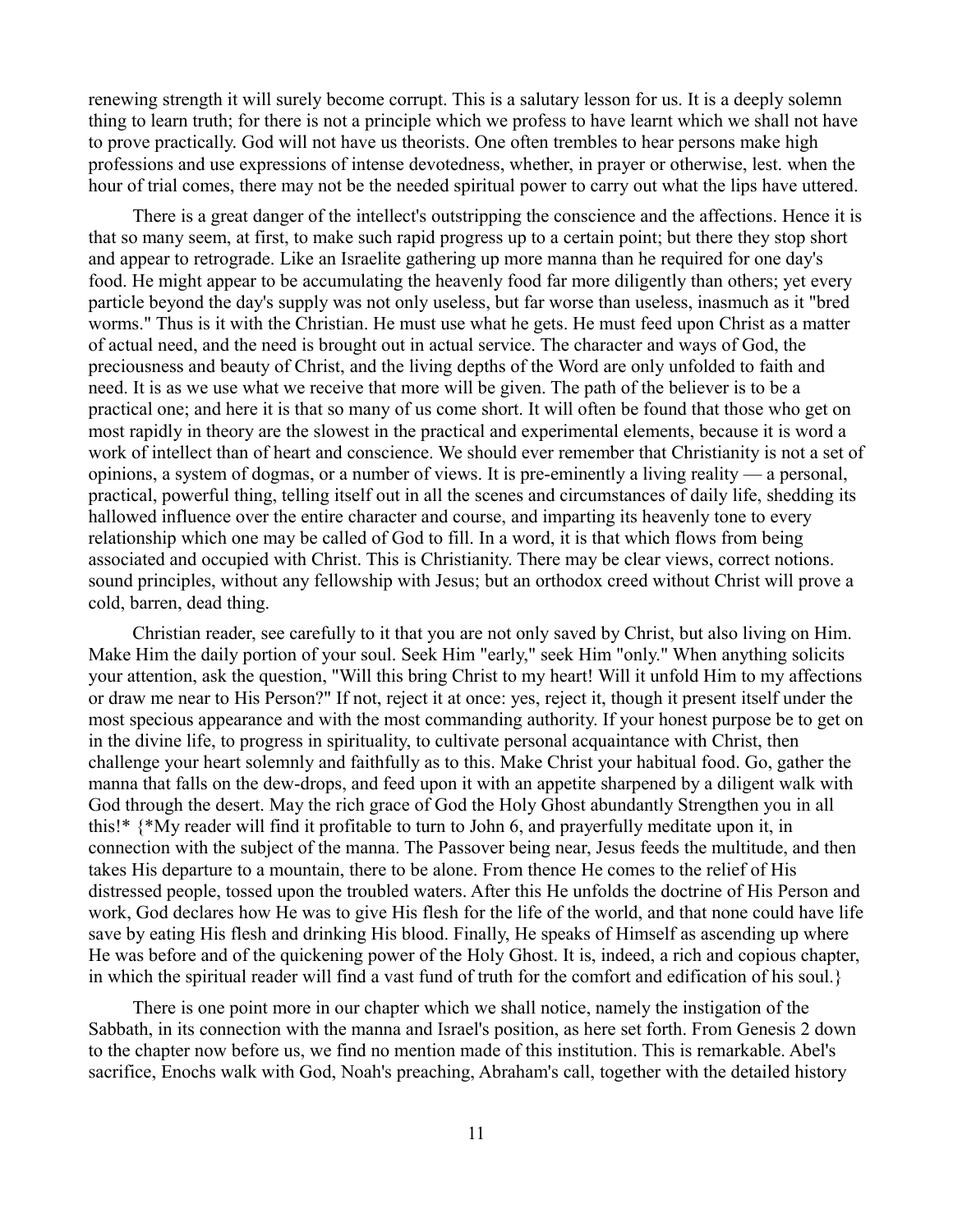renewing strength it will surely become corrupt. This is a salutary lesson for us. It is a deeply solemn thing to learn truth; for there is not a principle which we profess to have learnt which we shall not have to prove practically. God will not have us theorists. One often trembles to hear persons make high professions and use expressions of intense devotedness, whether, in prayer or otherwise, lest. when the hour of trial comes, there may not be the needed spiritual power to carry out what the lips have uttered.

There is a great danger of the intellect's outstripping the conscience and the affections. Hence it is that so many seem, at first, to make such rapid progress up to a certain point; but there they stop short and appear to retrograde. Like an Israelite gathering up more manna than he required for one day's food. He might appear to be accumulating the heavenly food far more diligently than others; yet every particle beyond the day's supply was not only useless, but far worse than useless, inasmuch as it "bred worms." Thus is it with the Christian. He must use what he gets. He must feed upon Christ as a matter of actual need, and the need is brought out in actual service. The character and ways of God, the preciousness and beauty of Christ, and the living depths of the Word are only unfolded to faith and need. It is as we use what we receive that more will be given. The path of the believer is to be a practical one; and here it is that so many of us come short. It will often be found that those who get on most rapidly in theory are the slowest in the practical and experimental elements, because it is word a work of intellect than of heart and conscience. We should ever remember that Christianity is not a set of opinions, a system of dogmas, or a number of views. It is pre-eminently a living reality — a personal, practical, powerful thing, telling itself out in all the scenes and circumstances of daily life, shedding its hallowed influence over the entire character and course, and imparting its heavenly tone to every relationship which one may be called of God to fill. In a word, it is that which flows from being associated and occupied with Christ. This is Christianity. There may be clear views, correct notions. sound principles, without any fellowship with Jesus; but an orthodox creed without Christ will prove a cold, barren, dead thing.

Christian reader, see carefully to it that you are not only saved by Christ, but also living on Him. Make Him the daily portion of your soul. Seek Him "early," seek Him "only." When anything solicits your attention, ask the question, "Will this bring Christ to my heart! Will it unfold Him to my affections or draw me near to His Person?" If not, reject it at once: yes, reject it, though it present itself under the most specious appearance and with the most commanding authority. If your honest purpose be to get on in the divine life, to progress in spirituality, to cultivate personal acquaintance with Christ, then challenge your heart solemnly and faithfully as to this. Make Christ your habitual food. Go, gather the manna that falls on the dew-drops, and feed upon it with an appetite sharpened by a diligent walk with God through the desert. May the rich grace of God the Holy Ghost abundantly Strengthen you in all this!* {*My reader will find it profitable to turn to John 6, and prayerfully meditate upon it, in connection with the subject of the manna. The Passover being near, Jesus feeds the multitude, and then takes His departure to a mountain, there to be alone. From thence He comes to the relief of His distressed people, tossed upon the troubled waters. After this He unfolds the doctrine of His Person and work, God declares how He was to give His flesh for the life of the world, and that none could have life save by eating His flesh and drinking His blood. Finally, He speaks of Himself as ascending up where He was before and of the quickening power of the Holy Ghost. It is, indeed, a rich and copious chapter, in which the spiritual reader will find a vast fund of truth for the comfort and edification of his soul.}

There is one point more in our chapter which we shall notice, namely the instigation of the Sabbath, in its connection with the manna and Israel's position, as here set forth. From Genesis 2 down to the chapter now before us, we find no mention made of this institution. This is remarkable. Abel's sacrifice, Enochs walk with God, Noah's preaching, Abraham's call, together with the detailed history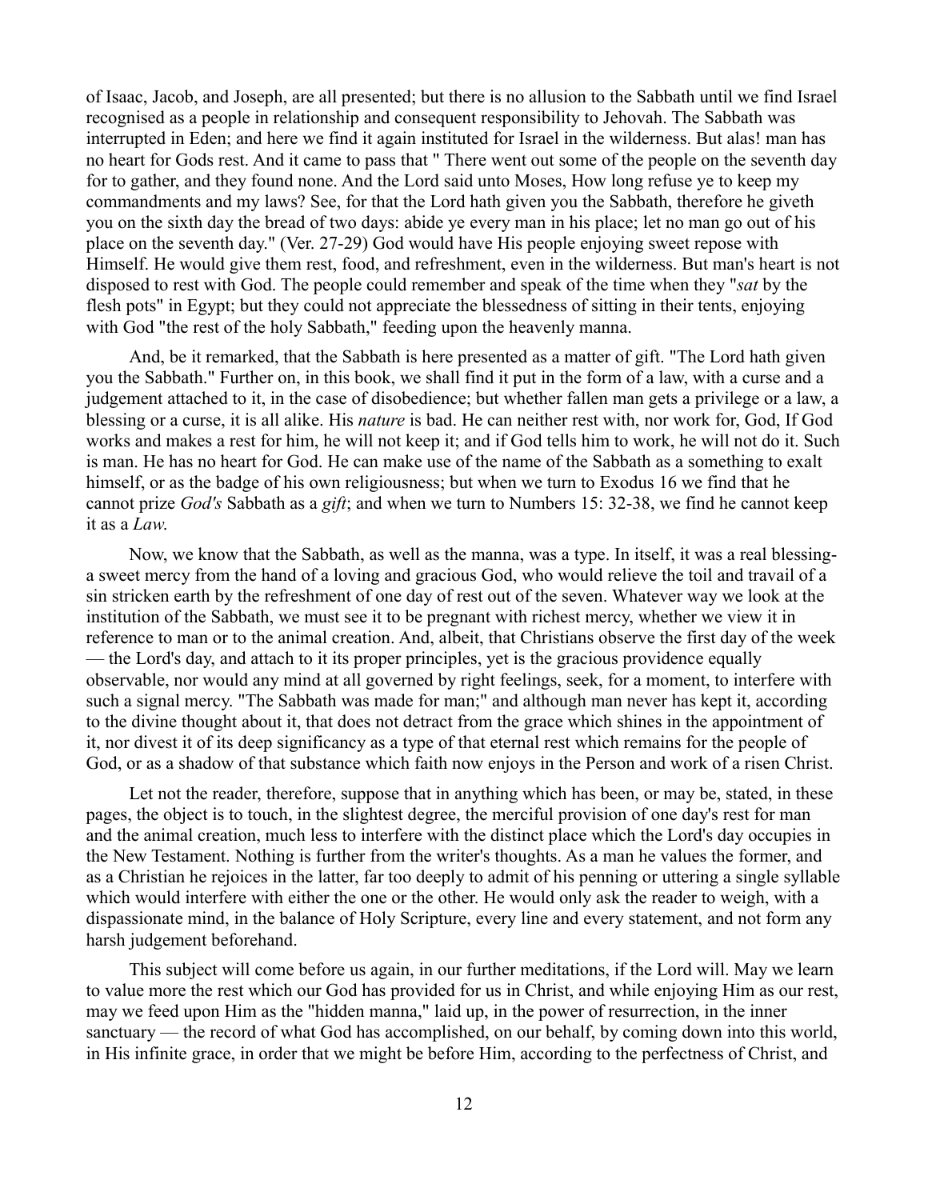of Isaac, Jacob, and Joseph, are all presented; but there is no allusion to the Sabbath until we find Israel recognised as a people in relationship and consequent responsibility to Jehovah. The Sabbath was interrupted in Eden; and here we find it again instituted for Israel in the wilderness. But alas! man has no heart for Gods rest. And it came to pass that " There went out some of the people on the seventh day for to gather, and they found none. And the Lord said unto Moses, How long refuse ye to keep my commandments and my laws? See, for that the Lord hath given you the Sabbath, therefore he giveth you on the sixth day the bread of two days: abide ye every man in his place; let no man go out of his place on the seventh day." (Ver. 27-29) God would have His people enjoying sweet repose with Himself. He would give them rest, food, and refreshment, even in the wilderness. But man's heart is not disposed to rest with God. The people could remember and speak of the time when they "*sat* by the flesh pots" in Egypt; but they could not appreciate the blessedness of sitting in their tents, enjoying with God "the rest of the holy Sabbath," feeding upon the heavenly manna.

And, be it remarked, that the Sabbath is here presented as a matter of gift. "The Lord hath given you the Sabbath." Further on, in this book, we shall find it put in the form of a law, with a curse and a judgement attached to it, in the case of disobedience; but whether fallen man gets a privilege or a law, a blessing or a curse, it is all alike. His *nature* is bad. He can neither rest with, nor work for, God, If God works and makes a rest for him, he will not keep it; and if God tells him to work, he will not do it. Such is man. He has no heart for God. He can make use of the name of the Sabbath as a something to exalt himself, or as the badge of his own religiousness; but when we turn to Exodus 16 we find that he cannot prize *God's* Sabbath as a *gift*; and when we turn to Numbers 15: 32-38, we find he cannot keep it as a *Law*.

Now, we know that the Sabbath, as well as the manna, was a type. In itself, it was a real blessing-a sweet mercy from the hand of a loving and gracious God, who would relieve the toil and travail of a sin stricken earth by the refreshment of one day of rest out of the seven. Whatever way we look at the institution of the Sabbath, we must see it to be pregnant with richest mercy, whether we view it in reference to man or to the animal creation. And, albeit, that Christians observe the first day of the week — the Lord's day, and attach to it its proper principles, yet is the gracious providence equally observable, nor would any mind at all governed by right feelings, seek, for a moment, to interfere with such a signal mercy. "The Sabbath was made for man;" and although man never has kept it, according to the divine thought about it, that does not detract from the grace which shines in the appointment of it, nor divest it of its deep significancy as a type of that eternal rest which remains for the people of God, or as a shadow of that substance which faith now enjoys in the Person and work of a risen Christ.

Let not the reader, therefore, suppose that in anything which has been, or may be, stated, in these pages, the object is to touch, in the slightest degree, the merciful provision of one day's rest for man and the animal creation, much less to interfere with the distinct place which the Lord's day occupies in the New Testament. Nothing is further from the writer's thoughts. As a man he values the former, and as a Christian he rejoices in the latter, far too deeply to admit of his penning or uttering a single syllable which would interfere with either the one or the other. He would only ask the reader to weigh, with a dispassionate mind, in the balance of Holy Scripture, every line and every statement, and not form any harsh judgement beforehand.

This subject will come before us again, in our further meditations, if the Lord will. May we learn to value more the rest which our God has provided for us in Christ, and while enjoying Him as our rest, may we feed upon Him as the "hidden manna," laid up, in the power of resurrection, in the inner sanctuary — the record of what God has accomplished, on our behalf, by coming down into this world, in His infinite grace, in order that we might be before Him, according to the perfectness of Christ, and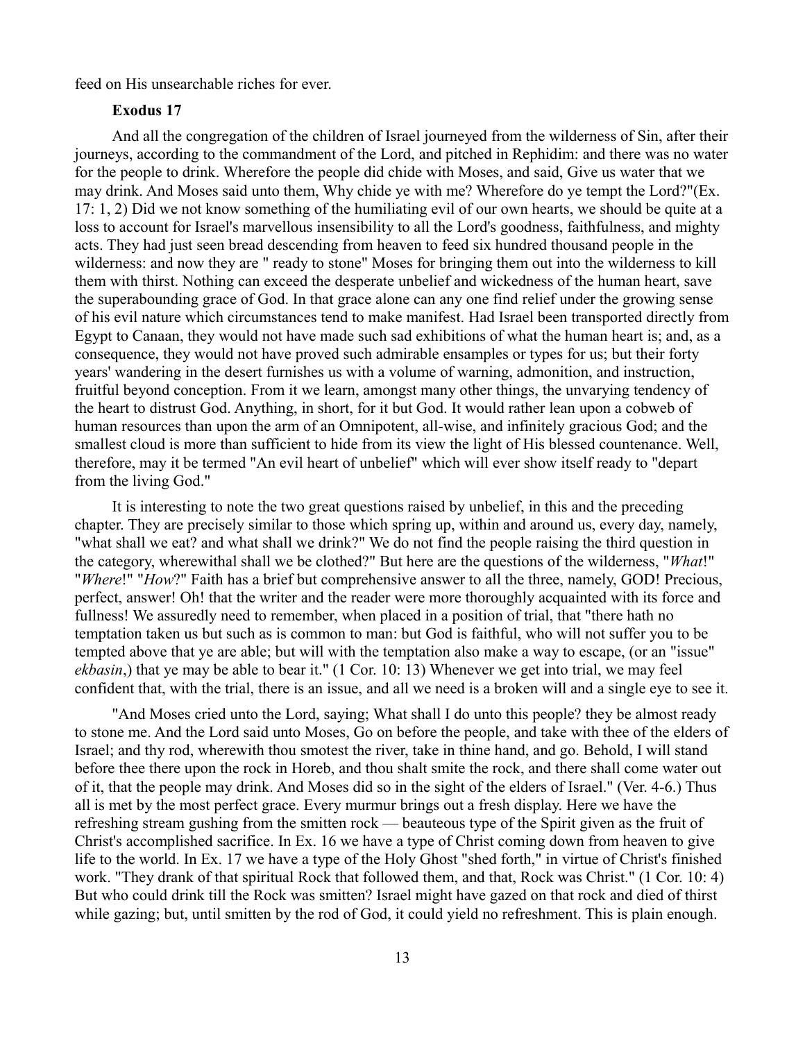feed on His unsearchable riches for ever.

### Exodus 17

And all the congregation of the children of Israel journeyed from the wilderness of Sin, after their journeys, according to the commandment of the Lord, and pitched in Rephidim: and there was no water for the people to drink. Wherefore the people did chide with Moses, and said, Give us water that we may drink. And Moses said unto them, Why chide ye with me? Wherefore do ye tempt the Lord?"(Ex. 17: 1, 2) Did we not know something of the humiliating evil of our own hearts, we should be quite at a loss to account for Israel's marvellous insensibility to all the Lord's goodness, faithfulness, and mighty acts. They had just seen bread descending from heaven to feed six hundred thousand people in the wilderness: and now they are " ready to stone" Moses for bringing them out into the wilderness to kill them with thirst. Nothing can exceed the desperate unbelief and wickedness of the human heart, save the superabounding grace of God. In that grace alone can any one find relief under the growing sense of his evil nature which circumstances tend to make manifest. Had Israel been transported directly from Egypt to Canaan, they would not have made such sad exhibitions of what the human heart is; and, as a consequence, they would not have proved such admirable ensamples or types for us; but their forty years' wandering in the desert furnishes us with a volume of warning, admonition, and instruction, fruitful beyond conception. From it we learn, amongst many other things, the unvarying tendency of the heart to distrust God. Anything, in short, for it but God. It would rather lean upon a cobweb of human resources than upon the arm of an Omnipotent, all-wise, and infinitely gracious God; and the smallest cloud is more than sufficient to hide from its view the light of His blessed countenance. Well, therefore, may it be termed "An evil heart of unbelief" which will ever show itself ready to "depart from the living God."

It is interesting to note the two great questions raised by unbelief, in this and the preceding chapter. They are precisely similar to those which spring up, within and around us, every day, namely, "what shall we eat? and what shall we drink?" We do not find the people raising the third question in the category, wherewithal shall we be clothed?" But here are the questions of the wilderness, "*What*!" "*Where*!" "*How*?" Faith has a brief but comprehensive answer to all the three, namely, GOD! Precious, perfect, answer! Oh! that the writer and the reader were more thoroughly acquainted with its force and fullness! We assuredly need to remember, when placed in a position of trial, that "there hath no temptation taken us but such as is common to man: but God is faithful, who will not suffer you to be tempted above that ye are able; but will with the temptation also make a way to escape, (or an "issue" *ekbasin*,) that ye may be able to bear it." (1 Cor. 10: 13) Whenever we get into trial, we may feel confident that, with the trial, there is an issue, and all we need is a broken will and a single eye to see it.

"And Moses cried unto the Lord, saying; What shall I do unto this people? they be almost ready to stone me. And the Lord said unto Moses, Go on before the people, and take with thee of the elders of Israel; and thy rod, wherewith thou smotest the river, take in thine hand, and go. Behold, I will stand before thee there upon the rock in Horeb, and thou shalt smite the rock, and there shall come water out of it, that the people may drink. And Moses did so in the sight of the elders of Israel." (Ver. 4-6.) Thus all is met by the most perfect grace. Every murmur brings out a fresh display. Here we have the refreshing stream gushing from the smitten rock — beauteous type of the Spirit given as the fruit of Christ's accomplished sacrifice. In Ex. 16 we have a type of Christ coming down from heaven to give life to the world. In Ex. 17 we have a type of the Holy Ghost "shed forth," in virtue of Christ's finished work. "They drank of that spiritual Rock that followed them, and that, Rock was Christ." (1 Cor. 10: 4) But who could drink till the Rock was smitten? Israel might have gazed on that rock and died of thirst while gazing; but, until smitten by the rod of God, it could yield no refreshment. This is plain enough.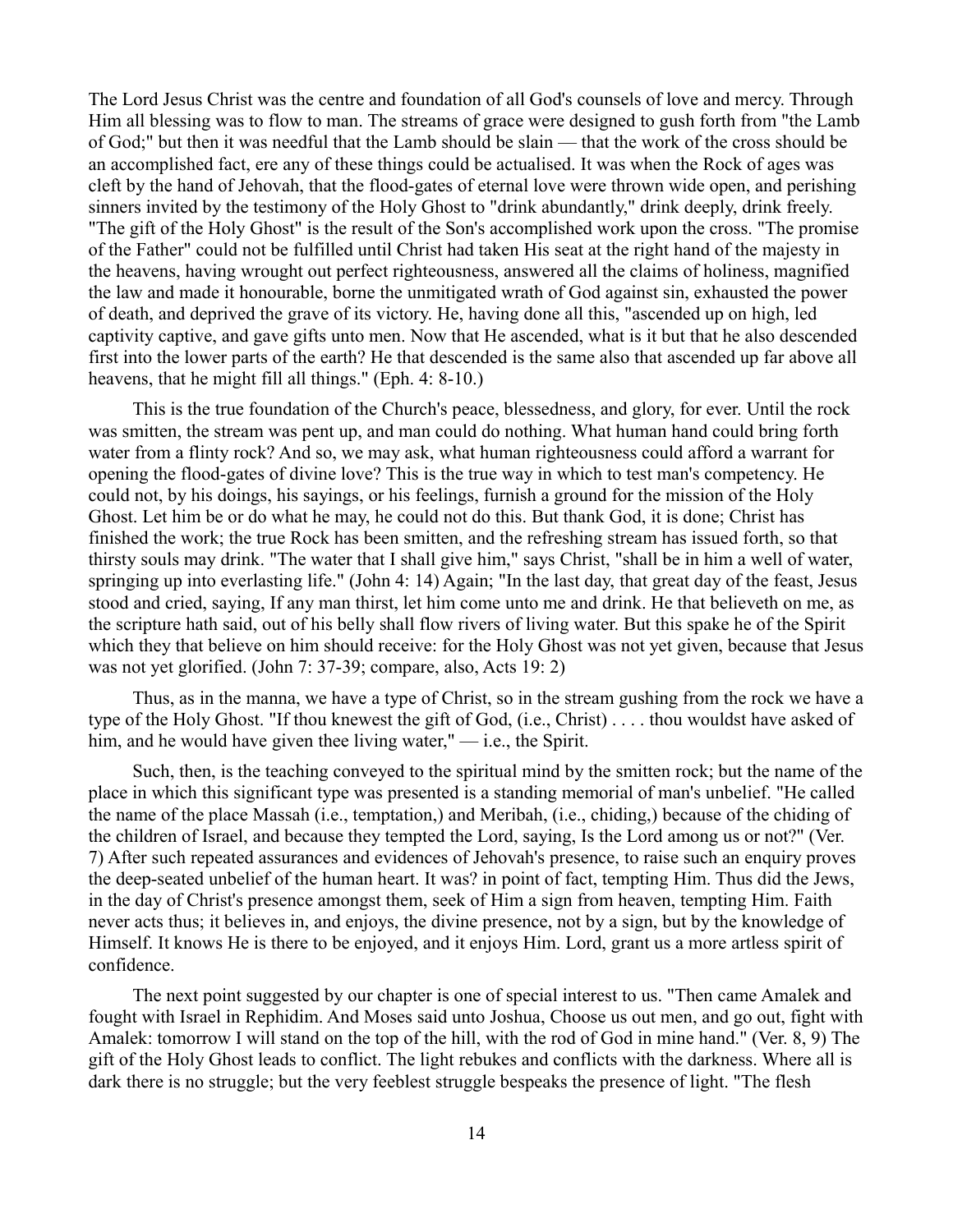The Lord Jesus Christ was the centre and foundation of all God's counsels of love and mercy. Through Him all blessing was to flow to man. The streams of grace were designed to gush forth from "the Lamb of God;" but then it was needful that the Lamb should be slain — that the work of the cross should be an accomplished fact, ere any of these things could be actualised. It was when the Rock of ages was cleft by the hand of Jehovah, that the flood-gates of eternal love were thrown wide open, and perishing sinners invited by the testimony of the Holy Ghost to "drink abundantly," drink deeply, drink freely. "The gift of the Holy Ghost" is the result of the Son's accomplished work upon the cross. "The promise of the Father" could not be fulfilled until Christ had taken His seat at the right hand of the majesty in the heavens, having wrought out perfect righteousness, answered all the claims of holiness, magnified the law and made it honourable, borne the unmitigated wrath of God against sin, exhausted the power of death, and deprived the grave of its victory. He, having done all this, "ascended up on high, led captivity captive, and gave gifts unto men. Now that He ascended, what is it but that he also descended first into the lower parts of the earth? He that descended is the same also that ascended up far above all heavens, that he might fill all things." (Eph. 4: 8-10.)

This is the true foundation of the Church's peace, blessedness, and glory, for ever. Until the rock was smitten, the stream was pent up, and man could do nothing. What human hand could bring forth water from a flinty rock? And so, we may ask, what human righteousness could afford a warrant for opening the flood-gates of divine love? This is the true way in which to test man's competency. He could not, by his doings, his sayings, or his feelings, furnish a ground for the mission of the Holy Ghost. Let him be or do what he may, he could not do this. But thank God, it is done; Christ has finished the work; the true Rock has been smitten, and the refreshing stream has issued forth, so that thirsty souls may drink. "The water that I shall give him," says Christ, "shall be in him a well of water, springing up into everlasting life." (John 4: 14) Again; "In the last day, that great day of the feast, Jesus stood and cried, saying, If any man thirst, let him come unto me and drink. He that believeth on me, as the scripture hath said, out of his belly shall flow rivers of living water. But this spake he of the Spirit which they that believe on him should receive: for the Holy Ghost was not yet given, because that Jesus was not yet glorified. (John 7: 37-39; compare, also, Acts 19: 2)

Thus, as in the manna, we have a type of Christ, so in the stream gushing from the rock we have a type of the Holy Ghost. "If thou knewest the gift of God, (i.e., Christ) . . . . thou wouldst have asked of him, and he would have given thee living water," — i.e., the Spirit.

Such, then, is the teaching conveyed to the spiritual mind by the smitten rock; but the name of the place in which this significant type was presented is a standing memorial of man's unbelief. "He called the name of the place Massah (i.e., temptation,) and Meribah, (i.e., chiding,) because of the chiding of the children of Israel, and because they tempted the Lord, saying, Is the Lord among us or not?" (Ver. 7) After such repeated assurances and evidences of Jehovah's presence, to raise such an enquiry proves the deep-seated unbelief of the human heart. It was? in point of fact, tempting Him. Thus did the Jews, in the day of Christ's presence amongst them, seek of Him a sign from heaven, tempting Him. Faith never acts thus; it believes in, and enjoys, the divine presence, not by a sign, but by the knowledge of Himself. It knows He is there to be enjoyed, and it enjoys Him. Lord, grant us a more artless spirit of confidence.

The next point suggested by our chapter is one of special interest to us. "Then came Amalek and fought with Israel in Rephidim. And Moses said unto Joshua, Choose us out men, and go out, fight with Amalek: tomorrow I will stand on the top of the hill, with the rod of God in mine hand." (Ver. 8, 9) The gift of the Holy Ghost leads to conflict. The light rebukes and conflicts with the darkness. Where all is dark there is no struggle; but the very feeblest struggle bespeaks the presence of light. "The flesh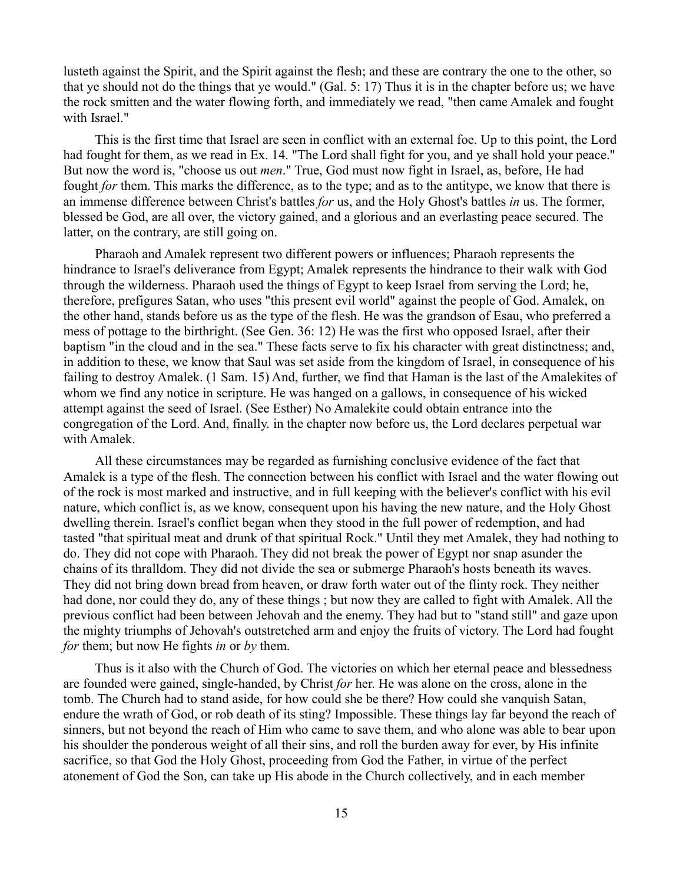lusteth against the Spirit, and the Spirit against the flesh; and these are contrary the one to the other, so that ye should not do the things that ye would." (Gal. 5: 17) Thus it is in the chapter before us; we have the rock smitten and the water flowing forth, and immediately we read, "then came Amalek and fought with Israel."

This is the first time that Israel are seen in conflict with an external foe. Up to this point, the Lord had fought for them, as we read in Ex. 14. "The Lord shall fight for you, and ye shall hold your peace." But now the word is, "choose us out *men*." True, God must now fight in Israel, as, before, He had fought *for* them. This marks the difference, as to the type; and as to the antitype, we know that there is an immense difference between Christ's battles *for* us, and the Holy Ghost's battles *in* us. The former, blessed be God, are all over, the victory gained, and a glorious and an everlasting peace secured. The latter, on the contrary, are still going on.

Pharaoh and Amalek represent two different powers or influences; Pharaoh represents the hindrance to Israel's deliverance from Egypt; Amalek represents the hindrance to their walk with God through the wilderness. Pharaoh used the things of Egypt to keep Israel from serving the Lord; he, therefore, prefigures Satan, who uses "this present evil world" against the people of God. Amalek, on the other hand, stands before us as the type of the flesh. He was the grandson of Esau, who preferred a mess of pottage to the birthright. (See Gen. 36: 12) He was the first who opposed Israel, after their baptism "in the cloud and in the sea." These facts serve to fix his character with great distinctness; and, in addition to these, we know that Saul was set aside from the kingdom of Israel, in consequence of his failing to destroy Amalek. (1 Sam. 15) And, further, we find that Haman is the last of the Amalekites of whom we find any notice in scripture. He was hanged on a gallows, in consequence of his wicked attempt against the seed of Israel. (See Esther) No Amalekite could obtain entrance into the congregation of the Lord. And, finally. in the chapter now before us, the Lord declares perpetual war with Amalek.

All these circumstances may be regarded as furnishing conclusive evidence of the fact that Amalek is a type of the flesh. The connection between his conflict with Israel and the water flowing out of the rock is most marked and instructive, and in full keeping with the believer's conflict with his evil nature, which conflict is, as we know, consequent upon his having the new nature, and the Holy Ghost dwelling therein. Israel's conflict began when they stood in the full power of redemption, and had tasted "that spiritual meat and drunk of that spiritual Rock." Until they met Amalek, they had nothing to do. They did not cope with Pharaoh. They did not break the power of Egypt nor snap asunder the chains of its thralldom. They did not divide the sea or submerge Pharaoh's hosts beneath its waves. They did not bring down bread from heaven, or draw forth water out of the flinty rock. They neither had done, nor could they do, any of these things ; but now they are called to fight with Amalek. All the previous conflict had been between Jehovah and the enemy. They had but to "stand still" and gaze upon the mighty triumphs of Jehovah's outstretched arm and enjoy the fruits of victory. The Lord had fought *for* them; but now He fights *in* or *by* them.

Thus is it also with the Church of God. The victories on which her eternal peace and blessedness are founded were gained, single-handed, by Christ *for* her. He was alone on the cross, alone in the tomb. The Church had to stand aside, for how could she be there? How could she vanquish Satan, endure the wrath of God, or rob death of its sting? Impossible. These things lay far beyond the reach of sinners, but not beyond the reach of Him who came to save them, and who alone was able to bear upon his shoulder the ponderous weight of all their sins, and roll the burden away for ever, by His infinite sacrifice, so that God the Holy Ghost, proceeding from God the Father, in virtue of the perfect atonement of God the Son, can take up His abode in the Church collectively, and in each member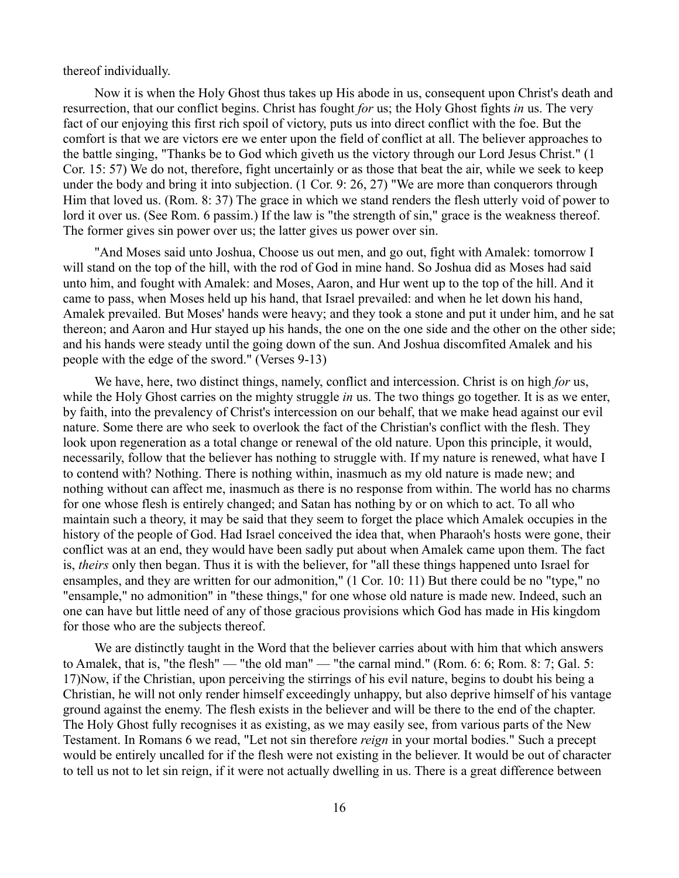thereof individually.

Now it is when the Holy Ghost thus takes up His abode in us, consequent upon Christ's death and resurrection, that our conflict begins. Christ has fought *for* us; the Holy Ghost fights *in* us. The very fact of our enjoying this first rich spoil of victory, puts us into direct conflict with the foe. But the comfort is that we are victors ere we enter upon the field of conflict at all. The believer approaches to the battle singing, "Thanks be to God which giveth us the victory through our Lord Jesus Christ." (1 Cor. 15: 57) We do not, therefore, fight uncertainly or as those that beat the air, while we seek to keep under the body and bring it into subjection. (1 Cor. 9: 26, 27) "We are more than conquerors through Him that loved us. (Rom. 8: 37) The grace in which we stand renders the flesh utterly void of power to lord it over us. (See Rom. 6 passim.) If the law is "the strength of sin," grace is the weakness thereof. The former gives sin power over us; the latter gives us power over sin.

"And Moses said unto Joshua, Choose us out men, and go out, fight with Amalek: tomorrow I will stand on the top of the hill, with the rod of God in mine hand. So Joshua did as Moses had said unto him, and fought with Amalek: and Moses, Aaron, and Hur went up to the top of the hill. And it came to pass, when Moses held up his hand, that Israel prevailed: and when he let down his hand, Amalek prevailed. But Moses' hands were heavy; and they took a stone and put it under him, and he sat thereon; and Aaron and Hur stayed up his hands, the one on the one side and the other on the other side; and his hands were steady until the going down of the sun. And Joshua discomfited Amalek and his people with the edge of the sword." (Verses 9-13)

We have, here, two distinct things, namely, conflict and intercession. Christ is on high *for* us, while the Holy Ghost carries on the mighty struggle *in* us. The two things go together. It is as we enter, by faith, into the prevalency of Christ's intercession on our behalf, that we make head against our evil nature. Some there are who seek to overlook the fact of the Christian's conflict with the flesh. They look upon regeneration as a total change or renewal of the old nature. Upon this principle, it would, necessarily, follow that the believer has nothing to struggle with. If my nature is renewed, what have I to contend with? Nothing. There is nothing within, inasmuch as my old nature is made new; and nothing without can affect me, inasmuch as there is no response from within. The world has no charms for one whose flesh is entirely changed; and Satan has nothing by or on which to act. To all who maintain such a theory, it may be said that they seem to forget the place which Amalek occupies in the history of the people of God. Had Israel conceived the idea that, when Pharaoh's hosts were gone, their conflict was at an end, they would have been sadly put about when Amalek came upon them. The fact is, *theirs* only then began. Thus it is with the believer, for "all these things happened unto Israel for ensamples, and they are written for our admonition," (1 Cor. 10: 11) But there could be no "type," no "ensample," no admonition" in "these things," for one whose old nature is made new. Indeed, such an one can have but little need of any of those gracious provisions which God has made in His kingdom for those who are the subjects thereof.

We are distinctly taught in the Word that the believer carries about with him that which answers to Amalek, that is, "the flesh" — "the old man" — "the carnal mind." (Rom. 6: 6; Rom. 8: 7; Gal. 5: 17)Now, if the Christian, upon perceiving the stirrings of his evil nature, begins to doubt his being a Christian, he will not only render himself exceedingly unhappy, but also deprive himself of his vantage ground against the enemy. The flesh exists in the believer and will be there to the end of the chapter. The Holy Ghost fully recognises it as existing, as we may easily see, from various parts of the New Testament. In Romans 6 we read, "Let not sin therefore *reign* in your mortal bodies." Such a precept would be entirely uncalled for if the flesh were not existing in the believer. It would be out of character to tell us not to let sin reign, if it were not actually dwelling in us. There is a great difference between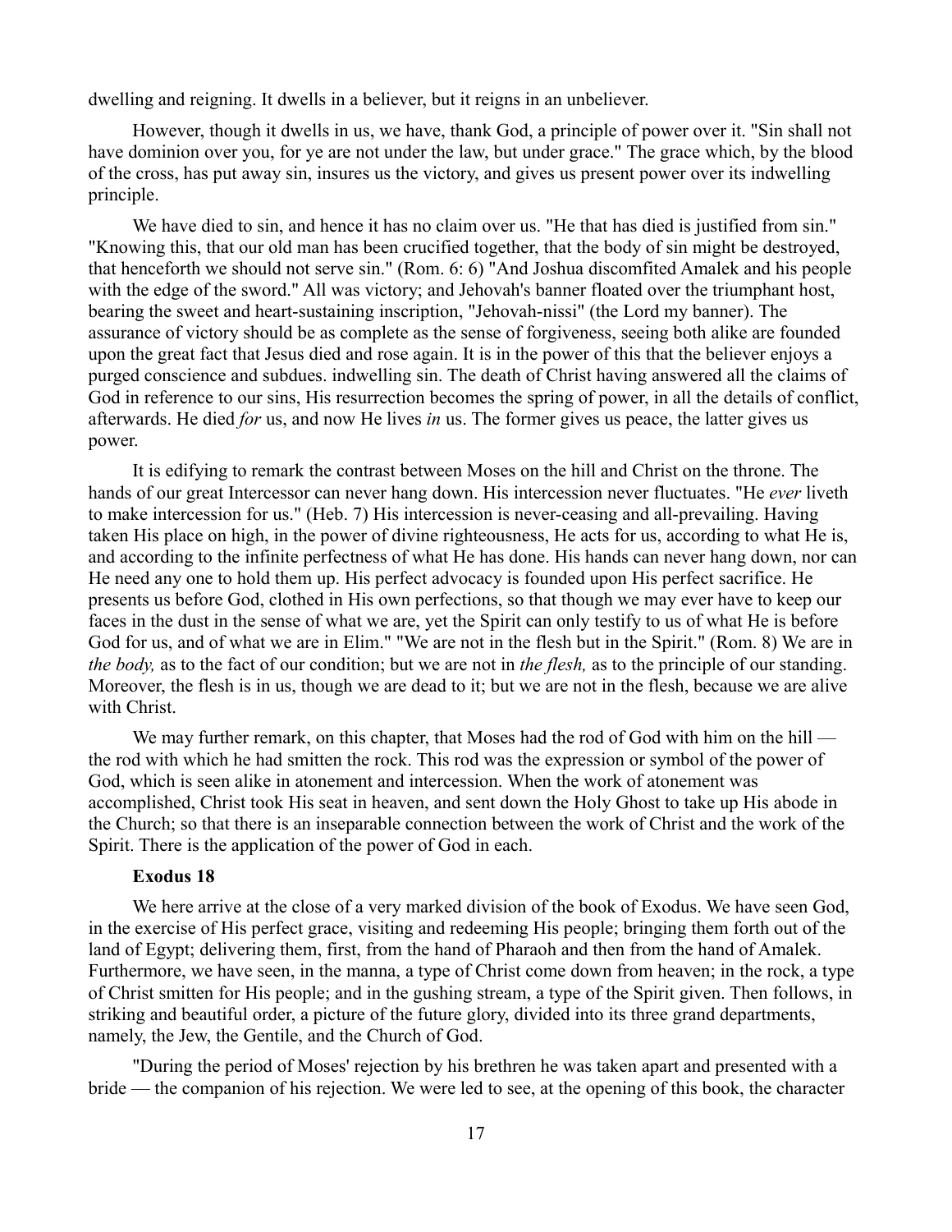dwelling and reigning. It dwells in a believer, but it reigns in an unbeliever.

However, though it dwells in us, we have, thank God, a principle of power over it. "Sin shall not have dominion over you, for ye are not under the law, but under grace." The grace which, by the blood of the cross, has put away sin, insures us the victory, and gives us present power over its indwelling principle.

We have died to sin, and hence it has no claim over us. "He that has died is justified from sin." "Knowing this, that our old man has been crucified together, that the body of sin might be destroyed, that henceforth we should not serve sin." (Rom. 6: 6) "And Joshua discomfited Amalek and his people with the edge of the sword." All was victory; and Jehovah's banner floated over the triumphant host, bearing the sweet and heart-sustaining inscription, "Jehovah-nissi" (the Lord my banner). The assurance of victory should be as complete as the sense of forgiveness, seeing both alike are founded upon the great fact that Jesus died and rose again. It is in the power of this that the believer enjoys a purged conscience and subdues. indwelling sin. The death of Christ having answered all the claims of God in reference to our sins, His resurrection becomes the spring of power, in all the details of conflict, afterwards. He died *for* us, and now He lives *in* us. The former gives us peace, the latter gives us power.

It is edifying to remark the contrast between Moses on the hill and Christ on the throne. The hands of our great Intercessor can never hang down. His intercession never fluctuates. "He *ever* liveth to make intercession for us." (Heb. 7) His intercession is never-ceasing and all-prevailing. Having taken His place on high, in the power of divine righteousness, He acts for us, according to what He is, and according to the infinite perfectness of what He has done. His hands can never hang down, nor can He need any one to hold them up. His perfect advocacy is founded upon His perfect sacrifice. He presents us before God, clothed in His own perfections, so that though we may ever have to keep our faces in the dust in the sense of what we are, yet the Spirit can only testify to us of what He is before God for us, and of what we are in Elim." "We are not in the flesh but in the Spirit." (Rom. 8) We are in *the body,* as to the fact of our condition; but we are not in *the flesh,* as to the principle of our standing. Moreover, the flesh is in us, though we are dead to it; but we are not in the flesh, because we are alive with Christ.

We may further remark, on this chapter, that Moses had the rod of God with him on the hill — the rod with which he had smitten the rock. This rod was the expression or symbol of the power of God, which is seen alike in atonement and intercession. When the work of atonement was accomplished, Christ took His seat in heaven, and sent down the Holy Ghost to take up His abode in the Church; so that there is an inseparable connection between the work of Christ and the work of the Spirit. There is the application of the power of God in each.

**Exodus 18**

We here arrive at the close of a very marked division of the book of Exodus. We have seen God, in the exercise of His perfect grace, visiting and redeeming His people; bringing them forth out of the land of Egypt; delivering them, first, from the hand of Pharaoh and then from the hand of Amalek. Furthermore, we have seen, in the manna, a type of Christ come down from heaven; in the rock, a type of Christ smitten for His people; and in the gushing stream, a type of the Spirit given. Then follows, in striking and beautiful order, a picture of the future glory, divided into its three grand departments, namely, the Jew, the Gentile, and the Church of God.

"During the period of Moses' rejection by his brethren he was taken apart and presented with a bride — the companion of his rejection. We were led to see, at the opening of this book, the character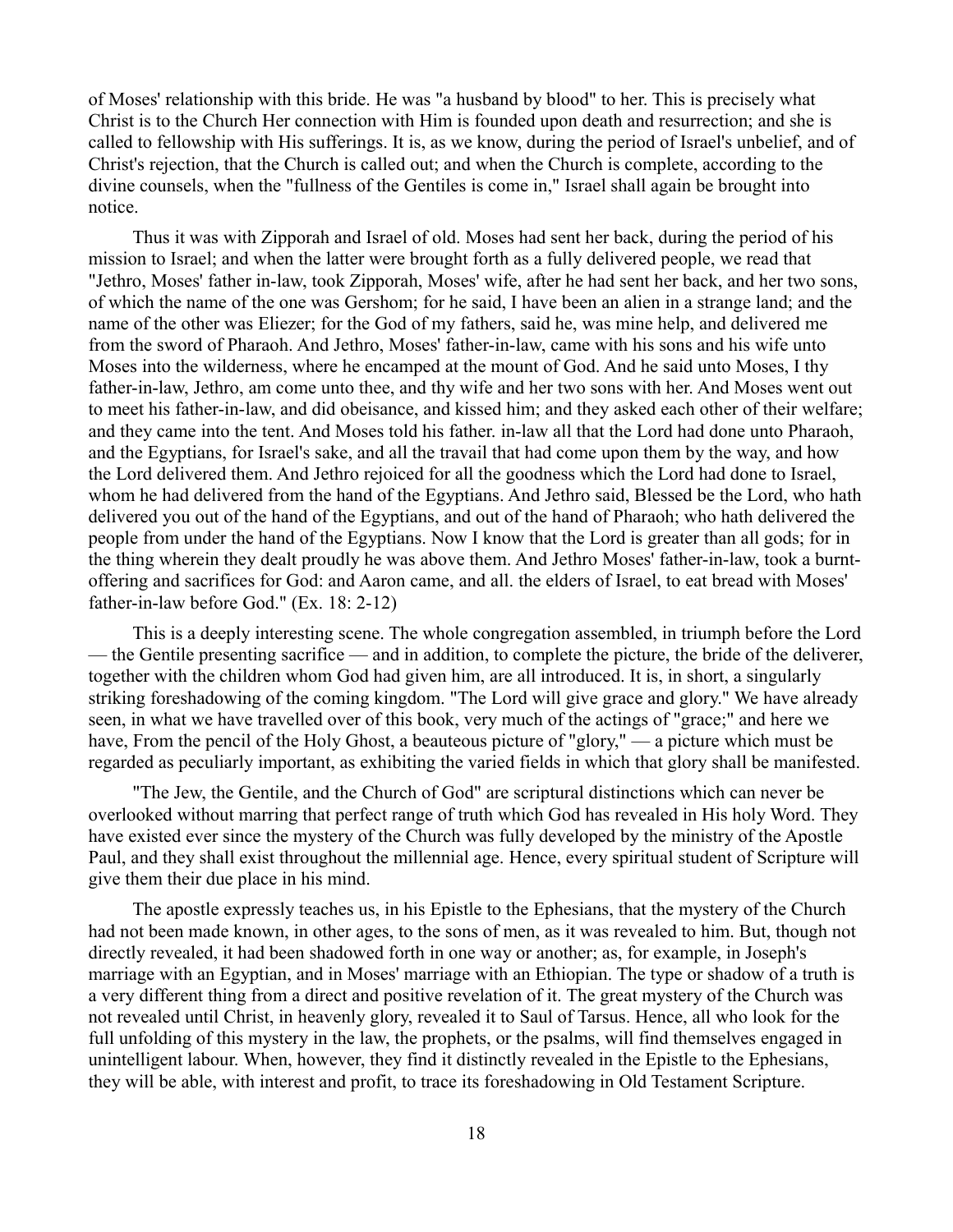of Moses' relationship with this bride. He was "a husband by blood" to her. This is precisely what Christ is to the Church Her connection with Him is founded upon death and resurrection; and she is called to fellowship with His sufferings. It is, as we know, during the period of Israel's unbelief, and of Christ's rejection, that the Church is called out; and when the Church is complete, according to the divine counsels, when the "fullness of the Gentiles is come in," Israel shall again be brought into notice.

Thus it was with Zipporah and Israel of old. Moses had sent her back, during the period of his mission to Israel; and when the latter were brought forth as a fully delivered people, we read that "Jethro, Moses' father in-law, took Zipporah, Moses' wife, after he had sent her back, and her two sons, of which the name of the one was Gershom; for he said, I have been an alien in a strange land; and the name of the other was Eliezer; for the God of my fathers, said he, was mine help, and delivered me from the sword of Pharaoh. And Jethro, Moses' father-in-law, came with his sons and his wife unto Moses into the wilderness, where he encamped at the mount of God. And he said unto Moses, I thy father-in-law, Jethro, am come unto thee, and thy wife and her two sons with her. And Moses went out to meet his father-in-law, and did obeisance, and kissed him; and they asked each other of their welfare; and they came into the tent. And Moses told his father. in-law all that the Lord had done unto Pharaoh, and the Egyptians, for Israel's sake, and all the travail that had come upon them by the way, and how the Lord delivered them. And Jethro rejoiced for all the goodness which the Lord had done to Israel, whom he had delivered from the hand of the Egyptians. And Jethro said, Blessed be the Lord, who hath delivered you out of the hand of the Egyptians, and out of the hand of Pharaoh; who hath delivered the people from under the hand of the Egyptians. Now I know that the Lord is greater than all gods; for in the thing wherein they dealt proudly he was above them. And Jethro Moses' father-in-law, took a burnt-offering and sacrifices for God: and Aaron came, and all. the elders of Israel, to eat bread with Moses' father-in-law before God." (Ex. 18: 2-12)

This is a deeply interesting scene. The whole congregation assembled, in triumph before the Lord — the Gentile presenting sacrifice — and in addition, to complete the picture, the bride of the deliverer, together with the children whom God had given him, are all introduced. It is, in short, a singularly striking foreshadowing of the coming kingdom. "The Lord will give grace and glory." We have already seen, in what we have travelled over of this book, very much of the actings of "grace;" and here we have, From the pencil of the Holy Ghost, a beauteous picture of "glory," — a picture which must be regarded as peculiarly important, as exhibiting the varied fields in which that glory shall be manifested.

"The Jew, the Gentile, and the Church of God" are scriptural distinctions which can never be overlooked without marring that perfect range of truth which God has revealed in His holy Word. They have existed ever since the mystery of the Church was fully developed by the ministry of the Apostle Paul, and they shall exist throughout the millennial age. Hence, every spiritual student of Scripture will give them their due place in his mind.

The apostle expressly teaches us, in his Epistle to the Ephesians, that the mystery of the Church had not been made known, in other ages, to the sons of men, as it was revealed to him. But, though not directly revealed, it had been shadowed forth in one way or another; as, for example, in Joseph's marriage with an Egyptian, and in Moses' marriage with an Ethiopian. The type or shadow of a truth is a very different thing from a direct and positive revelation of it. The great mystery of the Church was not revealed until Christ, in heavenly glory, revealed it to Saul of Tarsus. Hence, all who look for the full unfolding of this mystery in the law, the prophets, or the psalms, will find themselves engaged in unintelligent labour. When, however, they find it distinctly revealed in the Epistle to the Ephesians, they will be able, with interest and profit, to trace its foreshadowing in Old Testament Scripture.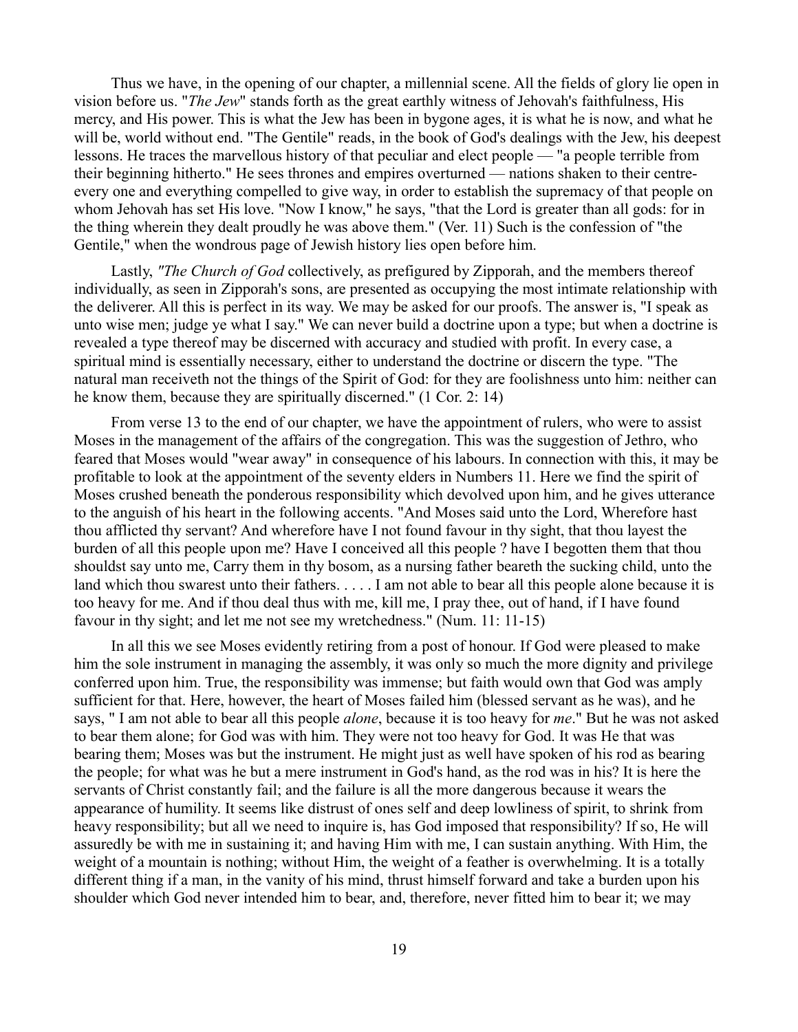Thus we have, in the opening of our chapter, a millennial scene. All the fields of glory lie open in vision before us. "*The Jew*" stands forth as the great earthly witness of Jehovah's faithfulness, His mercy, and His power. This is what the Jew has been in bygone ages, it is what he is now, and what he will be, world without end. "The Gentile" reads, in the book of God's dealings with the Jew, his deepest lessons. He traces the marvellous history of that peculiar and elect people — "a people terrible from their beginning hitherto." He sees thrones and empires overturned — nations shaken to their centre-every one and everything compelled to give way, in order to establish the supremacy of that people on whom Jehovah has set His love. "Now I know," he says, "that the Lord is greater than all gods: for in the thing wherein they dealt proudly he was above them." (Ver. 11) Such is the confession of "the Gentile," when the wondrous page of Jewish history lies open before him.

Lastly, *"The Church of God* collectively, as prefigured by Zipporah, and the members thereof individually, as seen in Zipporah's sons, are presented as occupying the most intimate relationship with the deliverer. All this is perfect in its way. We may be asked for our proofs. The answer is, "I speak as unto wise men; judge ye what I say." We can never build a doctrine upon a type; but when a doctrine is revealed a type thereof may be discerned with accuracy and studied with profit. In every case, a spiritual mind is essentially necessary, either to understand the doctrine or discern the type. "The natural man receiveth not the things of the Spirit of God: for they are foolishness unto him: neither can he know them, because they are spiritually discerned." (1 Cor. 2: 14)

From verse 13 to the end of our chapter, we have the appointment of rulers, who were to assist Moses in the management of the affairs of the congregation. This was the suggestion of Jethro, who feared that Moses would "wear away" in consequence of his labours. In connection with this, it may be profitable to look at the appointment of the seventy elders in Numbers 11. Here we find the spirit of Moses crushed beneath the ponderous responsibility which devolved upon him, and he gives utterance to the anguish of his heart in the following accents. "And Moses said unto the Lord, Wherefore hast thou afflicted thy servant? And wherefore have I not found favour in thy sight, that thou layest the burden of all this people upon me? Have I conceived all this people ? have I begotten them that thou shouldst say unto me, Carry them in thy bosom, as a nursing father beareth the sucking child, unto the land which thou swarest unto their fathers. . . . . I am not able to bear all this people alone because it is too heavy for me. And if thou deal thus with me, kill me, I pray thee, out of hand, if I have found favour in thy sight; and let me not see my wretchedness." (Num. 11: 11-15)

In all this we see Moses evidently retiring from a post of honour. If God were pleased to make him the sole instrument in managing the assembly, it was only so much the more dignity and privilege conferred upon him. True, the responsibility was immense; but faith would own that God was amply sufficient for that. Here, however, the heart of Moses failed him (blessed servant as he was), and he says, " I am not able to bear all this people *alone*, because it is too heavy for *me*." But he was not asked to bear them alone; for God was with him. They were not too heavy for God. It was He that was bearing them; Moses was but the instrument. He might just as well have spoken of his rod as bearing the people; for what was he but a mere instrument in God's hand, as the rod was in his? It is here the servants of Christ constantly fail; and the failure is all the more dangerous because it wears the appearance of humility. It seems like distrust of ones self and deep lowliness of spirit, to shrink from heavy responsibility; but all we need to inquire is, has God imposed that responsibility? If so, He will assuredly be with me in sustaining it; and having Him with me, I can sustain anything. With Him, the weight of a mountain is nothing; without Him, the weight of a feather is overwhelming. It is a totally different thing if a man, in the vanity of his mind, thrust himself forward and take a burden upon his shoulder which God never intended him to bear, and, therefore, never fitted him to bear it; we may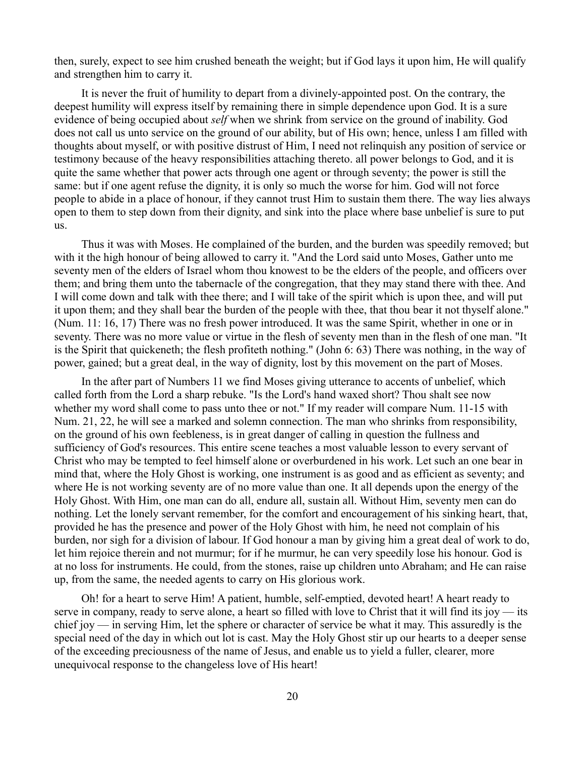then, surely, expect to see him crushed beneath the weight; but if God lays it upon him, He will qualify and strengthen him to carry it.

It is never the fruit of humility to depart from a divinely-appointed post. On the contrary, the deepest humility will express itself by remaining there in simple dependence upon God. It is a sure evidence of being occupied about *self* when we shrink from service on the ground of inability. God does not call us unto service on the ground of our ability, but of His own; hence, unless I am filled with thoughts about myself, or with positive distrust of Him, I need not relinquish any position of service or testimony because of the heavy responsibilities attaching thereto. all power belongs to God, and it is quite the same whether that power acts through one agent or through seventy; the power is still the same: but if one agent refuse the dignity, it is only so much the worse for him. God will not force people to abide in a place of honour, if they cannot trust Him to sustain them there. The way lies always open to them to step down from their dignity, and sink into the place where base unbelief is sure to put us.

Thus it was with Moses. He complained of the burden, and the burden was speedily removed; but with it the high honour of being allowed to carry it. "And the Lord said unto Moses, Gather unto me seventy men of the elders of Israel whom thou knowest to be the elders of the people, and officers over them; and bring them unto the tabernacle of the congregation, that they may stand there with thee. And I will come down and talk with thee there; and I will take of the spirit which is upon thee, and will put it upon them; and they shall bear the burden of the people with thee, that thou bear it not thyself alone." (Num. 11: 16, 17) There was no fresh power introduced. It was the same Spirit, whether in one or in seventy. There was no more value or virtue in the flesh of seventy men than in the flesh of one man. "It is the Spirit that quickeneth; the flesh profiteth nothing." (John 6: 63) There was nothing, in the way of power, gained; but a great deal, in the way of dignity, lost by this movement on the part of Moses.

In the after part of Numbers 11 we find Moses giving utterance to accents of unbelief, which called forth from the Lord a sharp rebuke. "Is the Lord's hand waxed short? Thou shalt see now whether my word shall come to pass unto thee or not." If my reader will compare Num. 11-15 with Num. 21, 22, he will see a marked and solemn connection. The man who shrinks from responsibility, on the ground of his own feebleness, is in great danger of calling in question the fullness and sufficiency of God's resources. This entire scene teaches a most valuable lesson to every servant of Christ who may be tempted to feel himself alone or overburdened in his work. Let such an one bear in mind that, where the Holy Ghost is working, one instrument is as good and as efficient as seventy; and where He is not working seventy are of no more value than one. It all depends upon the energy of the Holy Ghost. With Him, one man can do all, endure all, sustain all. Without Him, seventy men can do nothing. Let the lonely servant remember, for the comfort and encouragement of his sinking heart, that, provided he has the presence and power of the Holy Ghost with him, he need not complain of his burden, nor sigh for a division of labour. If God honour a man by giving him a great deal of work to do, let him rejoice therein and not murmur; for if he murmur, he can very speedily lose his honour. God is at no loss for instruments. He could, from the stones, raise up children unto Abraham; and He can raise up, from the same, the needed agents to carry on His glorious work.

Oh! for a heart to serve Him! A patient, humble, self-emptied, devoted heart! A heart ready to serve in company, ready to serve alone, a heart so filled with love to Christ that it will find its joy — its chief joy — in serving Him, let the sphere or character of service be what it may. This assuredly is the special need of the day in which out lot is cast. May the Holy Ghost stir up our hearts to a deeper sense of the exceeding preciousness of the name of Jesus, and enable us to yield a fuller, clearer, more unequivocal response to the changeless love of His heart!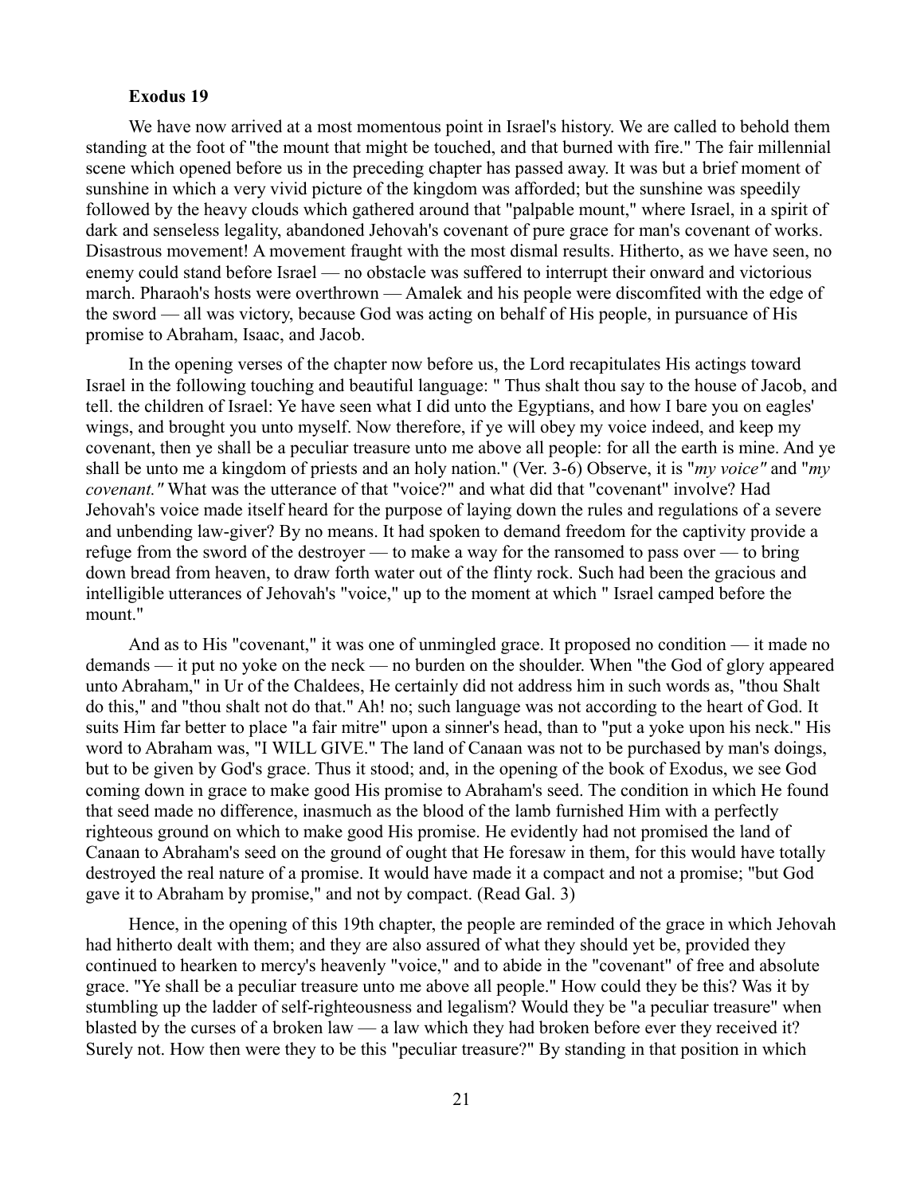### Exodus 19

We have now arrived at a most momentous point in Israel's history. We are called to behold them standing at the foot of "the mount that might be touched, and that burned with fire." The fair millennial scene which opened before us in the preceding chapter has passed away. It was but a brief moment of sunshine in which a very vivid picture of the kingdom was afforded; but the sunshine was speedily followed by the heavy clouds which gathered around that "palpable mount," where Israel, in a spirit of dark and senseless legality, abandoned Jehovah's covenant of pure grace for man's covenant of works. Disastrous movement! A movement fraught with the most dismal results. Hitherto, as we have seen, no enemy could stand before Israel — no obstacle was suffered to interrupt their onward and victorious march. Pharaoh's hosts were overthrown — Amalek and his people were discomfited with the edge of the sword — all was victory, because God was acting on behalf of His people, in pursuance of His promise to Abraham, Isaac, and Jacob.

In the opening verses of the chapter now before us, the Lord recapitulates His actings toward Israel in the following touching and beautiful language: " Thus shalt thou say to the house of Jacob, and tell. the children of Israel: Ye have seen what I did unto the Egyptians, and how I bare you on eagles' wings, and brought you unto myself. Now therefore, if ye will obey my voice indeed, and keep my covenant, then ye shall be a peculiar treasure unto me above all people: for all the earth is mine. And ye shall be unto me a kingdom of priests and an holy nation." (Ver. 3-6) Observe, it is "*my voice"* and "*my covenant."* What was the utterance of that "voice?" and what did that "covenant" involve? Had Jehovah's voice made itself heard for the purpose of laying down the rules and regulations of a severe and unbending law-giver? By no means. It had spoken to demand freedom for the captivity provide a refuge from the sword of the destroyer — to make a way for the ransomed to pass over — to bring down bread from heaven, to draw forth water out of the flinty rock. Such had been the gracious and intelligible utterances of Jehovah's "voice," up to the moment at which " Israel camped before the mount."

And as to His "covenant," it was one of unmingled grace. It proposed no condition — it made no demands — it put no yoke on the neck — no burden on the shoulder. When "the God of glory appeared unto Abraham," in Ur of the Chaldees, He certainly did not address him in such words as, "thou Shalt do this," and "thou shalt not do that." Ah! no; such language was not according to the heart of God. It suits Him far better to place "a fair mitre" upon a sinner's head, than to "put a yoke upon his neck." His word to Abraham was, "I WILL GIVE." The land of Canaan was not to be purchased by man's doings, but to be given by God's grace. Thus it stood; and, in the opening of the book of Exodus, we see God coming down in grace to make good His promise to Abraham's seed. The condition in which He found that seed made no difference, inasmuch as the blood of the lamb furnished Him with a perfectly righteous ground on which to make good His promise. He evidently had not promised the land of Canaan to Abraham's seed on the ground of ought that He foresaw in them, for this would have totally destroyed the real nature of a promise. It would have made it a compact and not a promise; "but God gave it to Abraham by promise," and not by compact. (Read Gal. 3)

Hence, in the opening of this 19th chapter, the people are reminded of the grace in which Jehovah had hitherto dealt with them; and they are also assured of what they should yet be, provided they continued to hearken to mercy's heavenly "voice," and to abide in the "covenant" of free and absolute grace. "Ye shall be a peculiar treasure unto me above all people." How could they be this? Was it by stumbling up the ladder of self-righteousness and legalism? Would they be "a peculiar treasure" when blasted by the curses of a broken law — a law which they had broken before ever they received it? Surely not. How then were they to be this "peculiar treasure?" By standing in that position in which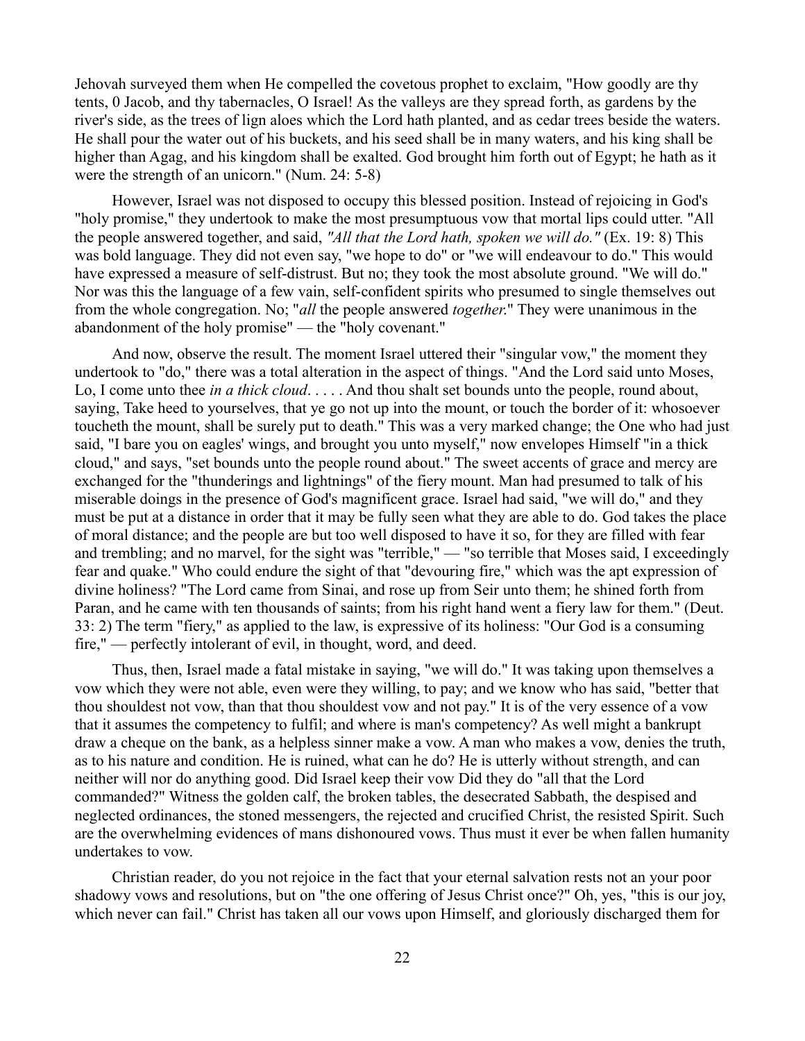Jehovah surveyed them when He compelled the covetous prophet to exclaim, "How goodly are thy tents, 0 Jacob, and thy tabernacles, O Israel! As the valleys are they spread forth, as gardens by the river's side, as the trees of lign aloes which the Lord hath planted, and as cedar trees beside the waters. He shall pour the water out of his buckets, and his seed shall be in many waters, and his king shall be higher than Agag, and his kingdom shall be exalted. God brought him forth out of Egypt; he hath as it were the strength of an unicorn." (Num. 24: 5-8)

However, Israel was not disposed to occupy this blessed position. Instead of rejoicing in God's "holy promise," they undertook to make the most presumptuous vow that mortal lips could utter. "All the people answered together, and said, *"All that the Lord hath, spoken we will do."* (Ex. 19: 8) This was bold language. They did not even say, "we hope to do" or "we will endeavour to do." This would have expressed a measure of self-distrust. But no; they took the most absolute ground. "We will do." Nor was this the language of a few vain, self-confident spirits who presumed to single themselves out from the whole congregation. No; "*all* the people answered *together*." They were unanimous in the abandonment of the holy promise" — the "holy covenant."

And now, observe the result. The moment Israel uttered their "singular vow," the moment they undertook to "do," there was a total alteration in the aspect of things. "And the Lord said unto Moses, Lo, I come unto thee *in a thick cloud*. . . . . And thou shalt set bounds unto the people, round about, saying, Take heed to yourselves, that ye go not up into the mount, or touch the border of it: whosoever toucheth the mount, shall be surely put to death." This was a very marked change; the One who had just said, "I bare you on eagles' wings, and brought you unto myself," now envelopes Himself "in a thick cloud," and says, "set bounds unto the people round about." The sweet accents of grace and mercy are exchanged for the "thunderings and lightnings" of the fiery mount. Man had presumed to talk of his miserable doings in the presence of God's magnificent grace. Israel had said, "we will do," and they must be put at a distance in order that it may be fully seen what they are able to do. God takes the place of moral distance; and the people are but too well disposed to have it so, for they are filled with fear and trembling; and no marvel, for the sight was "terrible," — "so terrible that Moses said, I exceedingly fear and quake." Who could endure the sight of that "devouring fire," which was the apt expression of divine holiness? "The Lord came from Sinai, and rose up from Seir unto them; he shined forth from Paran, and he came with ten thousands of saints; from his right hand went a fiery law for them." (Deut. 33: 2) The term "fiery," as applied to the law, is expressive of its holiness: "Our God is a consuming fire," — perfectly intolerant of evil, in thought, word, and deed.

Thus, then, Israel made a fatal mistake in saying, "we will do." It was taking upon themselves a vow which they were not able, even were they willing, to pay; and we know who has said, "better that thou shouldest not vow, than that thou shouldest vow and not pay." It is of the very essence of a vow that it assumes the competency to fulfil; and where is man's competency? As well might a bankrupt draw a cheque on the bank, as a helpless sinner make a vow. A man who makes a vow, denies the truth, as to his nature and condition. He is ruined, what can he do? He is utterly without strength, and can neither will nor do anything good. Did Israel keep their vow Did they do "all that the Lord commanded?" Witness the golden calf, the broken tables, the desecrated Sabbath, the despised and neglected ordinances, the stoned messengers, the rejected and crucified Christ, the resisted Spirit. Such are the overwhelming evidences of mans dishonoured vows. Thus must it ever be when fallen humanity undertakes to vow.

Christian reader, do you not rejoice in the fact that your eternal salvation rests not an your poor shadowy vows and resolutions, but on "the one offering of Jesus Christ once?" Oh, yes, "this is our joy, which never can fail." Christ has taken all our vows upon Himself, and gloriously discharged them for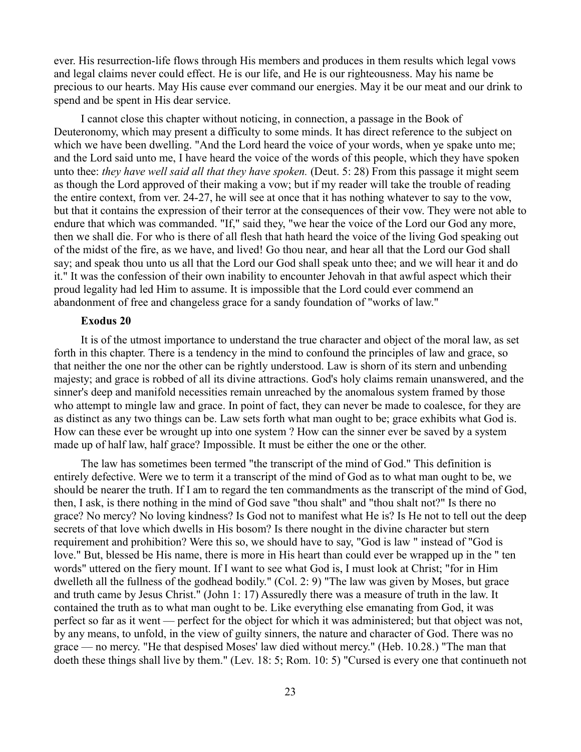ever. His resurrection-life flows through His members and produces in them results which legal vows and legal claims never could effect. He is our life, and He is our righteousness. May his name be precious to our hearts. May His cause ever command our energies. May it be our meat and our drink to spend and be spent in His dear service.

I cannot close this chapter without noticing, in connection, a passage in the Book of Deuteronomy, which may present a difficulty to some minds. It has direct reference to the subject on which we have been dwelling. "And the Lord heard the voice of your words, when ye spake unto me; and the Lord said unto me, I have heard the voice of the words of this people, which they have spoken unto thee: *they have well said all that they have spoken.* (Deut. 5: 28) From this passage it might seem as though the Lord approved of their making a vow; but if my reader will take the trouble of reading the entire context, from ver. 24-27, he will see at once that it has nothing whatever to say to the vow, but that it contains the expression of their terror at the consequences of their vow. They were not able to endure that which was commanded. "If," said they, "we hear the voice of the Lord our God any more, then we shall die. For who is there of all flesh that hath heard the voice of the living God speaking out of the midst of the fire, as we have, and lived! Go thou near, and hear all that the Lord our God shall say; and speak thou unto us all that the Lord our God shall speak unto thee; and we will hear it and do it." It was the confession of their own inability to encounter Jehovah in that awful aspect which their proud legality had led Him to assume. It is impossible that the Lord could ever commend an abandonment of free and changeless grace for a sandy foundation of "works of law."

**Exodus 20**

It is of the utmost importance to understand the true character and object of the moral law, as set forth in this chapter. There is a tendency in the mind to confound the principles of law and grace, so that neither the one nor the other can be rightly understood. Law is shorn of its stern and unbending majesty; and grace is robbed of all its divine attractions. God's holy claims remain unanswered, and the sinner's deep and manifold necessities remain unreached by the anomalous system framed by those who attempt to mingle law and grace. In point of fact, they can never be made to coalesce, for they are as distinct as any two things can be. Law sets forth what man ought to be; grace exhibits what God is. How can these ever be wrought up into one system ? How can the sinner ever be saved by a system made up of half law, half grace? Impossible. It must be either the one or the other.

The law has sometimes been termed "the transcript of the mind of God." This definition is entirely defective. Were we to term it a transcript of the mind of God as to what man ought to be, we should be nearer the truth. If I am to regard the ten commandments as the transcript of the mind of God, then, I ask, is there nothing in the mind of God save "thou shalt" and "thou shalt not?" Is there no grace? No mercy? No loving kindness? Is God not to manifest what He is? Is He not to tell out the deep secrets of that love which dwells in His bosom? Is there nought in the divine character but stern requirement and prohibition? Were this so, we should have to say, "God is law " instead of "God is love." But, blessed be His name, there is more in His heart than could ever be wrapped up in the " ten words" uttered on the fiery mount. If I want to see what God is, I must look at Christ; "for in Him dwelleth all the fullness of the godhead bodily." (Col. 2: 9) "The law was given by Moses, but grace and truth came by Jesus Christ." (John 1: 17) Assuredly there was a measure of truth in the law. It contained the truth as to what man ought to be. Like everything else emanating from God, it was perfect so far as it went — perfect for the object for which it was administered; but that object was not, by any means, to unfold, in the view of guilty sinners, the nature and character of God. There was no grace — no mercy. "He that despised Moses' law died without mercy." (Heb. 10.28.) "The man that doeth these things shall live by them." (Lev. 18: 5; Rom. 10: 5) "Cursed is every one that continueth not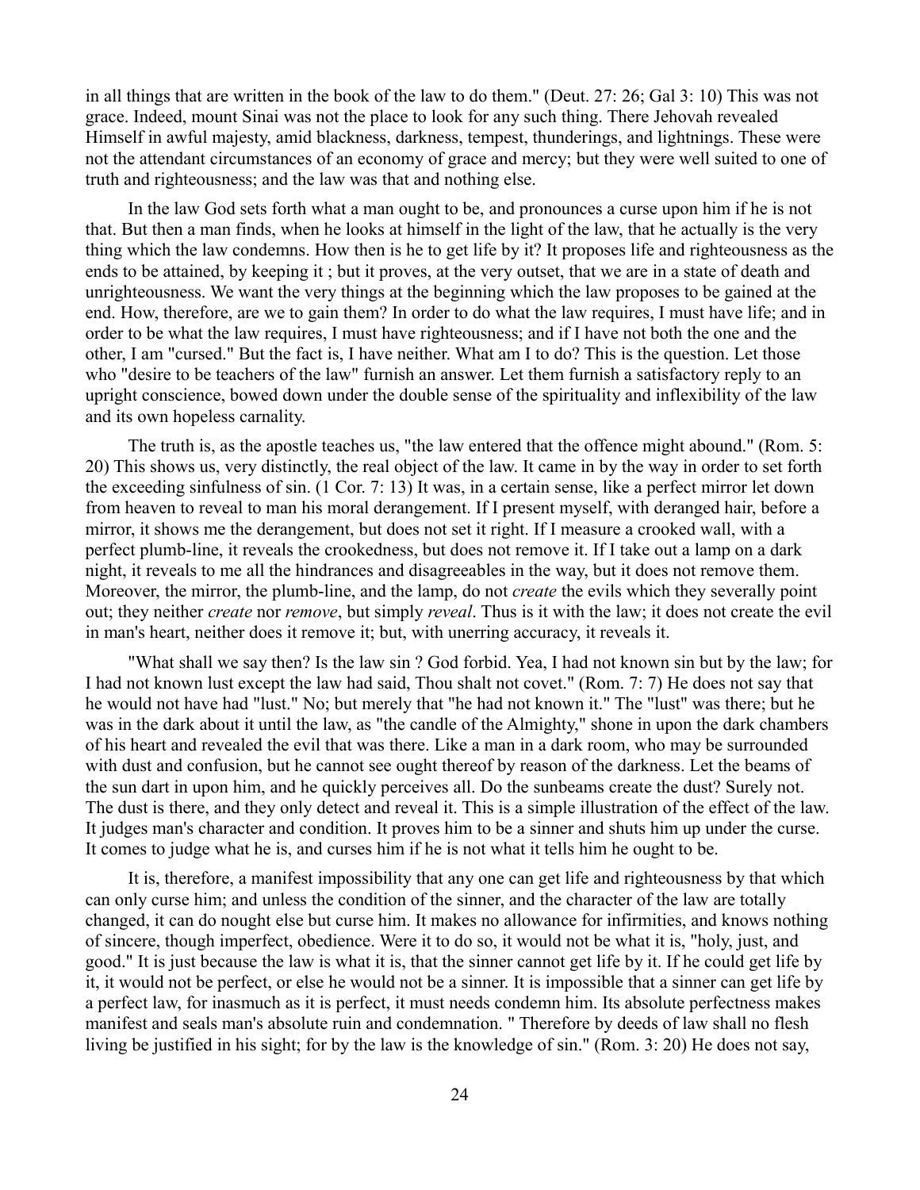in all things that are written in the book of the law to do them." (Deut. 27: 26; Gal 3: 10) This was not grace. Indeed, mount Sinai was not the place to look for any such thing. There Jehovah revealed Himself in awful majesty, amid blackness, darkness, tempest, thunderings, and lightnings. These were not the attendant circumstances of an economy of grace and mercy; but they were well suited to one of truth and righteousness; and the law was that and nothing else.

In the law God sets forth what a man ought to be, and pronounces a curse upon him if he is not that. But then a man finds, when he looks at himself in the light of the law, that he actually is the very thing which the law condemns. How then is he to get life by it? It proposes life and righteousness as the ends to be attained, by keeping it ; but it proves, at the very outset, that we are in a state of death and unrighteousness. We want the very things at the beginning which the law proposes to be gained at the end. How, therefore, are we to gain them? In order to do what the law requires, I must have life; and in order to be what the law requires, I must have righteousness; and if I have not both the one and the other, I am "cursed." But the fact is, I have neither. What am I to do? This is the question. Let those who "desire to be teachers of the law" furnish an answer. Let them furnish a satisfactory reply to an upright conscience, bowed down under the double sense of the spirituality and inflexibility of the law and its own hopeless carnality.

The truth is, as the apostle teaches us, "the law entered that the offence might abound." (Rom. 5: 20) This shows us, very distinctly, the real object of the law. It came in by the way in order to set forth the exceeding sinfulness of sin. (1 Cor. 7: 13) It was, in a certain sense, like a perfect mirror let down from heaven to reveal to man his moral derangement. If I present myself, with deranged hair, before a mirror, it shows me the derangement, but does not set it right. If I measure a crooked wall, with a perfect plumb-line, it reveals the crookedness, but does not remove it. If I take out a lamp on a dark night, it reveals to me all the hindrances and disagreeables in the way, but it does not remove them. Moreover, the mirror, the plumb-line, and the lamp, do not *create* the evils which they severally point out; they neither *create* nor *remove*, but simply *reveal*. Thus is it with the law; it does not create the evil in man's heart, neither does it remove it; but, with unerring accuracy, it reveals it.

"What shall we say then? Is the law sin ? God forbid. Yea, I had not known sin but by the law; for I had not known lust except the law had said, Thou shalt not covet." (Rom. 7: 7) He does not say that he would not have had "lust." No; but merely that "he had not known it." The "lust" was there; but he was in the dark about it until the law, as "the candle of the Almighty," shone in upon the dark chambers of his heart and revealed the evil that was there. Like a man in a dark room, who may be surrounded with dust and confusion, but he cannot see ought thereof by reason of the darkness. Let the beams of the sun dart in upon him, and he quickly perceives all. Do the sunbeams create the dust? Surely not. The dust is there, and they only detect and reveal it. This is a simple illustration of the effect of the law. It judges man's character and condition. It proves him to be a sinner and shuts him up under the curse. It comes to judge what he is, and curses him if he is not what it tells him he ought to be.

It is, therefore, a manifest impossibility that any one can get life and righteousness by that which can only curse him; and unless the condition of the sinner, and the character of the law are totally changed, it can do nought else but curse him. It makes no allowance for infirmities, and knows nothing of sincere, though imperfect, obedience. Were it to do so, it would not be what it is, "holy, just, and good." It is just because the law is what it is, that the sinner cannot get life by it. If he could get life by it, it would not be perfect, or else he would not be a sinner. It is impossible that a sinner can get life by a perfect law, for inasmuch as it is perfect, it must needs condemn him. Its absolute perfectness makes manifest and seals man's absolute ruin and condemnation. " Therefore by deeds of law shall no flesh living be justified in his sight; for by the law is the knowledge of sin." (Rom. 3: 20) He does not say,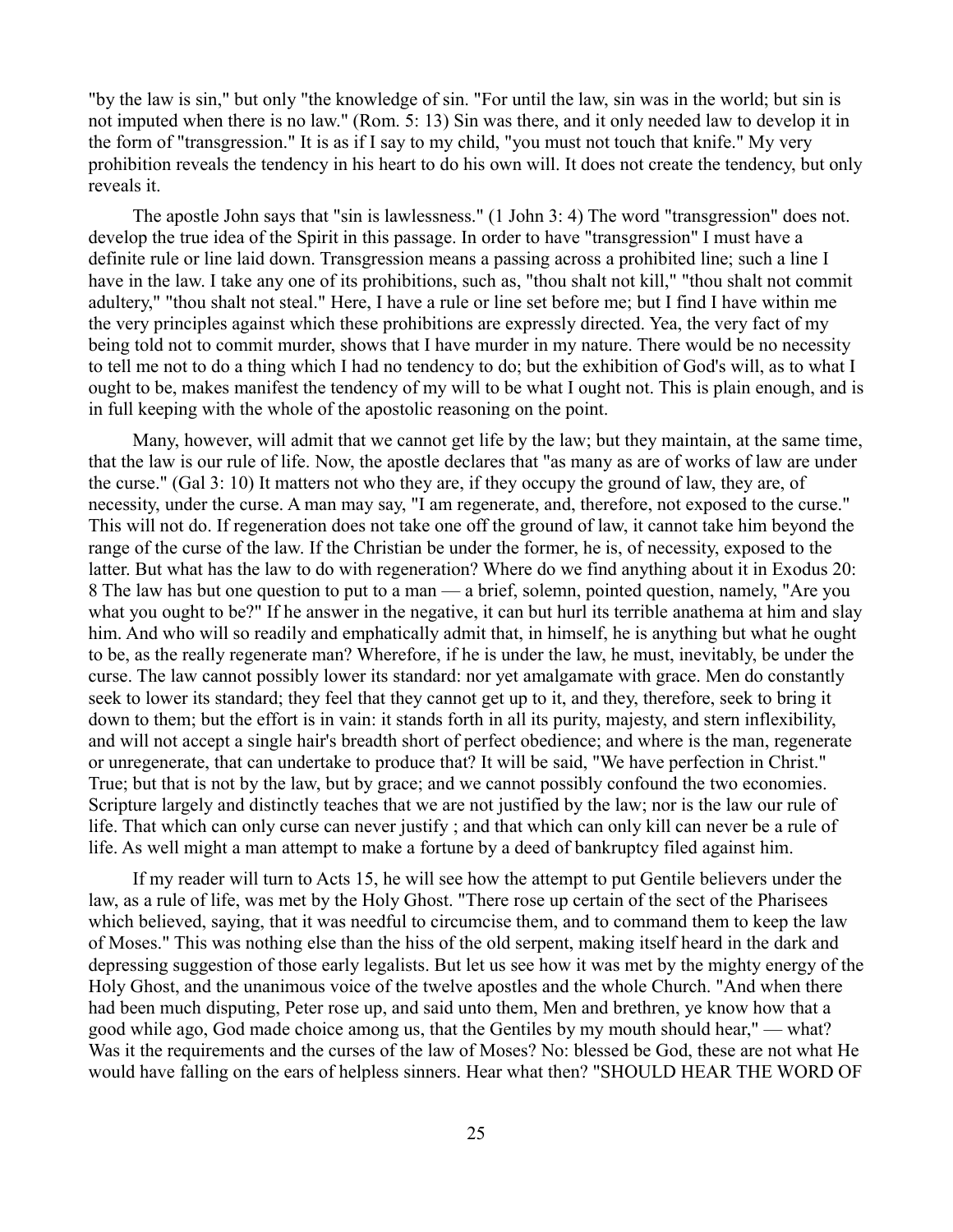"by the law is sin," but only "the knowledge of sin. "For until the law, sin was in the world; but sin is not imputed when there is no law." (Rom. 5: 13) Sin was there, and it only needed law to develop it in the form of "transgression." It is as if I say to my child, "you must not touch that knife." My very prohibition reveals the tendency in his heart to do his own will. It does not create the tendency, but only reveals it.

The apostle John says that "sin is lawlessness." (1 John 3: 4) The word "transgression" does not. develop the true idea of the Spirit in this passage. In order to have "transgression" I must have a definite rule or line laid down. Transgression means a passing across a prohibited line; such a line I have in the law. I take any one of its prohibitions, such as, "thou shalt not kill," "thou shalt not commit adultery," "thou shalt not steal." Here, I have a rule or line set before me; but I find I have within me the very principles against which these prohibitions are expressly directed. Yea, the very fact of my being told not to commit murder, shows that I have murder in my nature. There would be no necessity to tell me not to do a thing which I had no tendency to do; but the exhibition of God's will, as to what I ought to be, makes manifest the tendency of my will to be what I ought not. This is plain enough, and is in full keeping with the whole of the apostolic reasoning on the point.

Many, however, will admit that we cannot get life by the law; but they maintain, at the same time, that the law is our rule of life. Now, the apostle declares that "as many as are of works of law are under the curse." (Gal 3: 10) It matters not who they are, if they occupy the ground of law, they are, of necessity, under the curse. A man may say, "I am regenerate, and, therefore, not exposed to the curse." This will not do. If regeneration does not take one off the ground of law, it cannot take him beyond the range of the curse of the law. If the Christian be under the former, he is, of necessity, exposed to the latter. But what has the law to do with regeneration? Where do we find anything about it in Exodus 20: 8 The law has but one question to put to a man — a brief, solemn, pointed question, namely, "Are you what you ought to be?" If he answer in the negative, it can but hurl its terrible anathema at him and slay him. And who will so readily and emphatically admit that, in himself, he is anything but what he ought to be, as the really regenerate man? Wherefore, if he is under the law, he must, inevitably, be under the curse. The law cannot possibly lower its standard: nor yet amalgamate with grace. Men do constantly seek to lower its standard; they feel that they cannot get up to it, and they, therefore, seek to bring it down to them; but the effort is in vain: it stands forth in all its purity, majesty, and stern inflexibility, and will not accept a single hair's breadth short of perfect obedience; and where is the man, regenerate or unregenerate, that can undertake to produce that? It will be said, "We have perfection in Christ." True; but that is not by the law, but by grace; and we cannot possibly confound the two economies. Scripture largely and distinctly teaches that we are not justified by the law; nor is the law our rule of life. That which can only curse can never justify ; and that which can only kill can never be a rule of life. As well might a man attempt to make a fortune by a deed of bankruptcy filed against him.

If my reader will turn to Acts 15, he will see how the attempt to put Gentile believers under the law, as a rule of life, was met by the Holy Ghost. "There rose up certain of the sect of the Pharisees which believed, saying, that it was needful to circumcise them, and to command them to keep the law of Moses." This was nothing else than the hiss of the old serpent, making itself heard in the dark and depressing suggestion of those early legalists. But let us see how it was met by the mighty energy of the Holy Ghost, and the unanimous voice of the twelve apostles and the whole Church. "And when there had been much disputing, Peter rose up, and said unto them, Men and brethren, ye know how that a good while ago, God made choice among us, that the Gentiles by my mouth should hear," — what? Was it the requirements and the curses of the law of Moses? No: blessed be God, these are not what He would have falling on the ears of helpless sinners. Hear what then? "SHOULD HEAR THE WORD OF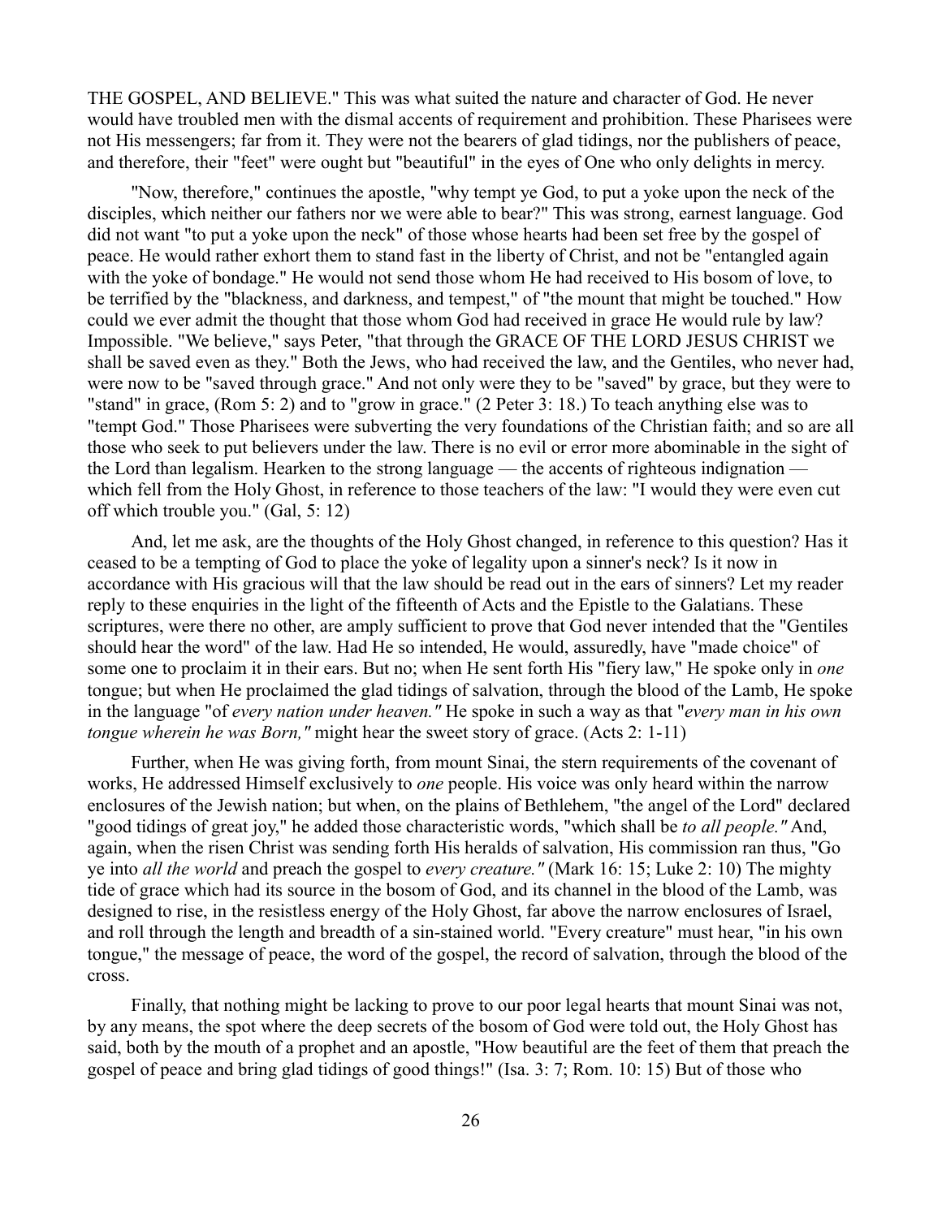THE GOSPEL, AND BELIEVE." This was what suited the nature and character of God. He never would have troubled men with the dismal accents of requirement and prohibition. These Pharisees were not His messengers; far from it. They were not the bearers of glad tidings, nor the publishers of peace, and therefore, their "feet" were ought but "beautiful" in the eyes of One who only delights in mercy.

"Now, therefore," continues the apostle, "why tempt ye God, to put a yoke upon the neck of the disciples, which neither our fathers nor we were able to bear?" This was strong, earnest language. God did not want "to put a yoke upon the neck" of those whose hearts had been set free by the gospel of peace. He would rather exhort them to stand fast in the liberty of Christ, and not be "entangled again with the yoke of bondage." He would not send those whom He had received to His bosom of love, to be terrified by the "blackness, and darkness, and tempest," of "the mount that might be touched." How could we ever admit the thought that those whom God had received in grace He would rule by law? Impossible. "We believe," says Peter, "that through the GRACE OF THE LORD JESUS CHRIST we shall be saved even as they." Both the Jews, who had received the law, and the Gentiles, who never had, were now to be "saved through grace." And not only were they to be "saved" by grace, but they were to "stand" in grace, (Rom 5: 2) and to "grow in grace." (2 Peter 3: 18.) To teach anything else was to "tempt God." Those Pharisees were subverting the very foundations of the Christian faith; and so are all those who seek to put believers under the law. There is no evil or error more abominable in the sight of the Lord than legalism. Hearken to the strong language — the accents of righteous indignation — which fell from the Holy Ghost, in reference to those teachers of the law: "I would they were even cut off which trouble you." (Gal, 5: 12)

And, let me ask, are the thoughts of the Holy Ghost changed, in reference to this question? Has it ceased to be a tempting of God to place the yoke of legality upon a sinner's neck? Is it now in accordance with His gracious will that the law should be read out in the ears of sinners? Let my reader reply to these enquiries in the light of the fifteenth of Acts and the Epistle to the Galatians. These scriptures, were there no other, are amply sufficient to prove that God never intended that the "Gentiles should hear the word" of the law. Had He so intended, He would, assuredly, have "made choice" of some one to proclaim it in their ears. But no; when He sent forth His "fiery law," He spoke only in *one* tongue; but when He proclaimed the glad tidings of salvation, through the blood of the Lamb, He spoke in the language "of *every nation under heaven."* He spoke in such a way as that "*every man in his own tongue wherein he was Born,"* might hear the sweet story of grace. (Acts 2: 1-11)

Further, when He was giving forth, from mount Sinai, the stern requirements of the covenant of works, He addressed Himself exclusively to *one* people. His voice was only heard within the narrow enclosures of the Jewish nation; but when, on the plains of Bethlehem, "the angel of the Lord" declared "good tidings of great joy," he added those characteristic words, "which shall be *to all people."* And, again, when the risen Christ was sending forth His heralds of salvation, His commission ran thus, "Go ye into *all the world* and preach the gospel to *every creature."* (Mark 16: 15; Luke 2: 10) The mighty tide of grace which had its source in the bosom of God, and its channel in the blood of the Lamb, was designed to rise, in the resistless energy of the Holy Ghost, far above the narrow enclosures of Israel, and roll through the length and breadth of a sin-stained world. "Every creature" must hear, "in his own tongue," the message of peace, the word of the gospel, the record of salvation, through the blood of the cross.

Finally, that nothing might be lacking to prove to our poor legal hearts that mount Sinai was not, by any means, the spot where the deep secrets of the bosom of God were told out, the Holy Ghost has said, both by the mouth of a prophet and an apostle, "How beautiful are the feet of them that preach the gospel of peace and bring glad tidings of good things!" (Isa. 3: 7; Rom. 10: 15) But of those who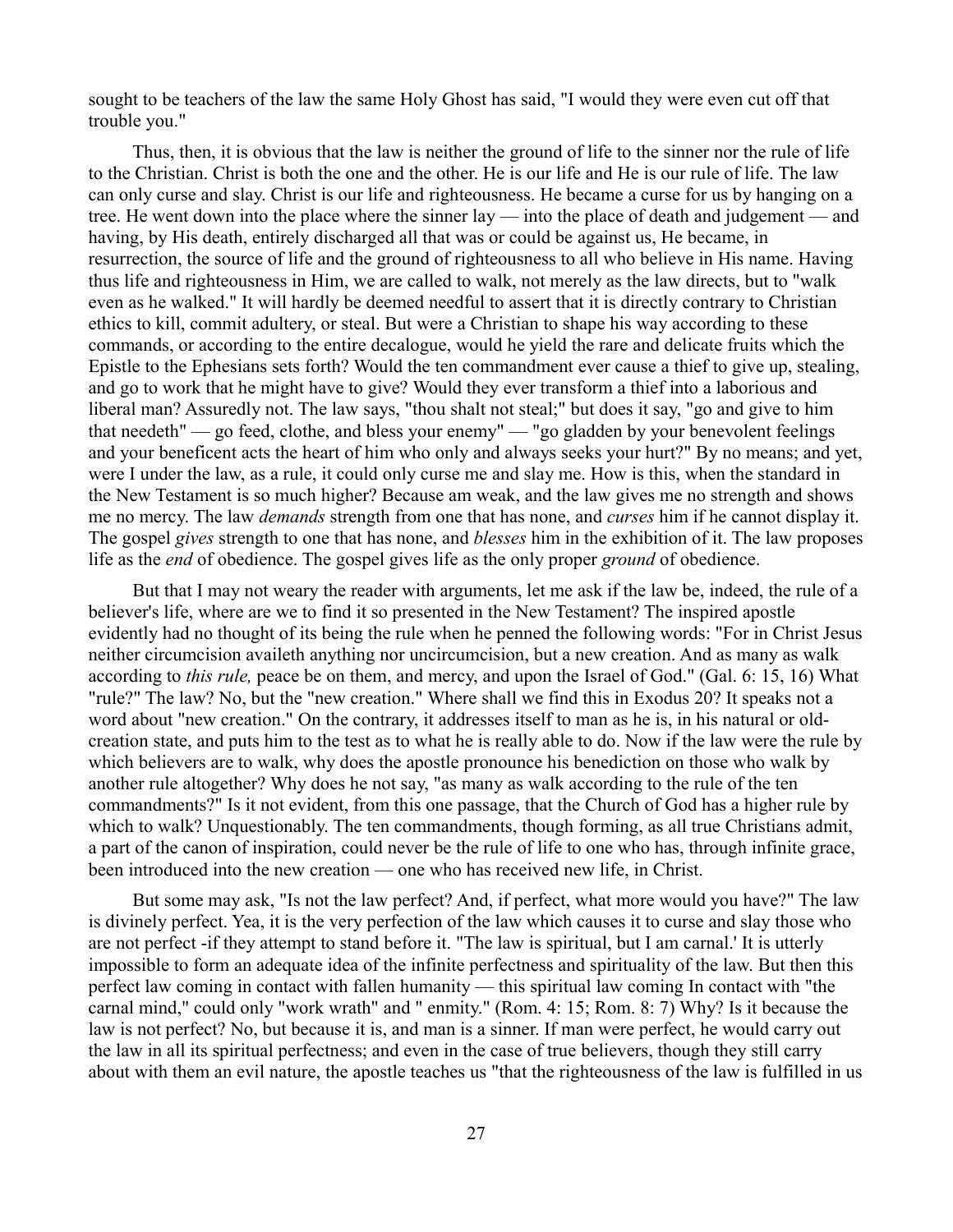sought to be teachers of the law the same Holy Ghost has said, "I would they were even cut off that trouble you."

Thus, then, it is obvious that the law is neither the ground of life to the sinner nor the rule of life to the Christian. Christ is both the one and the other. He is our life and He is our rule of life. The law can only curse and slay. Christ is our life and righteousness. He became a curse for us by hanging on a tree. He went down into the place where the sinner lay — into the place of death and judgement — and having, by His death, entirely discharged all that was or could be against us, He became, in resurrection, the source of life and the ground of righteousness to all who believe in His name. Having thus life and righteousness in Him, we are called to walk, not merely as the law directs, but to "walk even as he walked." It will hardly be deemed needful to assert that it is directly contrary to Christian ethics to kill, commit adultery, or steal. But were a Christian to shape his way according to these commands, or according to the entire decalogue, would he yield the rare and delicate fruits which the Epistle to the Ephesians sets forth? Would the ten commandment ever cause a thief to give up, stealing, and go to work that he might have to give? Would they ever transform a thief into a laborious and liberal man? Assuredly not. The law says, "thou shalt not steal;" but does it say, "go and give to him that needeth" — go feed, clothe, and bless your enemy" — "go gladden by your benevolent feelings and your beneficent acts the heart of him who only and always seeks your hurt?" By no means; and yet, were I under the law, as a rule, it could only curse me and slay me. How is this, when the standard in the New Testament is so much higher? Because am weak, and the law gives me no strength and shows me no mercy. The law *demands* strength from one that has none, and *curses* him if he cannot display it. The gospel *gives* strength to one that has none, and *blesses* him in the exhibition of it. The law proposes life as the *end* of obedience. The gospel gives life as the only proper *ground* of obedience.

But that I may not weary the reader with arguments, let me ask if the law be, indeed, the rule of a believer's life, where are we to find it so presented in the New Testament? The inspired apostle evidently had no thought of its being the rule when he penned the following words: "For in Christ Jesus neither circumcision availeth anything nor uncircumcision, but a new creation. And as many as walk according to *this rule,* peace be on them, and mercy, and upon the Israel of God." (Gal. 6: 15, 16) What "rule?" The law? No, but the "new creation." Where shall we find this in Exodus 20? It speaks not a word about "new creation." On the contrary, it addresses itself to man as he is, in his natural or old-creation state, and puts him to the test as to what he is really able to do. Now if the law were the rule by which believers are to walk, why does the apostle pronounce his benediction on those who walk by another rule altogether? Why does he not say, "as many as walk according to the rule of the ten commandments?" Is it not evident, from this one passage, that the Church of God has a higher rule by which to walk? Unquestionably. The ten commandments, though forming, as all true Christians admit, a part of the canon of inspiration, could never be the rule of life to one who has, through infinite grace, been introduced into the new creation — one who has received new life, in Christ.

But some may ask, "Is not the law perfect? And, if perfect, what more would you have?" The law is divinely perfect. Yea, it is the very perfection of the law which causes it to curse and slay those who are not perfect -if they attempt to stand before it. "The law is spiritual, but I am carnal.' It is utterly impossible to form an adequate idea of the infinite perfectness and spirituality of the law. But then this perfect law coming in contact with fallen humanity — this spiritual law coming In contact with "the carnal mind," could only "work wrath" and " enmity." (Rom. 4: 15; Rom. 8: 7) Why? Is it because the law is not perfect? No, but because it is, and man is a sinner. If man were perfect, he would carry out the law in all its spiritual perfectness; and even in the case of true believers, though they still carry about with them an evil nature, the apostle teaches us "that the righteousness of the law is fulfilled in us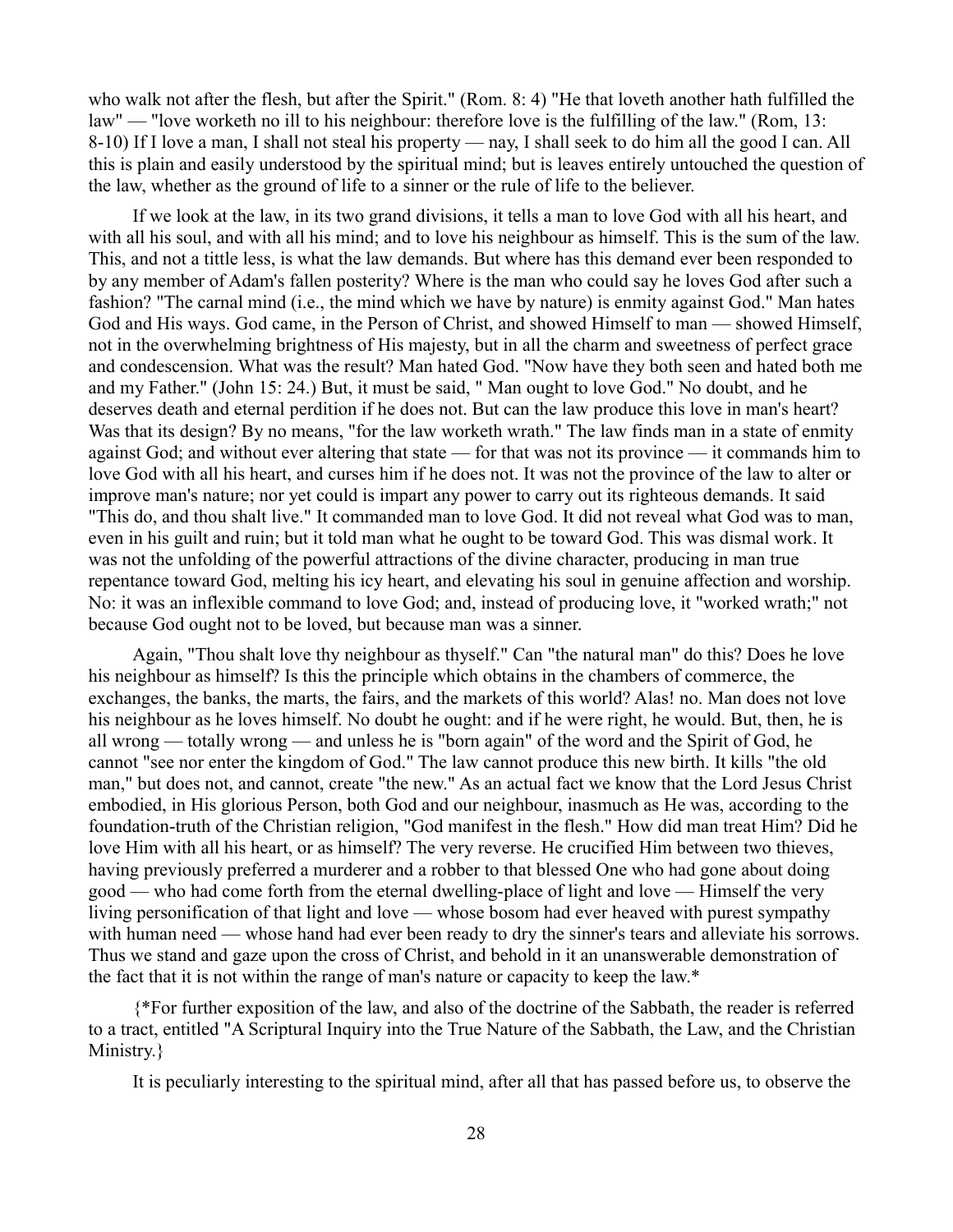who walk not after the flesh, but after the Spirit." (Rom. 8: 4) "He that loveth another hath fulfilled the law" — "love worketh no ill to his neighbour: therefore love is the fulfilling of the law." (Rom, 13: 8-10) If I love a man, I shall not steal his property — nay, I shall seek to do him all the good I can. All this is plain and easily understood by the spiritual mind; but is leaves entirely untouched the question of the law, whether as the ground of life to a sinner or the rule of life to the believer.

If we look at the law, in its two grand divisions, it tells a man to love God with all his heart, and with all his soul, and with all his mind; and to love his neighbour as himself. This is the sum of the law. This, and not a tittle less, is what the law demands. But where has this demand ever been responded to by any member of Adam's fallen posterity? Where is the man who could say he loves God after such a fashion? "The carnal mind (i.e., the mind which we have by nature) is enmity against God." Man hates God and His ways. God came, in the Person of Christ, and showed Himself to man — showed Himself, not in the overwhelming brightness of His majesty, but in all the charm and sweetness of perfect grace and condescension. What was the result? Man hated God. "Now have they both seen and hated both me and my Father." (John 15: 24.) But, it must be said, " Man ought to love God." No doubt, and he deserves death and eternal perdition if he does not. But can the law produce this love in man's heart? Was that its design? By no means, "for the law worketh wrath." The law finds man in a state of enmity against God; and without ever altering that state — for that was not its province — it commands him to love God with all his heart, and curses him if he does not. It was not the province of the law to alter or improve man's nature; nor yet could is impart any power to carry out its righteous demands. It said "This do, and thou shalt live." It commanded man to love God. It did not reveal what God was to man, even in his guilt and ruin; but it told man what he ought to be toward God. This was dismal work. It was not the unfolding of the powerful attractions of the divine character, producing in man true repentance toward God, melting his icy heart, and elevating his soul in genuine affection and worship. No: it was an inflexible command to love God; and, instead of producing love, it "worked wrath;" not because God ought not to be loved, but because man was a sinner.

Again, "Thou shalt love thy neighbour as thyself." Can "the natural man" do this? Does he love his neighbour as himself? Is this the principle which obtains in the chambers of commerce, the exchanges, the banks, the marts, the fairs, and the markets of this world? Alas! no. Man does not love his neighbour as he loves himself. No doubt he ought: and if he were right, he would. But, then, he is all wrong — totally wrong — and unless he is "born again" of the word and the Spirit of God, he cannot "see nor enter the kingdom of God." The law cannot produce this new birth. It kills "the old man," but does not, and cannot, create "the new." As an actual fact we know that the Lord Jesus Christ embodied, in His glorious Person, both God and our neighbour, inasmuch as He was, according to the foundation-truth of the Christian religion, "God manifest in the flesh." How did man treat Him? Did he love Him with all his heart, or as himself? The very reverse. He crucified Him between two thieves, having previously preferred a murderer and a robber to that blessed One who had gone about doing good — who had come forth from the eternal dwelling-place of light and love — Himself the very living personification of that light and love — whose bosom had ever heaved with purest sympathy with human need — whose hand had ever been ready to dry the sinner's tears and alleviate his sorrows. Thus we stand and gaze upon the cross of Christ, and behold in it an unanswerable demonstration of the fact that it is not within the range of man's nature or capacity to keep the law.*

{*For further exposition of the law, and also of the doctrine of the Sabbath, the reader is referred to a tract, entitled "A Scriptural Inquiry into the True Nature of the Sabbath, the Law, and the Christian Ministry.}

It is peculiarly interesting to the spiritual mind, after all that has passed before us, to observe the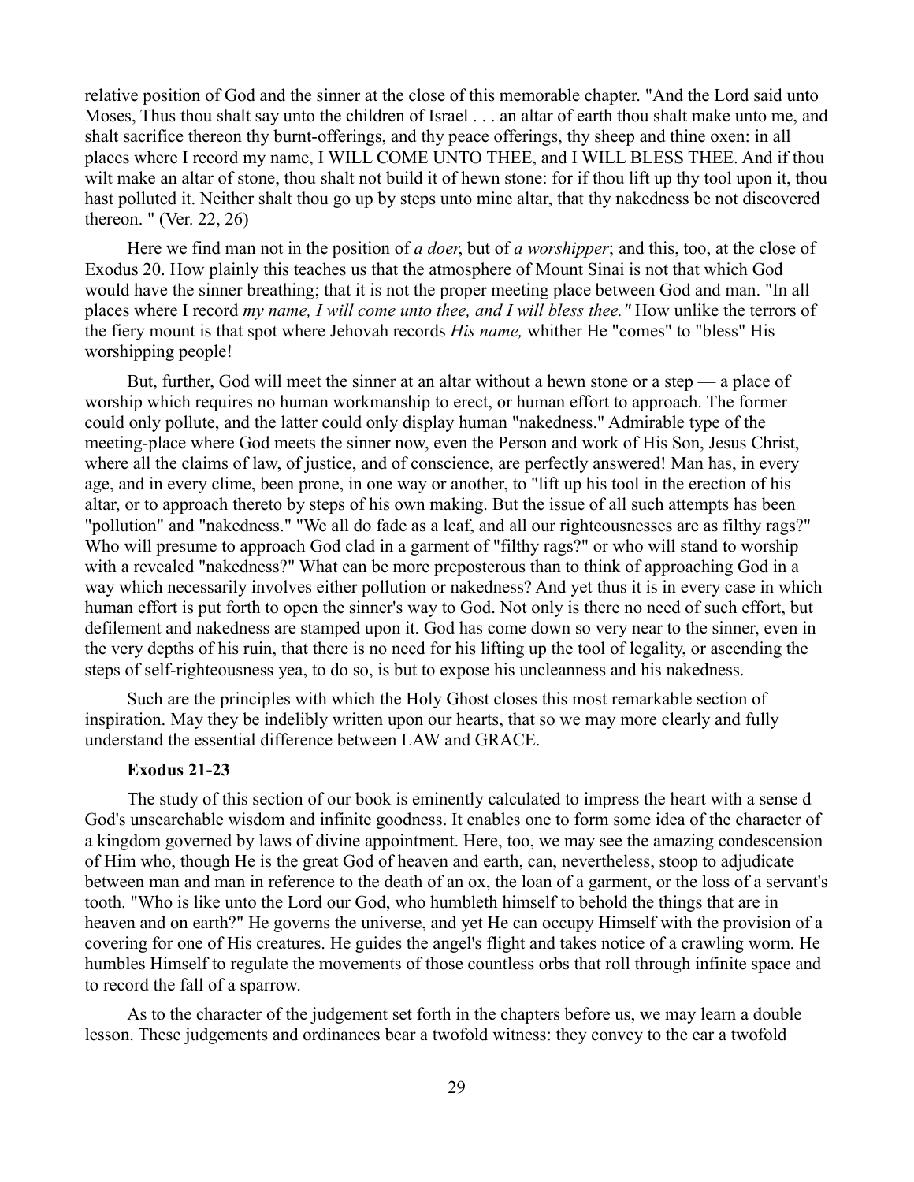relative position of God and the sinner at the close of this memorable chapter. "And the Lord said unto Moses, Thus thou shalt say unto the children of Israel . . . an altar of earth thou shalt make unto me, and shalt sacrifice thereon thy burnt-offerings, and thy peace offerings, thy sheep and thine oxen: in all places where I record my name, I WILL COME UNTO THEE, and I WILL BLESS THEE. And if thou wilt make an altar of stone, thou shalt not build it of hewn stone: for if thou lift up thy tool upon it, thou hast polluted it. Neither shalt thou go up by steps unto mine altar, that thy nakedness be not discovered thereon. " (Ver. 22, 26)

Here we find man not in the position of *a doer*, but of *a worshipper*; and this, too, at the close of Exodus 20. How plainly this teaches us that the atmosphere of Mount Sinai is not that which God would have the sinner breathing; that it is not the proper meeting place between God and man. "In all places where I record *my name, I will come unto thee, and I will bless thee."* How unlike the terrors of the fiery mount is that spot where Jehovah records *His name,* whither He "comes" to "bless" His worshipping people!

But, further, God will meet the sinner at an altar without a hewn stone or a step — a place of worship which requires no human workmanship to erect, or human effort to approach. The former could only pollute, and the latter could only display human "nakedness." Admirable type of the meeting-place where God meets the sinner now, even the Person and work of His Son, Jesus Christ, where all the claims of law, of justice, and of conscience, are perfectly answered! Man has, in every age, and in every clime, been prone, in one way or another, to "lift up his tool in the erection of his altar, or to approach thereto by steps of his own making. But the issue of all such attempts has been "pollution" and "nakedness." "We all do fade as a leaf, and all our righteousnesses are as filthy rags?" Who will presume to approach God clad in a garment of "filthy rags?" or who will stand to worship with a revealed "nakedness?" What can be more preposterous than to think of approaching God in a way which necessarily involves either pollution or nakedness? And yet thus it is in every case in which human effort is put forth to open the sinner's way to God. Not only is there no need of such effort, but defilement and nakedness are stamped upon it. God has come down so very near to the sinner, even in the very depths of his ruin, that there is no need for his lifting up the tool of legality, or ascending the steps of self-righteousness yea, to do so, is but to expose his uncleanness and his nakedness.

Such are the principles with which the Holy Ghost closes this most remarkable section of inspiration. May they be indelibly written upon our hearts, that so we may more clearly and fully understand the essential difference between LAW and GRACE.

### Exodus 21-23

The study of this section of our book is eminently calculated to impress the heart with a sense d God's unsearchable wisdom and infinite goodness. It enables one to form some idea of the character of a kingdom governed by laws of divine appointment. Here, too, we may see the amazing condescension of Him who, though He is the great God of heaven and earth, can, nevertheless, stoop to adjudicate between man and man in reference to the death of an ox, the loan of a garment, or the loss of a servant's tooth. "Who is like unto the Lord our God, who humbleth himself to behold the things that are in heaven and on earth?" He governs the universe, and yet He can occupy Himself with the provision of a covering for one of His creatures. He guides the angel's flight and takes notice of a crawling worm. He humbles Himself to regulate the movements of those countless orbs that roll through infinite space and to record the fall of a sparrow.

As to the character of the judgement set forth in the chapters before us, we may learn a double lesson. These judgements and ordinances bear a twofold witness: they convey to the ear a twofold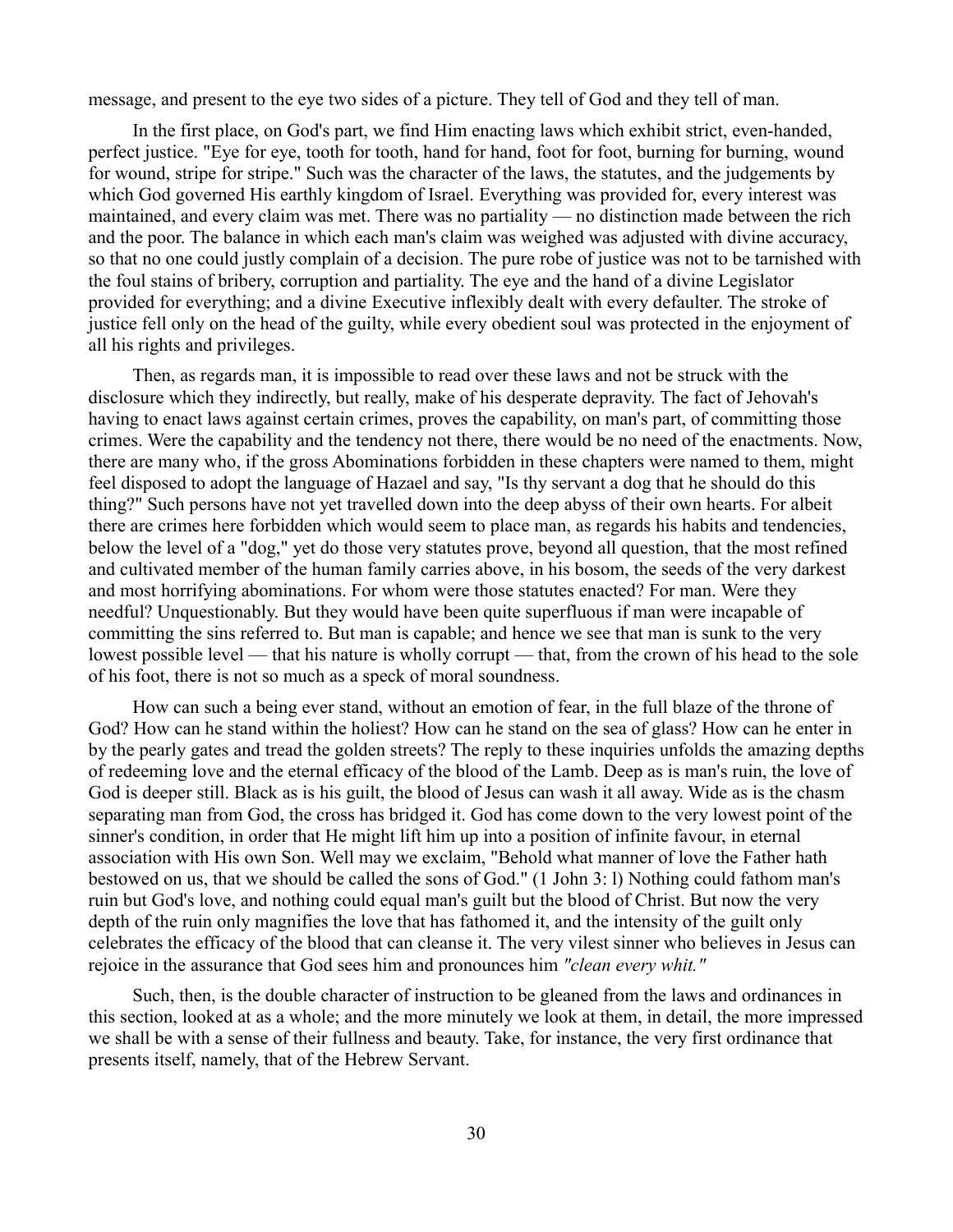message, and present to the eye two sides of a picture. They tell of God and they tell of man.

In the first place, on God's part, we find Him enacting laws which exhibit strict, even-handed, perfect justice. "Eye for eye, tooth for tooth, hand for hand, foot for foot, burning for burning, wound for wound, stripe for stripe." Such was the character of the laws, the statutes, and the judgements by which God governed His earthly kingdom of Israel. Everything was provided for, every interest was maintained, and every claim was met. There was no partiality — no distinction made between the rich and the poor. The balance in which each man's claim was weighed was adjusted with divine accuracy, so that no one could justly complain of a decision. The pure robe of justice was not to be tarnished with the foul stains of bribery, corruption and partiality. The eye and the hand of a divine Legislator provided for everything; and a divine Executive inflexibly dealt with every defaulter. The stroke of justice fell only on the head of the guilty, while every obedient soul was protected in the enjoyment of all his rights and privileges.

Then, as regards man, it is impossible to read over these laws and not be struck with the disclosure which they indirectly, but really, make of his desperate depravity. The fact of Jehovah's having to enact laws against certain crimes, proves the capability, on man's part, of committing those crimes. Were the capability and the tendency not there, there would be no need of the enactments. Now, there are many who, if the gross Abominations forbidden in these chapters were named to them, might feel disposed to adopt the language of Hazael and say, "Is thy servant a dog that he should do this thing?" Such persons have not yet travelled down into the deep abyss of their own hearts. For albeit there are crimes here forbidden which would seem to place man, as regards his habits and tendencies, below the level of a "dog," yet do those very statutes prove, beyond all question, that the most refined and cultivated member of the human family carries above, in his bosom, the seeds of the very darkest and most horrifying abominations. For whom were those statutes enacted? For man. Were they needful? Unquestionably. But they would have been quite superfluous if man were incapable of committing the sins referred to. But man is capable; and hence we see that man is sunk to the very lowest possible level — that his nature is wholly corrupt — that, from the crown of his head to the sole of his foot, there is not so much as a speck of moral soundness.

How can such a being ever stand, without an emotion of fear, in the full blaze of the throne of God? How can he stand within the holiest? How can he stand on the sea of glass? How can he enter in by the pearly gates and tread the golden streets? The reply to these inquiries unfolds the amazing depths of redeeming love and the eternal efficacy of the blood of the Lamb. Deep as is man's ruin, the love of God is deeper still. Black as is his guilt, the blood of Jesus can wash it all away. Wide as is the chasm separating man from God, the cross has bridged it. God has come down to the very lowest point of the sinner's condition, in order that He might lift him up into a position of infinite favour, in eternal association with His own Son. Well may we exclaim, "Behold what manner of love the Father hath bestowed on us, that we should be called the sons of God." (1 John 3: l) Nothing could fathom man's ruin but God's love, and nothing could equal man's guilt but the blood of Christ. But now the very depth of the ruin only magnifies the love that has fathomed it, and the intensity of the guilt only celebrates the efficacy of the blood that can cleanse it. The very vilest sinner who believes in Jesus can rejoice in the assurance that God sees him and pronounces him *"clean every whit."*

Such, then, is the double character of instruction to be gleaned from the laws and ordinances in this section, looked at as a whole; and the more minutely we look at them, in detail, the more impressed we shall be with a sense of their fullness and beauty. Take, for instance, the very first ordinance that presents itself, namely, that of the Hebrew Servant.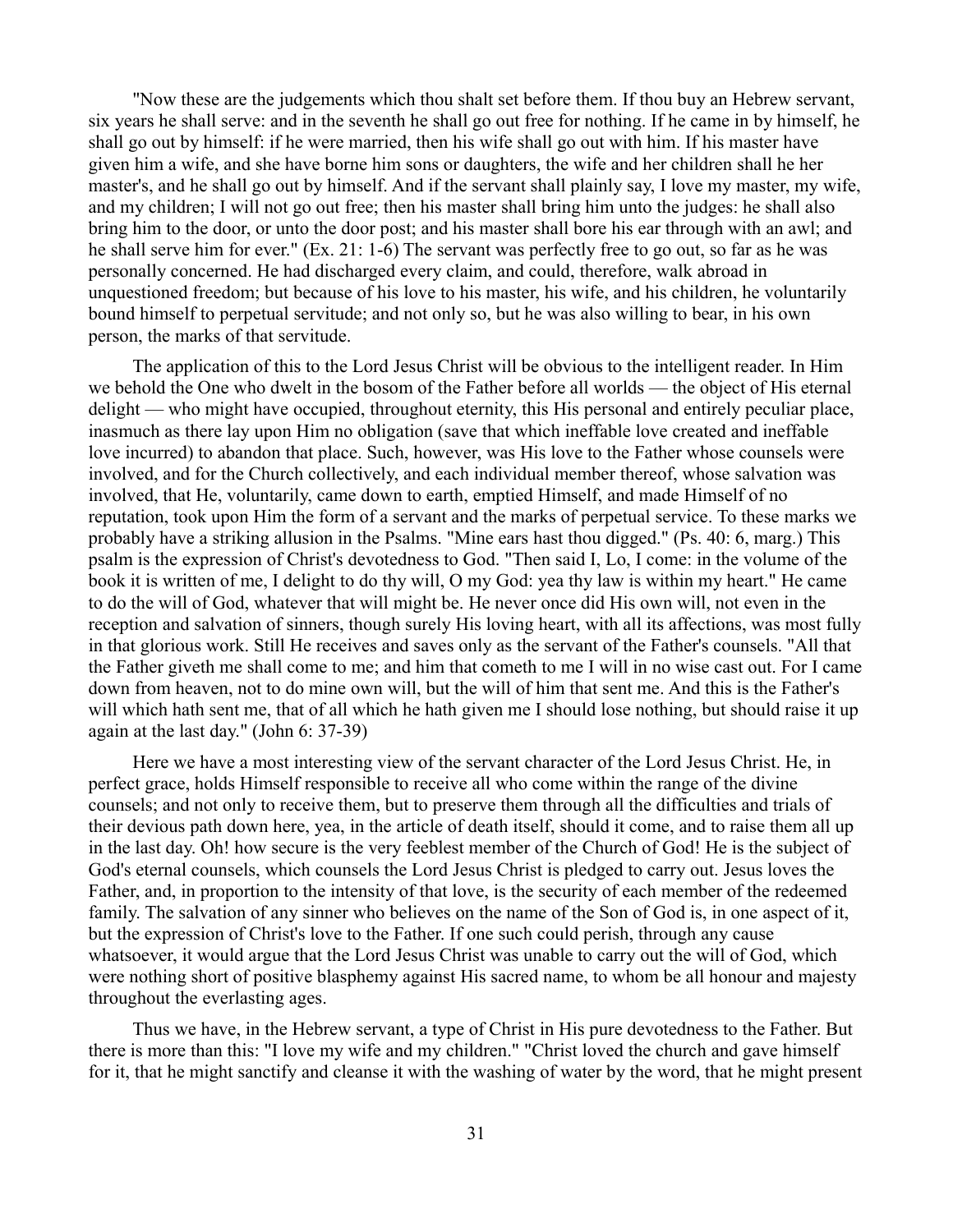"Now these are the judgements which thou shalt set before them. If thou buy an Hebrew servant, six years he shall serve: and in the seventh he shall go out free for nothing. If he came in by himself, he shall go out by himself: if he were married, then his wife shall go out with him. If his master have given him a wife, and she have borne him sons or daughters, the wife and her children shall he her master's, and he shall go out by himself. And if the servant shall plainly say, I love my master, my wife, and my children; I will not go out free; then his master shall bring him unto the judges: he shall also bring him to the door, or unto the door post; and his master shall bore his ear through with an awl; and he shall serve him for ever." (Ex. 21: 1-6) The servant was perfectly free to go out, so far as he was personally concerned. He had discharged every claim, and could, therefore, walk abroad in unquestioned freedom; but because of his love to his master, his wife, and his children, he voluntarily bound himself to perpetual servitude; and not only so, but he was also willing to bear, in his own person, the marks of that servitude.

The application of this to the Lord Jesus Christ will be obvious to the intelligent reader. In Him we behold the One who dwelt in the bosom of the Father before all worlds — the object of His eternal delight — who might have occupied, throughout eternity, this His personal and entirely peculiar place, inasmuch as there lay upon Him no obligation (save that which ineffable love created and ineffable love incurred) to abandon that place. Such, however, was His love to the Father whose counsels were involved, and for the Church collectively, and each individual member thereof, whose salvation was involved, that He, voluntarily, came down to earth, emptied Himself, and made Himself of no reputation, took upon Him the form of a servant and the marks of perpetual service. To these marks we probably have a striking allusion in the Psalms. "Mine ears hast thou digged." (Ps. 40: 6, marg.) This psalm is the expression of Christ's devotedness to God. "Then said I, Lo, I come: in the volume of the book it is written of me, I delight to do thy will, O my God: yea thy law is within my heart." He came to do the will of God, whatever that will might be. He never once did His own will, not even in the reception and salvation of sinners, though surely His loving heart, with all its affections, was most fully in that glorious work. Still He receives and saves only as the servant of the Father's counsels. "All that the Father giveth me shall come to me; and him that cometh to me I will in no wise cast out. For I came down from heaven, not to do mine own will, but the will of him that sent me. And this is the Father's will which hath sent me, that of all which he hath given me I should lose nothing, but should raise it up again at the last day." (John 6: 37-39)

Here we have a most interesting view of the servant character of the Lord Jesus Christ. He, in perfect grace, holds Himself responsible to receive all who come within the range of the divine counsels; and not only to receive them, but to preserve them through all the difficulties and trials of their devious path down here, yea, in the article of death itself, should it come, and to raise them all up in the last day. Oh! how secure is the very feeblest member of the Church of God! He is the subject of God's eternal counsels, which counsels the Lord Jesus Christ is pledged to carry out. Jesus loves the Father, and, in proportion to the intensity of that love, is the security of each member of the redeemed family. The salvation of any sinner who believes on the name of the Son of God is, in one aspect of it, but the expression of Christ's love to the Father. If one such could perish, through any cause whatsoever, it would argue that the Lord Jesus Christ was unable to carry out the will of God, which were nothing short of positive blasphemy against His sacred name, to whom be all honour and majesty throughout the everlasting ages.

Thus we have, in the Hebrew servant, a type of Christ in His pure devotedness to the Father. But there is more than this: "I love my wife and my children." "Christ loved the church and gave himself for it, that he might sanctify and cleanse it with the washing of water by the word, that he might present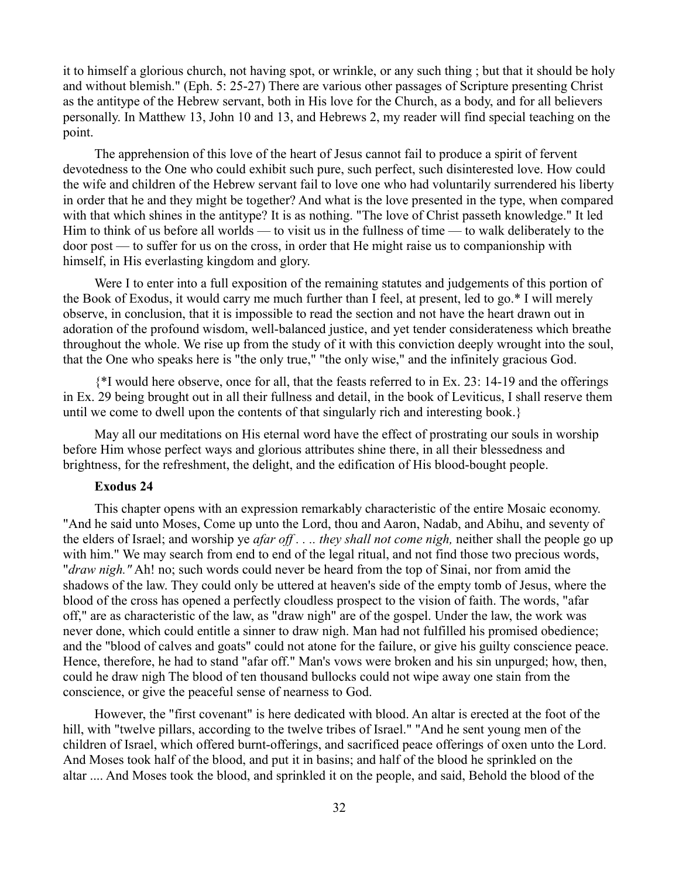it to himself a glorious church, not having spot, or wrinkle, or any such thing ; but that it should be holy and without blemish." (Eph. 5: 25-27) There are various other passages of Scripture presenting Christ as the antitype of the Hebrew servant, both in His love for the Church, as a body, and for all believers personally. In Matthew 13, John 10 and 13, and Hebrews 2, my reader will find special teaching on the point.

The apprehension of this love of the heart of Jesus cannot fail to produce a spirit of fervent devotedness to the One who could exhibit such pure, such perfect, such disinterested love. How could the wife and children of the Hebrew servant fail to love one who had voluntarily surrendered his liberty in order that he and they might be together? And what is the love presented in the type, when compared with that which shines in the antitype? It is as nothing. "The love of Christ passeth knowledge." It led Him to think of us before all worlds — to visit us in the fullness of time — to walk deliberately to the door post — to suffer for us on the cross, in order that He might raise us to companionship with himself, in His everlasting kingdom and glory.

Were I to enter into a full exposition of the remaining statutes and judgements of this portion of the Book of Exodus, it would carry me much further than I feel, at present, led to go.* I will merely observe, in conclusion, that it is impossible to read the section and not have the heart drawn out in adoration of the profound wisdom, well-balanced justice, and yet tender considerateness which breathe throughout the whole. We rise up from the study of it with this conviction deeply wrought into the soul, that the One who speaks here is "the only true," "the only wise," and the infinitely gracious God.

{*I would here observe, once for all, that the feasts referred to in Ex. 23: 14-19 and the offerings in Ex. 29 being brought out in all their fullness and detail, in the book of Leviticus, I shall reserve them until we come to dwell upon the contents of that singularly rich and interesting book.}

May all our meditations on His eternal word have the effect of prostrating our souls in worship before Him whose perfect ways and glorious attributes shine there, in all their blessedness and brightness, for the refreshment, the delight, and the edification of His blood-bought people.

**Exodus 24**

This chapter opens with an expression remarkably characteristic of the entire Mosaic economy. "And he said unto Moses, Come up unto the Lord, thou and Aaron, Nadab, and Abihu, and seventy of the elders of Israel; and worship ye *afar off . . .. they shall not come nigh,* neither shall the people go up with him." We may search from end to end of the legal ritual, and not find those two precious words, "*draw nigh."* Ah! no; such words could never be heard from the top of Sinai, nor from amid the shadows of the law. They could only be uttered at heaven's side of the empty tomb of Jesus, where the blood of the cross has opened a perfectly cloudless prospect to the vision of faith. The words, "afar off," are as characteristic of the law, as "draw nigh" are of the gospel. Under the law, the work was never done, which could entitle a sinner to draw nigh. Man had not fulfilled his promised obedience; and the "blood of calves and goats" could not atone for the failure, or give his guilty conscience peace. Hence, therefore, he had to stand "afar off." Man's vows were broken and his sin unpurged; how, then, could he draw nigh The blood of ten thousand bullocks could not wipe away one stain from the conscience, or give the peaceful sense of nearness to God.

However, the "first covenant" is here dedicated with blood. An altar is erected at the foot of the hill, with "twelve pillars, according to the twelve tribes of Israel." "And he sent young men of the children of Israel, which offered burnt-offerings, and sacrificed peace offerings of oxen unto the Lord. And Moses took half of the blood, and put it in basins; and half of the blood he sprinkled on the altar .... And Moses took the blood, and sprinkled it on the people, and said, Behold the blood of the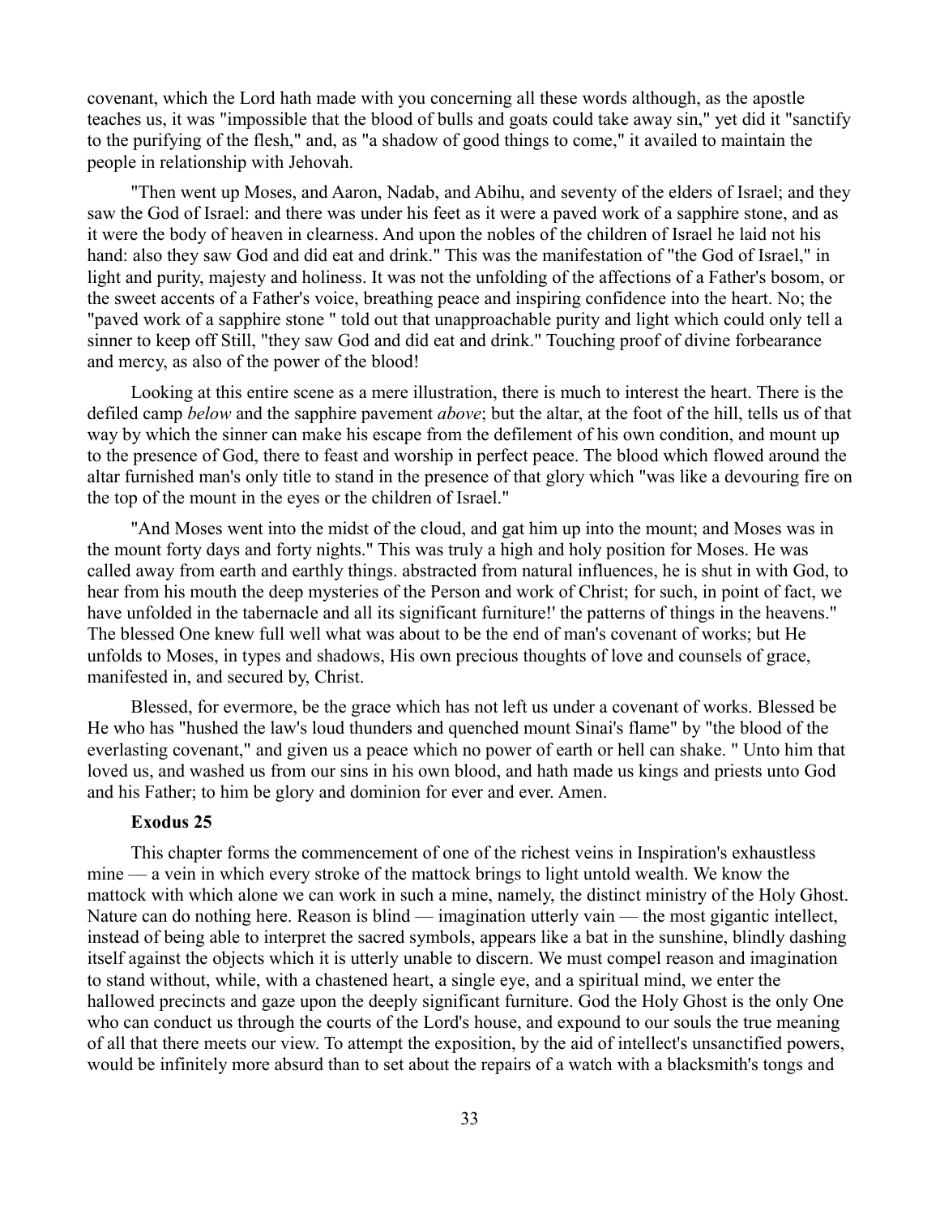covenant, which the Lord hath made with you concerning all these words although, as the apostle teaches us, it was "impossible that the blood of bulls and goats could take away sin," yet did it "sanctify to the purifying of the flesh," and, as "a shadow of good things to come," it availed to maintain the people in relationship with Jehovah.

"Then went up Moses, and Aaron, Nadab, and Abihu, and seventy of the elders of Israel; and they saw the God of Israel: and there was under his feet as it were a paved work of a sapphire stone, and as it were the body of heaven in clearness. And upon the nobles of the children of Israel he laid not his hand: also they saw God and did eat and drink." This was the manifestation of "the God of Israel," in light and purity, majesty and holiness. It was not the unfolding of the affections of a Father's bosom, or the sweet accents of a Father's voice, breathing peace and inspiring confidence into the heart. No; the "paved work of a sapphire stone " told out that unapproachable purity and light which could only tell a sinner to keep off Still, "they saw God and did eat and drink." Touching proof of divine forbearance and mercy, as also of the power of the blood!

Looking at this entire scene as a mere illustration, there is much to interest the heart. There is the defiled camp *below* and the sapphire pavement *above*; but the altar, at the foot of the hill, tells us of that way by which the sinner can make his escape from the defilement of his own condition, and mount up to the presence of God, there to feast and worship in perfect peace. The blood which flowed around the altar furnished man's only title to stand in the presence of that glory which "was like a devouring fire on the top of the mount in the eyes or the children of Israel."

"And Moses went into the midst of the cloud, and gat him up into the mount; and Moses was in the mount forty days and forty nights." This was truly a high and holy position for Moses. He was called away from earth and earthly things. abstracted from natural influences, he is shut in with God, to hear from his mouth the deep mysteries of the Person and work of Christ; for such, in point of fact, we have unfolded in the tabernacle and all its significant furniture!' the patterns of things in the heavens." The blessed One knew full well what was about to be the end of man's covenant of works; but He unfolds to Moses, in types and shadows, His own precious thoughts of love and counsels of grace, manifested in, and secured by, Christ.

Blessed, for evermore, be the grace which has not left us under a covenant of works. Blessed be He who has "hushed the law's loud thunders and quenched mount Sinai's flame" by "the blood of the everlasting covenant," and given us a peace which no power of earth or hell can shake. " Unto him that loved us, and washed us from our sins in his own blood, and hath made us kings and priests unto God and his Father; to him be glory and dominion for ever and ever. Amen.

**Exodus 25**

This chapter forms the commencement of one of the richest veins in Inspiration's exhaustless mine — a vein in which every stroke of the mattock brings to light untold wealth. We know the mattock with which alone we can work in such a mine, namely, the distinct ministry of the Holy Ghost. Nature can do nothing here. Reason is blind — imagination utterly vain — the most gigantic intellect, instead of being able to interpret the sacred symbols, appears like a bat in the sunshine, blindly dashing itself against the objects which it is utterly unable to discern. We must compel reason and imagination to stand without, while, with a chastened heart, a single eye, and a spiritual mind, we enter the hallowed precincts and gaze upon the deeply significant furniture. God the Holy Ghost is the only One who can conduct us through the courts of the Lord's house, and expound to our souls the true meaning of all that there meets our view. To attempt the exposition, by the aid of intellect's unsanctified powers, would be infinitely more absurd than to set about the repairs of a watch with a blacksmith's tongs and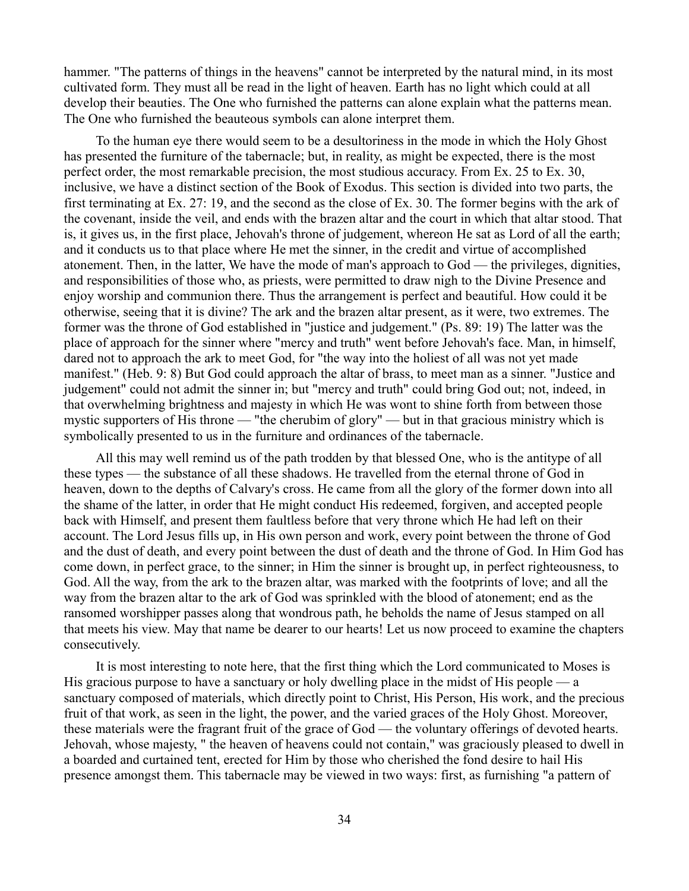hammer. "The patterns of things in the heavens" cannot be interpreted by the natural mind, in its most cultivated form. They must all be read in the light of heaven. Earth has no light which could at all develop their beauties. The One who furnished the patterns can alone explain what the patterns mean. The One who furnished the beauteous symbols can alone interpret them.

To the human eye there would seem to be a desultoriness in the mode in which the Holy Ghost has presented the furniture of the tabernacle; but, in reality, as might be expected, there is the most perfect order, the most remarkable precision, the most studious accuracy. From Ex. 25 to Ex. 30, inclusive, we have a distinct section of the Book of Exodus. This section is divided into two parts, the first terminating at Ex. 27: 19, and the second as the close of Ex. 30. The former begins with the ark of the covenant, inside the veil, and ends with the brazen altar and the court in which that altar stood. That is, it gives us, in the first place, Jehovah's throne of judgement, whereon He sat as Lord of all the earth; and it conducts us to that place where He met the sinner, in the credit and virtue of accomplished atonement. Then, in the latter, We have the mode of man's approach to God — the privileges, dignities, and responsibilities of those who, as priests, were permitted to draw nigh to the Divine Presence and enjoy worship and communion there. Thus the arrangement is perfect and beautiful. How could it be otherwise, seeing that it is divine? The ark and the brazen altar present, as it were, two extremes. The former was the throne of God established in "justice and judgement." (Ps. 89: 19) The latter was the place of approach for the sinner where "mercy and truth" went before Jehovah's face. Man, in himself, dared not to approach the ark to meet God, for "the way into the holiest of all was not yet made manifest." (Heb. 9: 8) But God could approach the altar of brass, to meet man as a sinner. "Justice and judgement" could not admit the sinner in; but "mercy and truth" could bring God out; not, indeed, in that overwhelming brightness and majesty in which He was wont to shine forth from between those mystic supporters of His throne — "the cherubim of glory" — but in that gracious ministry which is symbolically presented to us in the furniture and ordinances of the tabernacle.

All this may well remind us of the path trodden by that blessed One, who is the antitype of all these types — the substance of all these shadows. He travelled from the eternal throne of God in heaven, down to the depths of Calvary's cross. He came from all the glory of the former down into all the shame of the latter, in order that He might conduct His redeemed, forgiven, and accepted people back with Himself, and present them faultless before that very throne which He had left on their account. The Lord Jesus fills up, in His own person and work, every point between the throne of God and the dust of death, and every point between the dust of death and the throne of God. In Him God has come down, in perfect grace, to the sinner; in Him the sinner is brought up, in perfect righteousness, to God. All the way, from the ark to the brazen altar, was marked with the footprints of love; and all the way from the brazen altar to the ark of God was sprinkled with the blood of atonement; end as the ransomed worshipper passes along that wondrous path, he beholds the name of Jesus stamped on all that meets his view. May that name be dearer to our hearts! Let us now proceed to examine the chapters consecutively.

It is most interesting to note here, that the first thing which the Lord communicated to Moses is His gracious purpose to have a sanctuary or holy dwelling place in the midst of His people — a sanctuary composed of materials, which directly point to Christ, His Person, His work, and the precious fruit of that work, as seen in the light, the power, and the varied graces of the Holy Ghost. Moreover, these materials were the fragrant fruit of the grace of God — the voluntary offerings of devoted hearts. Jehovah, whose majesty, " the heaven of heavens could not contain," was graciously pleased to dwell in a boarded and curtained tent, erected for Him by those who cherished the fond desire to hail His presence amongst them. This tabernacle may be viewed in two ways: first, as furnishing "a pattern of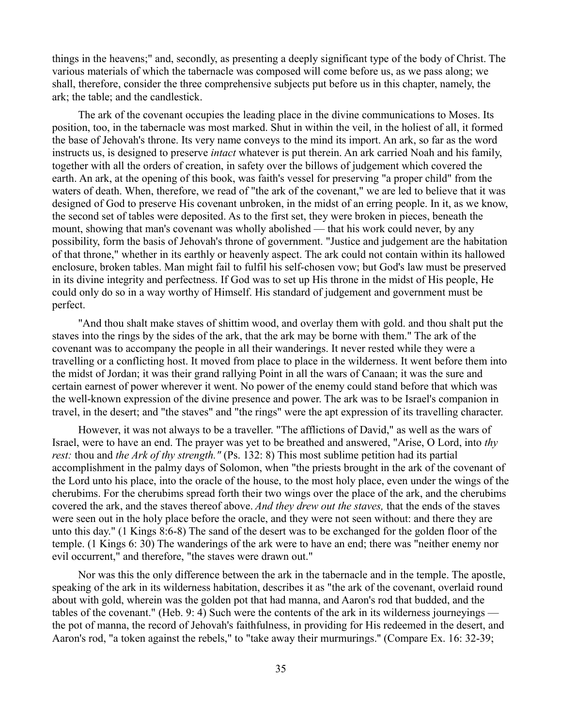things in the heavens;" and, secondly, as presenting a deeply significant type of the body of Christ. The various materials of which the tabernacle was composed will come before us, as we pass along; we shall, therefore, consider the three comprehensive subjects put before us in this chapter, namely, the ark; the table; and the candlestick.

The ark of the covenant occupies the leading place in the divine communications to Moses. Its position, too, in the tabernacle was most marked. Shut in within the veil, in the holiest of all, it formed the base of Jehovah's throne. Its very name conveys to the mind its import. An ark, so far as the word instructs us, is designed to preserve *intact* whatever is put therein. An ark carried Noah and his family, together with all the orders of creation, in safety over the billows of judgement which covered the earth. An ark, at the opening of this book, was faith's vessel for preserving "a proper child" from the waters of death. When, therefore, we read of "the ark of the covenant," we are led to believe that it was designed of God to preserve His covenant unbroken, in the midst of an erring people. In it, as we know, the second set of tables were deposited. As to the first set, they were broken in pieces, beneath the mount, showing that man's covenant was wholly abolished — that his work could never, by any possibility, form the basis of Jehovah's throne of government. "Justice and judgement are the habitation of that throne," whether in its earthly or heavenly aspect. The ark could not contain within its hallowed enclosure, broken tables. Man might fail to fulfil his self-chosen vow; but God's law must be preserved in its divine integrity and perfectness. If God was to set up His throne in the midst of His people, He could only do so in a way worthy of Himself. His standard of judgement and government must be perfect.

"And thou shalt make staves of shittim wood, and overlay them with gold. and thou shalt put the staves into the rings by the sides of the ark, that the ark may be borne with them." The ark of the covenant was to accompany the people in all their wanderings. It never rested while they were a travelling or a conflicting host. It moved from place to place in the wilderness. It went before them into the midst of Jordan; it was their grand rallying Point in all the wars of Canaan; it was the sure and certain earnest of power wherever it went. No power of the enemy could stand before that which was the well-known expression of the divine presence and power. The ark was to be Israel's companion in travel, in the desert; and "the staves" and "the rings" were the apt expression of its travelling character.

However, it was not always to be a traveller. "The afflictions of David," as well as the wars of Israel, were to have an end. The prayer was yet to be breathed and answered, "Arise, O Lord, into *thy rest:* thou and *the Ark of thy strength."* (Ps. 132: 8) This most sublime petition had its partial accomplishment in the palmy days of Solomon, when "the priests brought in the ark of the covenant of the Lord unto his place, into the oracle of the house, to the most holy place, even under the wings of the cherubims. For the cherubims spread forth their two wings over the place of the ark, and the cherubims covered the ark, and the staves thereof above. *And they drew out the staves,* that the ends of the staves were seen out in the holy place before the oracle, and they were not seen without: and there they are unto this day." (1 Kings 8:6-8) The sand of the desert was to be exchanged for the golden floor of the temple. (1 Kings 6: 30) The wanderings of the ark were to have an end; there was "neither enemy nor evil occurrent," and therefore, "the staves were drawn out."

Nor was this the only difference between the ark in the tabernacle and in the temple. The apostle, speaking of the ark in its wilderness habitation, describes it as "the ark of the covenant, overlaid round about with gold, wherein was the golden pot that had manna, and Aaron's rod that budded, and the tables of the covenant." (Heb. 9: 4) Such were the contents of the ark in its wilderness journeyings — the pot of manna, the record of Jehovah's faithfulness, in providing for His redeemed in the desert, and Aaron's rod, "a token against the rebels," to "take away their murmurings." (Compare Ex. 16: 32-39;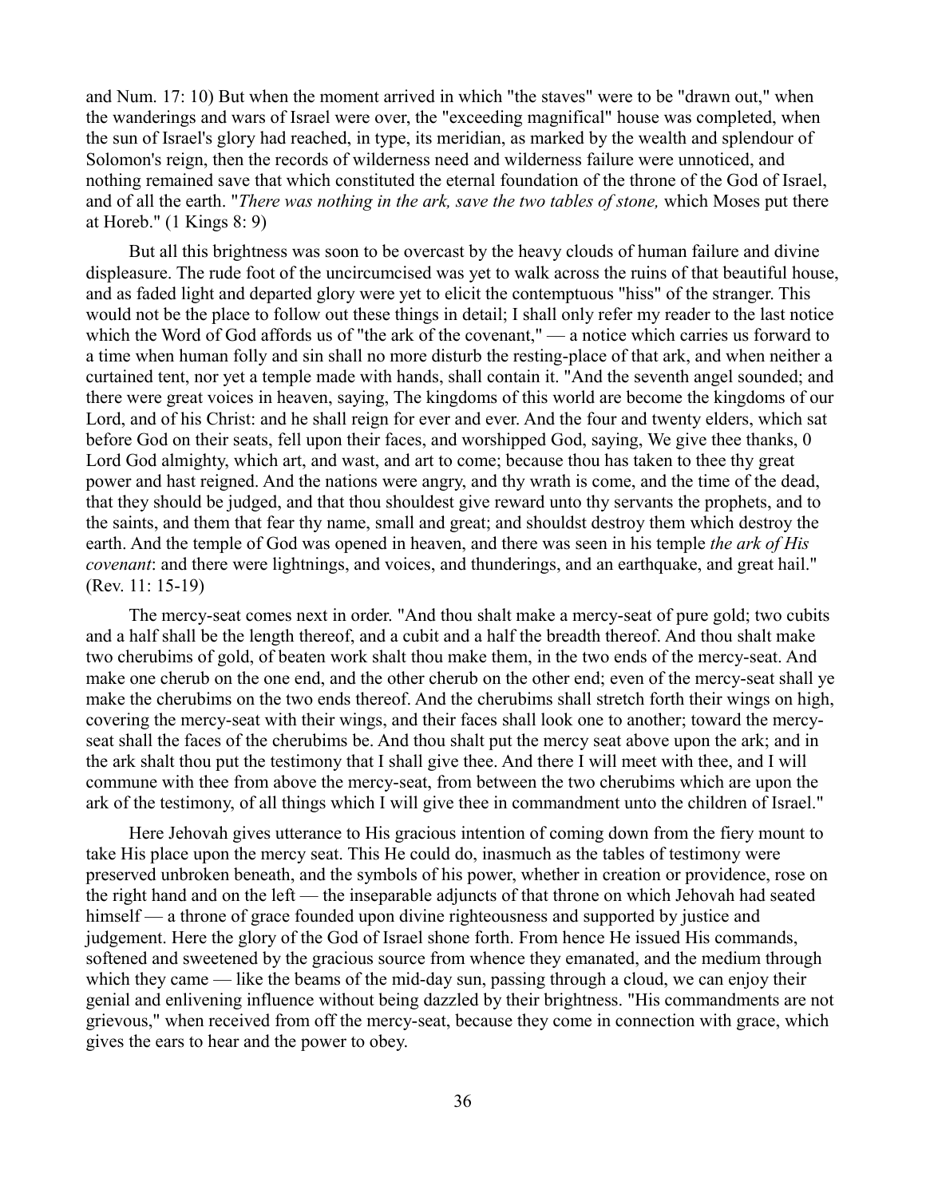and Num. 17: 10) But when the moment arrived in which "the staves" were to be "drawn out," when the wanderings and wars of Israel were over, the "exceeding magnifical" house was completed, when the sun of Israel's glory had reached, in type, its meridian, as marked by the wealth and splendour of Solomon's reign, then the records of wilderness need and wilderness failure were unnoticed, and nothing remained save that which constituted the eternal foundation of the throne of the God of Israel, and of all the earth. "*There was nothing in the ark, save the two tables of stone,* which Moses put there at Horeb." (1 Kings 8: 9)

But all this brightness was soon to be overcast by the heavy clouds of human failure and divine displeasure. The rude foot of the uncircumcised was yet to walk across the ruins of that beautiful house, and as faded light and departed glory were yet to elicit the contemptuous "hiss" of the stranger. This would not be the place to follow out these things in detail; I shall only refer my reader to the last notice which the Word of God affords us of "the ark of the covenant," — a notice which carries us forward to a time when human folly and sin shall no more disturb the resting-place of that ark, and when neither a curtained tent, nor yet a temple made with hands, shall contain it. "And the seventh angel sounded; and there were great voices in heaven, saying, The kingdoms of this world are become the kingdoms of our Lord, and of his Christ: and he shall reign for ever and ever. And the four and twenty elders, which sat before God on their seats, fell upon their faces, and worshipped God, saying, We give thee thanks, 0 Lord God almighty, which art, and wast, and art to come; because thou has taken to thee thy great power and hast reigned. And the nations were angry, and thy wrath is come, and the time of the dead, that they should be judged, and that thou shouldest give reward unto thy servants the prophets, and to the saints, and them that fear thy name, small and great; and shouldst destroy them which destroy the earth. And the temple of God was opened in heaven, and there was seen in his temple *the ark of His covenant*: and there were lightnings, and voices, and thunderings, and an earthquake, and great hail." (Rev. 11: 15-19)

The mercy-seat comes next in order. "And thou shalt make a mercy-seat of pure gold; two cubits and a half shall be the length thereof, and a cubit and a half the breadth thereof. And thou shalt make two cherubims of gold, of beaten work shalt thou make them, in the two ends of the mercy-seat. And make one cherub on the one end, and the other cherub on the other end; even of the mercy-seat shall ye make the cherubims on the two ends thereof. And the cherubims shall stretch forth their wings on high, covering the mercy-seat with their wings, and their faces shall look one to another; toward the mercy-seat shall the faces of the cherubims be. And thou shalt put the mercy seat above upon the ark; and in the ark shalt thou put the testimony that I shall give thee. And there I will meet with thee, and I will commune with thee from above the mercy-seat, from between the two cherubims which are upon the ark of the testimony, of all things which I will give thee in commandment unto the children of Israel."

Here Jehovah gives utterance to His gracious intention of coming down from the fiery mount to take His place upon the mercy seat. This He could do, inasmuch as the tables of testimony were preserved unbroken beneath, and the symbols of his power, whether in creation or providence, rose on the right hand and on the left — the inseparable adjuncts of that throne on which Jehovah had seated himself — a throne of grace founded upon divine righteousness and supported by justice and judgement. Here the glory of the God of Israel shone forth. From hence He issued His commands, softened and sweetened by the gracious source from whence they emanated, and the medium through which they came — like the beams of the mid-day sun, passing through a cloud, we can enjoy their genial and enlivening influence without being dazzled by their brightness. "His commandments are not grievous," when received from off the mercy-seat, because they come in connection with grace, which gives the ears to hear and the power to obey.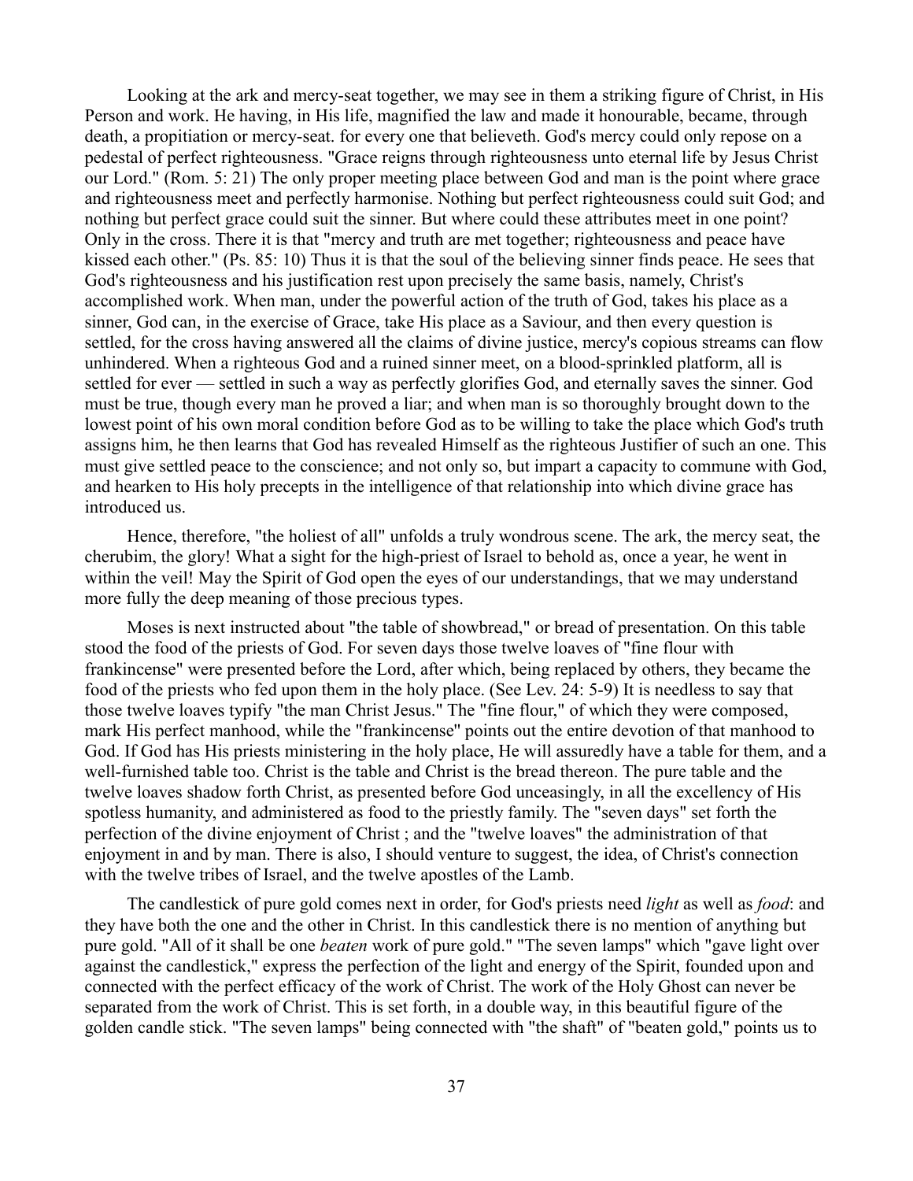Looking at the ark and mercy-seat together, we may see in them a striking figure of Christ, in His Person and work. He having, in His life, magnified the law and made it honourable, became, through death, a propitiation or mercy-seat. for every one that believeth. God's mercy could only repose on a pedestal of perfect righteousness. "Grace reigns through righteousness unto eternal life by Jesus Christ our Lord." (Rom. 5: 21) The only proper meeting place between God and man is the point where grace and righteousness meet and perfectly harmonise. Nothing but perfect righteousness could suit God; and nothing but perfect grace could suit the sinner. But where could these attributes meet in one point? Only in the cross. There it is that "mercy and truth are met together; righteousness and peace have kissed each other." (Ps. 85: 10) Thus it is that the soul of the believing sinner finds peace. He sees that God's righteousness and his justification rest upon precisely the same basis, namely, Christ's accomplished work. When man, under the powerful action of the truth of God, takes his place as a sinner, God can, in the exercise of Grace, take His place as a Saviour, and then every question is settled, for the cross having answered all the claims of divine justice, mercy's copious streams can flow unhindered. When a righteous God and a ruined sinner meet, on a blood-sprinkled platform, all is settled for ever — settled in such a way as perfectly glorifies God, and eternally saves the sinner. God must be true, though every man he proved a liar; and when man is so thoroughly brought down to the lowest point of his own moral condition before God as to be willing to take the place which God's truth assigns him, he then learns that God has revealed Himself as the righteous Justifier of such an one. This must give settled peace to the conscience; and not only so, but impart a capacity to commune with God, and hearken to His holy precepts in the intelligence of that relationship into which divine grace has introduced us.

Hence, therefore, "the holiest of all" unfolds a truly wondrous scene. The ark, the mercy seat, the cherubim, the glory! What a sight for the high-priest of Israel to behold as, once a year, he went in within the veil! May the Spirit of God open the eyes of our understandings, that we may understand more fully the deep meaning of those precious types.

Moses is next instructed about "the table of showbread," or bread of presentation. On this table stood the food of the priests of God. For seven days those twelve loaves of "fine flour with frankincense" were presented before the Lord, after which, being replaced by others, they became the food of the priests who fed upon them in the holy place. (See Lev. 24: 5-9) It is needless to say that those twelve loaves typify "the man Christ Jesus." The "fine flour," of which they were composed, mark His perfect manhood, while the "frankincense" points out the entire devotion of that manhood to God. If God has His priests ministering in the holy place, He will assuredly have a table for them, and a well-furnished table too. Christ is the table and Christ is the bread thereon. The pure table and the twelve loaves shadow forth Christ, as presented before God unceasingly, in all the excellency of His spotless humanity, and administered as food to the priestly family. The "seven days" set forth the perfection of the divine enjoyment of Christ ; and the "twelve loaves" the administration of that enjoyment in and by man. There is also, I should venture to suggest, the idea, of Christ's connection with the twelve tribes of Israel, and the twelve apostles of the Lamb.

The candlestick of pure gold comes next in order, for God's priests need *light* as well as *food*: and they have both the one and the other in Christ. In this candlestick there is no mention of anything but pure gold. "All of it shall be one *beaten* work of pure gold." "The seven lamps" which "gave light over against the candlestick," express the perfection of the light and energy of the Spirit, founded upon and connected with the perfect efficacy of the work of Christ. The work of the Holy Ghost can never be separated from the work of Christ. This is set forth, in a double way, in this beautiful figure of the golden candle stick. "The seven lamps" being connected with "the shaft" of "beaten gold," points us to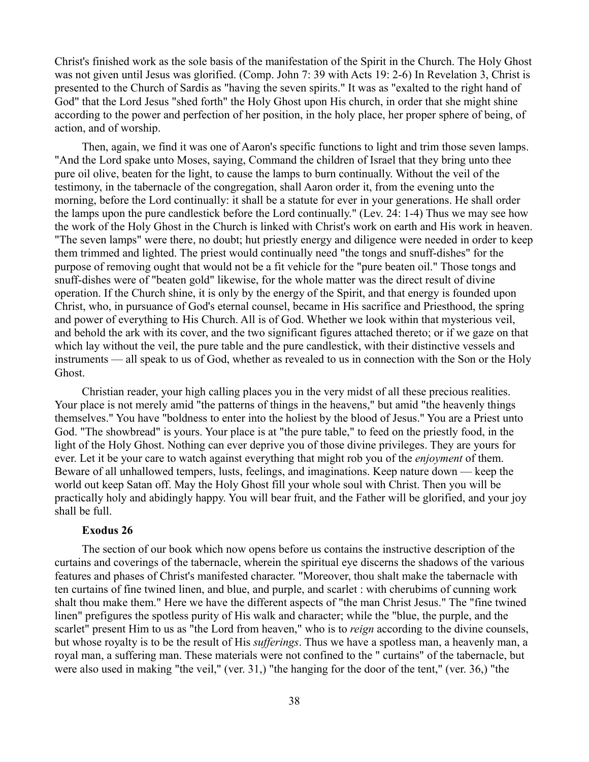Christ's finished work as the sole basis of the manifestation of the Spirit in the Church. The Holy Ghost was not given until Jesus was glorified. (Comp. John 7: 39 with Acts 19: 2-6) In Revelation 3, Christ is presented to the Church of Sardis as "having the seven spirits." It was as "exalted to the right hand of God" that the Lord Jesus "shed forth" the Holy Ghost upon His church, in order that she might shine according to the power and perfection of her position, in the holy place, her proper sphere of being, of action, and of worship.

Then, again, we find it was one of Aaron's specific functions to light and trim those seven lamps. "And the Lord spake unto Moses, saying, Command the children of Israel that they bring unto thee pure oil olive, beaten for the light, to cause the lamps to burn continually. Without the veil of the testimony, in the tabernacle of the congregation, shall Aaron order it, from the evening unto the morning, before the Lord continually: it shall be a statute for ever in your generations. He shall order the lamps upon the pure candlestick before the Lord continually." (Lev. 24: 1-4) Thus we may see how the work of the Holy Ghost in the Church is linked with Christ's work on earth and His work in heaven. "The seven lamps" were there, no doubt; hut priestly energy and diligence were needed in order to keep them trimmed and lighted. The priest would continually need "the tongs and snuff-dishes" for the purpose of removing ought that would not be a fit vehicle for the "pure beaten oil." Those tongs and snuff-dishes were of "beaten gold" likewise, for the whole matter was the direct result of divine operation. If the Church shine, it is only by the energy of the Spirit, and that energy is founded upon Christ, who, in pursuance of God's eternal counsel, became in His sacrifice and Priesthood, the spring and power of everything to His Church. All is of God. Whether we look within that mysterious veil, and behold the ark with its cover, and the two significant figures attached thereto; or if we gaze on that which lay without the veil, the pure table and the pure candlestick, with their distinctive vessels and instruments — all speak to us of God, whether as revealed to us in connection with the Son or the Holy Ghost.

Christian reader, your high calling places you in the very midst of all these precious realities. Your place is not merely amid "the patterns of things in the heavens," but amid "the heavenly things themselves." You have "boldness to enter into the holiest by the blood of Jesus." You are a Priest unto God. "The showbread" is yours. Your place is at "the pure table," to feed on the priestly food, in the light of the Holy Ghost. Nothing can ever deprive you of those divine privileges. They are yours for ever. Let it be your care to watch against everything that might rob you of the *enjoyment* of them. Beware of all unhallowed tempers, lusts, feelings, and imaginations. Keep nature down — keep the world out keep Satan off. May the Holy Ghost fill your whole soul with Christ. Then you will be practically holy and abidingly happy. You will bear fruit, and the Father will be glorified, and your joy shall be full.

**Exodus 26**

The section of our book which now opens before us contains the instructive description of the curtains and coverings of the tabernacle, wherein the spiritual eye discerns the shadows of the various features and phases of Christ's manifested character. "Moreover, thou shalt make the tabernacle with ten curtains of fine twined linen, and blue, and purple, and scarlet : with cherubims of cunning work shalt thou make them." Here we have the different aspects of "the man Christ Jesus." The "fine twined linen" prefigures the spotless purity of His walk and character; while the "blue, the purple, and the scarlet" present Him to us as "the Lord from heaven," who is to *reign* according to the divine counsels, but whose royalty is to be the result of His *sufferings*. Thus we have a spotless man, a heavenly man, a royal man, a suffering man. These materials were not confined to the " curtains" of the tabernacle, but were also used in making "the veil," (ver. 31,) "the hanging for the door of the tent," (ver. 36,) "the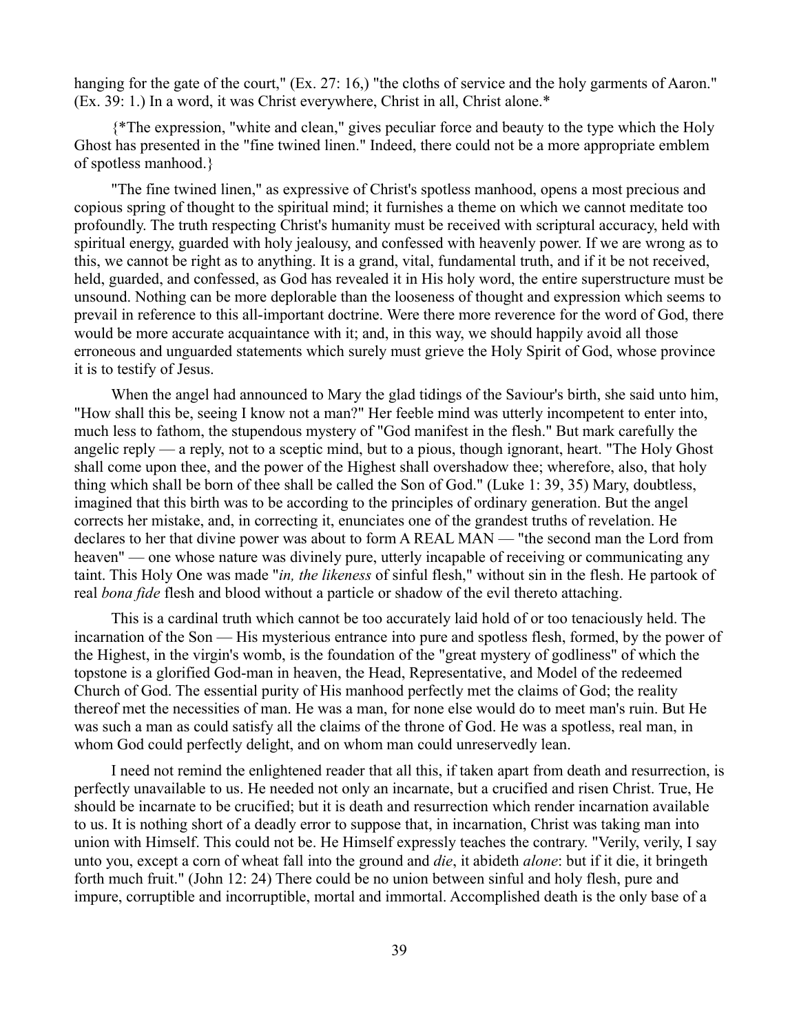hanging for the gate of the court," (Ex. 27: 16,) "the cloths of service and the holy garments of Aaron." (Ex. 39: 1.) In a word, it was Christ everywhere, Christ in all, Christ alone.*

{*The expression, "white and clean," gives peculiar force and beauty to the type which the Holy Ghost has presented in the "fine twined linen." Indeed, there could not be a more appropriate emblem of spotless manhood.}

"The fine twined linen," as expressive of Christ's spotless manhood, opens a most precious and copious spring of thought to the spiritual mind; it furnishes a theme on which we cannot meditate too profoundly. The truth respecting Christ's humanity must be received with scriptural accuracy, held with spiritual energy, guarded with holy jealousy, and confessed with heavenly power. If we are wrong as to this, we cannot be right as to anything. It is a grand, vital, fundamental truth, and if it be not received, held, guarded, and confessed, as God has revealed it in His holy word, the entire superstructure must be unsound. Nothing can be more deplorable than the looseness of thought and expression which seems to prevail in reference to this all-important doctrine. Were there more reverence for the word of God, there would be more accurate acquaintance with it; and, in this way, we should happily avoid all those erroneous and unguarded statements which surely must grieve the Holy Spirit of God, whose province it is to testify of Jesus.

When the angel had announced to Mary the glad tidings of the Saviour's birth, she said unto him, "How shall this be, seeing I know not a man?" Her feeble mind was utterly incompetent to enter into, much less to fathom, the stupendous mystery of "God manifest in the flesh." But mark carefully the angelic reply — a reply, not to a sceptic mind, but to a pious, though ignorant, heart. "The Holy Ghost shall come upon thee, and the power of the Highest shall overshadow thee; wherefore, also, that holy thing which shall be born of thee shall be called the Son of God." (Luke 1: 39, 35) Mary, doubtless, imagined that this birth was to be according to the principles of ordinary generation. But the angel corrects her mistake, and, in correcting it, enunciates one of the grandest truths of revelation. He declares to her that divine power was about to form A REAL MAN — "the second man the Lord from heaven" — one whose nature was divinely pure, utterly incapable of receiving or communicating any taint. This Holy One was made "*in, the likeness* of sinful flesh," without sin in the flesh. He partook of real *bona fide* flesh and blood without a particle or shadow of the evil thereto attaching.

This is a cardinal truth which cannot be too accurately laid hold of or too tenaciously held. The incarnation of the Son — His mysterious entrance into pure and spotless flesh, formed, by the power of the Highest, in the virgin's womb, is the foundation of the "great mystery of godliness" of which the topstone is a glorified God-man in heaven, the Head, Representative, and Model of the redeemed Church of God. The essential purity of His manhood perfectly met the claims of God; the reality thereof met the necessities of man. He was a man, for none else would do to meet man's ruin. But He was such a man as could satisfy all the claims of the throne of God. He was a spotless, real man, in whom God could perfectly delight, and on whom man could unreservedly lean.

I need not remind the enlightened reader that all this, if taken apart from death and resurrection, is perfectly unavailable to us. He needed not only an incarnate, but a crucified and risen Christ. True, He should be incarnate to be crucified; but it is death and resurrection which render incarnation available to us. It is nothing short of a deadly error to suppose that, in incarnation, Christ was taking man into union with Himself. This could not be. He Himself expressly teaches the contrary. "Verily, verily, I say unto you, except a corn of wheat fall into the ground and *die*, it abideth *alone*: but if it die, it bringeth forth much fruit." (John 12: 24) There could be no union between sinful and holy flesh, pure and impure, corruptible and incorruptible, mortal and immortal. Accomplished death is the only base of a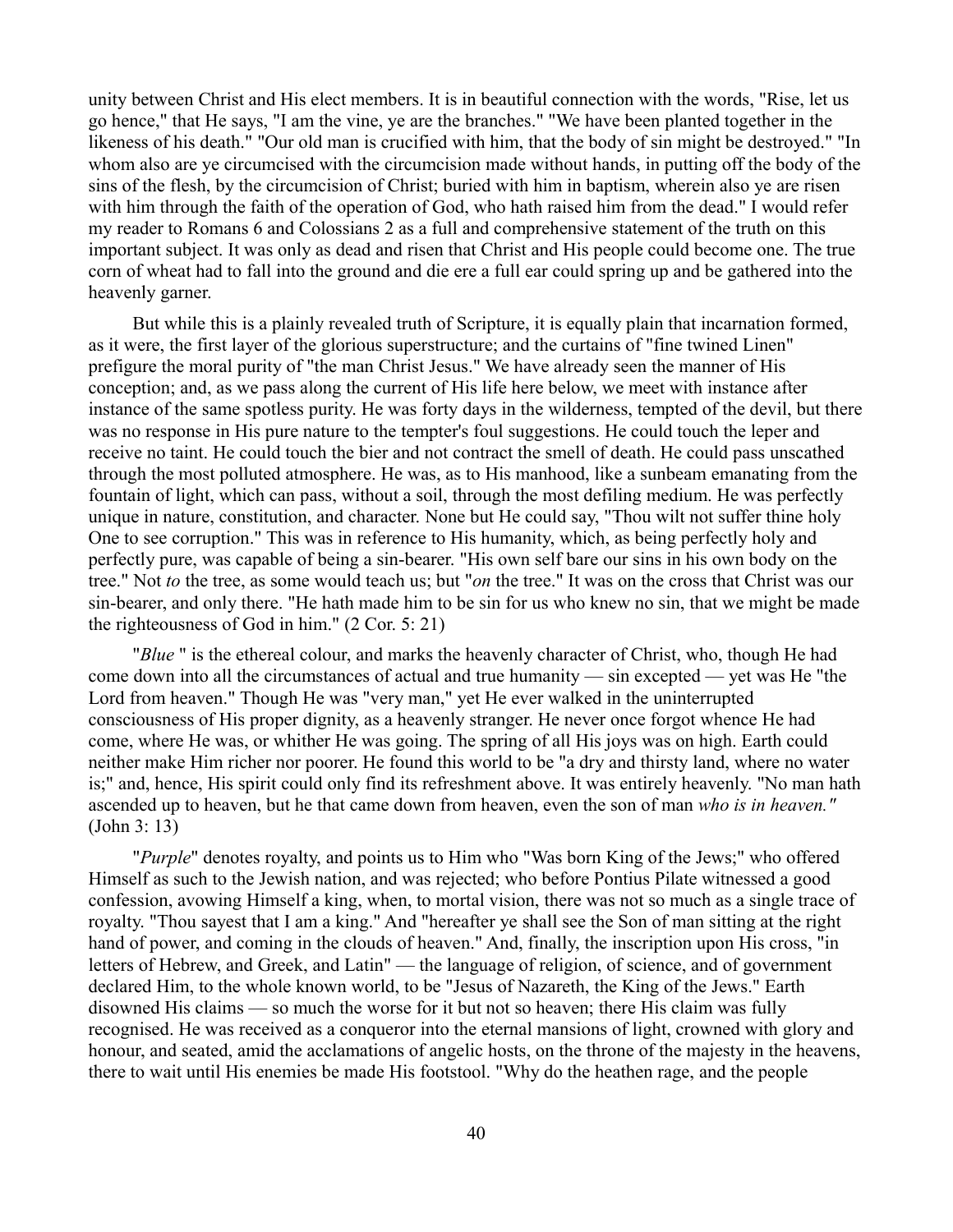unity between Christ and His elect members. It is in beautiful connection with the words, "Rise, let us go hence," that He says, "I am the vine, ye are the branches." "We have been planted together in the likeness of his death." "Our old man is crucified with him, that the body of sin might be destroyed." "In whom also are ye circumcised with the circumcision made without hands, in putting off the body of the sins of the flesh, by the circumcision of Christ; buried with him in baptism, wherein also ye are risen with him through the faith of the operation of God, who hath raised him from the dead." I would refer my reader to Romans 6 and Colossians 2 as a full and comprehensive statement of the truth on this important subject. It was only as dead and risen that Christ and His people could become one. The true corn of wheat had to fall into the ground and die ere a full ear could spring up and be gathered into the heavenly garner.

But while this is a plainly revealed truth of Scripture, it is equally plain that incarnation formed, as it were, the first layer of the glorious superstructure; and the curtains of "fine twined Linen" prefigure the moral purity of "the man Christ Jesus." We have already seen the manner of His conception; and, as we pass along the current of His life here below, we meet with instance after instance of the same spotless purity. He was forty days in the wilderness, tempted of the devil, but there was no response in His pure nature to the tempter's foul suggestions. He could touch the leper and receive no taint. He could touch the bier and not contract the smell of death. He could pass unscathed through the most polluted atmosphere. He was, as to His manhood, like a sunbeam emanating from the fountain of light, which can pass, without a soil, through the most defiling medium. He was perfectly unique in nature, constitution, and character. None but He could say, "Thou wilt not suffer thine holy One to see corruption." This was in reference to His humanity, which, as being perfectly holy and perfectly pure, was capable of being a sin-bearer. "His own self bare our sins in his own body on the tree." Not *to* the tree, as some would teach us; but "*on* the tree." It was on the cross that Christ was our sin-bearer, and only there. "He hath made him to be sin for us who knew no sin, that we might be made the righteousness of God in him." (2 Cor. 5: 21)

"*Blue* " is the ethereal colour, and marks the heavenly character of Christ, who, though He had come down into all the circumstances of actual and true humanity — sin excepted — yet was He "the Lord from heaven." Though He was "very man," yet He ever walked in the uninterrupted consciousness of His proper dignity, as a heavenly stranger. He never once forgot whence He had come, where He was, or whither He was going. The spring of all His joys was on high. Earth could neither make Him richer nor poorer. He found this world to be "a dry and thirsty land, where no water is;" and, hence, His spirit could only find its refreshment above. It was entirely heavenly. "No man hath ascended up to heaven, but he that came down from heaven, even the son of man *who is in heaven."* (John 3: 13)

"*Purple*" denotes royalty, and points us to Him who "Was born King of the Jews;" who offered Himself as such to the Jewish nation, and was rejected; who before Pontius Pilate witnessed a good confession, avowing Himself a king, when, to mortal vision, there was not so much as a single trace of royalty. "Thou sayest that I am a king." And "hereafter ye shall see the Son of man sitting at the right hand of power, and coming in the clouds of heaven." And, finally, the inscription upon His cross, "in letters of Hebrew, and Greek, and Latin" — the language of religion, of science, and of government declared Him, to the whole known world, to be "Jesus of Nazareth, the King of the Jews." Earth disowned His claims — so much the worse for it but not so heaven; there His claim was fully recognised. He was received as a conqueror into the eternal mansions of light, crowned with glory and honour, and seated, amid the acclamations of angelic hosts, on the throne of the majesty in the heavens, there to wait until His enemies be made His footstool. "Why do the heathen rage, and the people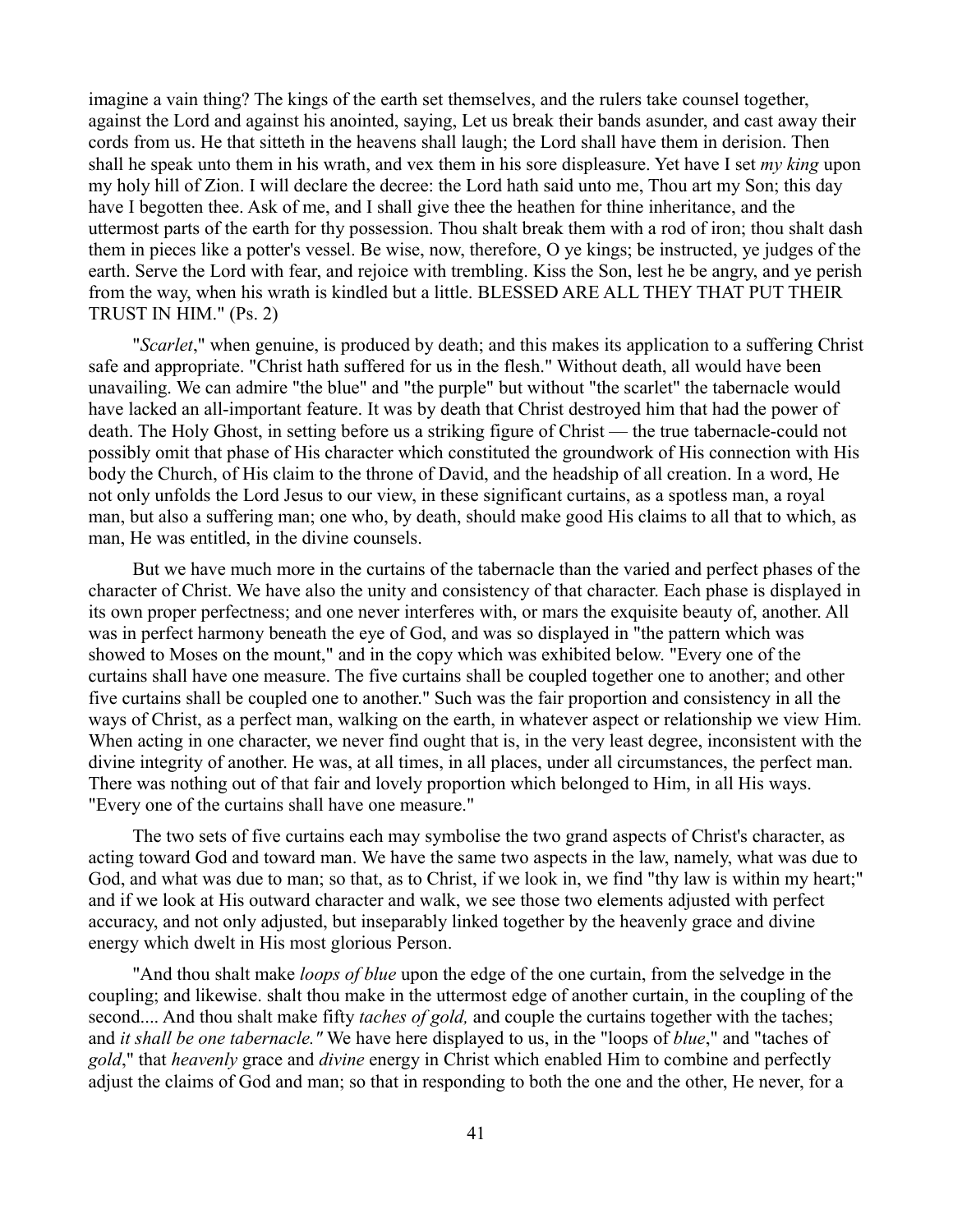imagine a vain thing? The kings of the earth set themselves, and the rulers take counsel together, against the Lord and against his anointed, saying, Let us break their bands asunder, and cast away their cords from us. He that sitteth in the heavens shall laugh; the Lord shall have them in derision. Then shall he speak unto them in his wrath, and vex them in his sore displeasure. Yet have I set *my king* upon my holy hill of Zion. I will declare the decree: the Lord hath said unto me, Thou art my Son; this day have I begotten thee. Ask of me, and I shall give thee the heathen for thine inheritance, and the uttermost parts of the earth for thy possession. Thou shalt break them with a rod of iron; thou shalt dash them in pieces like a potter's vessel. Be wise, now, therefore, O ye kings; be instructed, ye judges of the earth. Serve the Lord with fear, and rejoice with trembling. Kiss the Son, lest he be angry, and ye perish from the way, when his wrath is kindled but a little. BLESSED ARE ALL THEY THAT PUT THEIR TRUST IN HIM." (Ps. 2)

"*Scarlet*," when genuine, is produced by death; and this makes its application to a suffering Christ safe and appropriate. "Christ hath suffered for us in the flesh." Without death, all would have been unavailing. We can admire "the blue" and "the purple" but without "the scarlet" the tabernacle would have lacked an all-important feature. It was by death that Christ destroyed him that had the power of death. The Holy Ghost, in setting before us a striking figure of Christ — the true tabernacle-could not possibly omit that phase of His character which constituted the groundwork of His connection with His body the Church, of His claim to the throne of David, and the headship of all creation. In a word, He not only unfolds the Lord Jesus to our view, in these significant curtains, as a spotless man, a royal man, but also a suffering man; one who, by death, should make good His claims to all that to which, as man, He was entitled, in the divine counsels.

But we have much more in the curtains of the tabernacle than the varied and perfect phases of the character of Christ. We have also the unity and consistency of that character. Each phase is displayed in its own proper perfectness; and one never interferes with, or mars the exquisite beauty of, another. All was in perfect harmony beneath the eye of God, and was so displayed in "the pattern which was showed to Moses on the mount," and in the copy which was exhibited below. "Every one of the curtains shall have one measure. The five curtains shall be coupled together one to another; and other five curtains shall be coupled one to another." Such was the fair proportion and consistency in all the ways of Christ, as a perfect man, walking on the earth, in whatever aspect or relationship we view Him. When acting in one character, we never find ought that is, in the very least degree, inconsistent with the divine integrity of another. He was, at all times, in all places, under all circumstances, the perfect man. There was nothing out of that fair and lovely proportion which belonged to Him, in all His ways. "Every one of the curtains shall have one measure."

The two sets of five curtains each may symbolise the two grand aspects of Christ's character, as acting toward God and toward man. We have the same two aspects in the law, namely, what was due to God, and what was due to man; so that, as to Christ, if we look in, we find "thy law is within my heart;" and if we look at His outward character and walk, we see those two elements adjusted with perfect accuracy, and not only adjusted, but inseparably linked together by the heavenly grace and divine energy which dwelt in His most glorious Person.

"And thou shalt make *loops of blue* upon the edge of the one curtain, from the selvedge in the coupling; and likewise. shalt thou make in the uttermost edge of another curtain, in the coupling of the second.... And thou shalt make fifty *taches of gold,* and couple the curtains together with the taches; and *it shall be one tabernacle."* We have here displayed to us, in the "loops of *blue*," and "taches of *gold*," that *heavenly* grace and *divine* energy in Christ which enabled Him to combine and perfectly adjust the claims of God and man; so that in responding to both the one and the other, He never, for a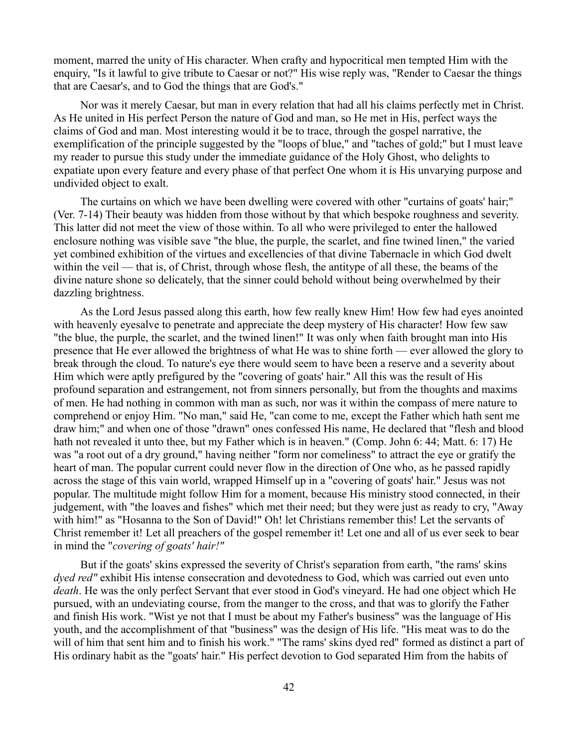moment, marred the unity of His character. When crafty and hypocritical men tempted Him with the enquiry, "Is it lawful to give tribute to Caesar or not?" His wise reply was, "Render to Caesar the things that are Caesar's, and to God the things that are God's."

Nor was it merely Caesar, but man in every relation that had all his claims perfectly met in Christ. As He united in His perfect Person the nature of God and man, so He met in His, perfect ways the claims of God and man. Most interesting would it be to trace, through the gospel narrative, the exemplification of the principle suggested by the "loops of blue," and "taches of gold;" but I must leave my reader to pursue this study under the immediate guidance of the Holy Ghost, who delights to expatiate upon every feature and every phase of that perfect One whom it is His unvarying purpose and undivided object to exalt.

The curtains on which we have been dwelling were covered with other "curtains of goats' hair;" (Ver. 7-14) Their beauty was hidden from those without by that which bespoke roughness and severity. This latter did not meet the view of those within. To all who were privileged to enter the hallowed enclosure nothing was visible save "the blue, the purple, the scarlet, and fine twined linen," the varied yet combined exhibition of the virtues and excellencies of that divine Tabernacle in which God dwelt within the veil — that is, of Christ, through whose flesh, the antitype of all these, the beams of the divine nature shone so delicately, that the sinner could behold without being overwhelmed by their dazzling brightness.

As the Lord Jesus passed along this earth, how few really knew Him! How few had eyes anointed with heavenly eyesalve to penetrate and appreciate the deep mystery of His character! How few saw "the blue, the purple, the scarlet, and the twined linen!" It was only when faith brought man into His presence that He ever allowed the brightness of what He was to shine forth — ever allowed the glory to break through the cloud. To nature's eye there would seem to have been a reserve and a severity about Him which were aptly prefigured by the "covering of goats' hair." All this was the result of His profound separation and estrangement, not from sinners personally, but from the thoughts and maxims of men. He had nothing in common with man as such, nor was it within the compass of mere nature to comprehend or enjoy Him. "No man," said He, "can come to me, except the Father which hath sent me draw him;" and when one of those "drawn" ones confessed His name, He declared that "flesh and blood hath not revealed it unto thee, but my Father which is in heaven." (Comp. John 6: 44; Matt. 6: 17) He was "a root out of a dry ground," having neither "form nor comeliness" to attract the eye or gratify the heart of man. The popular current could never flow in the direction of One who, as he passed rapidly across the stage of this vain world, wrapped Himself up in a "covering of goats' hair." Jesus was not popular. The multitude might follow Him for a moment, because His ministry stood connected, in their judgement, with "the loaves and fishes" which met their need; but they were just as ready to cry, "Away with him!" as "Hosanna to the Son of David!" Oh! let Christians remember this! Let the servants of Christ remember it! Let all preachers of the gospel remember it! Let one and all of us ever seek to bear in mind the "*covering of goats' hair!"*

But if the goats' skins expressed the severity of Christ's separation from earth, "the rams' skins *dyed red"* exhibit His intense consecration and devotedness to God, which was carried out even unto *death*. He was the only perfect Servant that ever stood in God's vineyard. He had one object which He pursued, with an undeviating course, from the manger to the cross, and that was to glorify the Father and finish His work. "Wist ye not that I must be about my Father's business" was the language of His youth, and the accomplishment of that "business" was the design of His life. "His meat was to do the will of him that sent him and to finish his work." "The rams' skins dyed red" formed as distinct a part of His ordinary habit as the "goats' hair." His perfect devotion to God separated Him from the habits of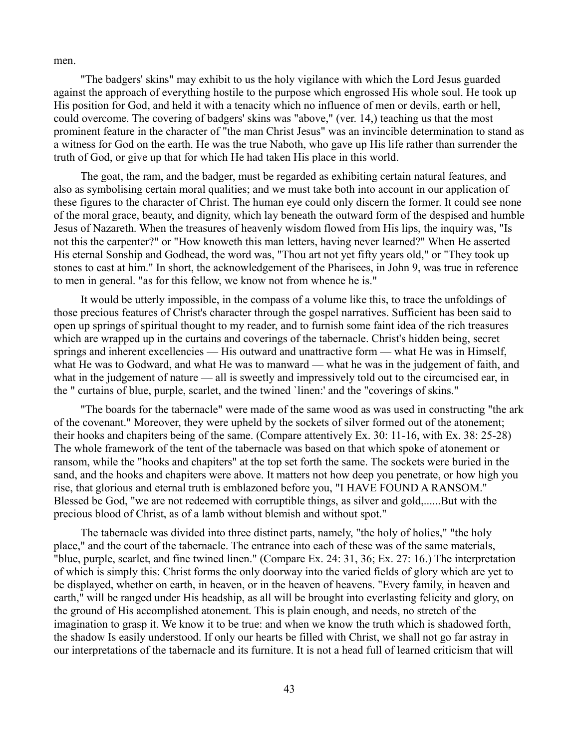men.

"The badgers' skins" may exhibit to us the holy vigilance with which the Lord Jesus guarded against the approach of everything hostile to the purpose which engrossed His whole soul. He took up His position for God, and held it with a tenacity which no influence of men or devils, earth or hell, could overcome. The covering of badgers' skins was "above," (ver. 14,) teaching us that the most prominent feature in the character of "the man Christ Jesus" was an invincible determination to stand as a witness for God on the earth. He was the true Naboth, who gave up His life rather than surrender the truth of God, or give up that for which He had taken His place in this world.

The goat, the ram, and the badger, must be regarded as exhibiting certain natural features, and also as symbolising certain moral qualities; and we must take both into account in our application of these figures to the character of Christ. The human eye could only discern the former. It could see none of the moral grace, beauty, and dignity, which lay beneath the outward form of the despised and humble Jesus of Nazareth. When the treasures of heavenly wisdom flowed from His lips, the inquiry was, "Is not this the carpenter?" or "How knoweth this man letters, having never learned?" When He asserted His eternal Sonship and Godhead, the word was, "Thou art not yet fifty years old," or "They took up stones to cast at him." In short, the acknowledgement of the Pharisees, in John 9, was true in reference to men in general. "as for this fellow, we know not from whence he is."

It would be utterly impossible, in the compass of a volume like this, to trace the unfoldings of those precious features of Christ's character through the gospel narratives. Sufficient has been said to open up springs of spiritual thought to my reader, and to furnish some faint idea of the rich treasures which are wrapped up in the curtains and coverings of the tabernacle. Christ's hidden being, secret springs and inherent excellencies — His outward and unattractive form — what He was in Himself, what He was to Godward, and what He was to manward — what he was in the judgement of faith, and what in the judgement of nature — all is sweetly and impressively told out to the circumcised ear, in the " curtains of blue, purple, scarlet, and the twined `linen:' and the "coverings of skins."

"The boards for the tabernacle" were made of the same wood as was used in constructing "the ark of the covenant." Moreover, they were upheld by the sockets of silver formed out of the atonement; their hooks and chapiters being of the same. (Compare attentively Ex. 30: 11-16, with Ex. 38: 25-28) The whole framework of the tent of the tabernacle was based on that which spoke of atonement or ransom, while the "hooks and chapiters" at the top set forth the same. The sockets were buried in the sand, and the hooks and chapiters were above. It matters not how deep you penetrate, or how high you rise, that glorious and eternal truth is emblazoned before you, "I HAVE FOUND A RANSOM." Blessed be God, "we are not redeemed with corruptible things, as silver and gold,......But with the precious blood of Christ, as of a lamb without blemish and without spot."

The tabernacle was divided into three distinct parts, namely, "the holy of holies," "the holy place," and the court of the tabernacle. The entrance into each of these was of the same materials, "blue, purple, scarlet, and fine twined linen." (Compare Ex. 24: 31, 36; Ex. 27: 16.) The interpretation of which is simply this: Christ forms the only doorway into the varied fields of glory which are yet to be displayed, whether on earth, in heaven, or in the heaven of heavens. "Every family, in heaven and earth," will be ranged under His headship, as all will be brought into everlasting felicity and glory, on the ground of His accomplished atonement. This is plain enough, and needs, no stretch of the imagination to grasp it. We know it to be true: and when we know the truth which is shadowed forth, the shadow Is easily understood. If only our hearts be filled with Christ, we shall not go far astray in our interpretations of the tabernacle and its furniture. It is not a head full of learned criticism that will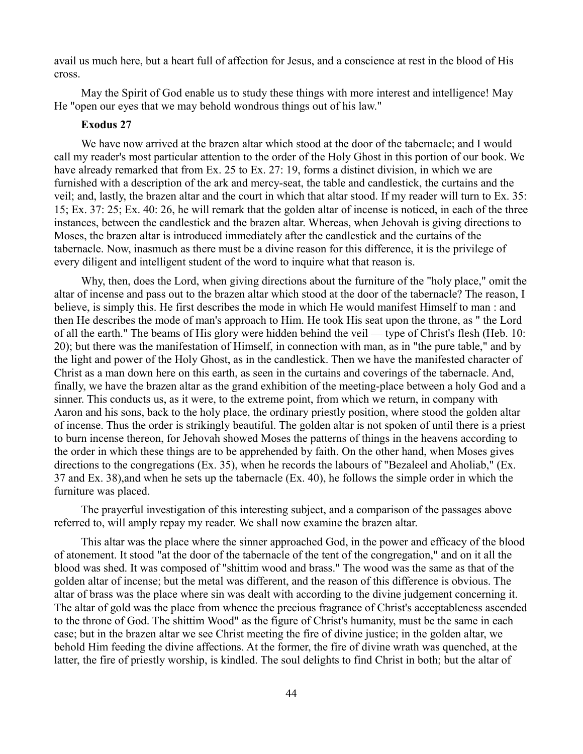avail us much here, but a heart full of affection for Jesus, and a conscience at rest in the blood of His cross.

May the Spirit of God enable us to study these things with more interest and intelligence! May He "open our eyes that we may behold wondrous things out of his law."

**Exodus 27**

We have now arrived at the brazen altar which stood at the door of the tabernacle; and I would call my reader's most particular attention to the order of the Holy Ghost in this portion of our book. We have already remarked that from Ex. 25 to Ex. 27: 19, forms a distinct division, in which we are furnished with a description of the ark and mercy-seat, the table and candlestick, the curtains and the veil; and, lastly, the brazen altar and the court in which that altar stood. If my reader will turn to Ex. 35: 15; Ex. 37: 25; Ex. 40: 26, he will remark that the golden altar of incense is noticed, in each of the three instances, between the candlestick and the brazen altar. Whereas, when Jehovah is giving directions to Moses, the brazen altar is introduced immediately after the candlestick and the curtains of the tabernacle. Now, inasmuch as there must be a divine reason for this difference, it is the privilege of every diligent and intelligent student of the word to inquire what that reason is.

Why, then, does the Lord, when giving directions about the furniture of the "holy place," omit the altar of incense and pass out to the brazen altar which stood at the door of the tabernacle? The reason, I believe, is simply this. He first describes the mode in which He would manifest Himself to man : and then He describes the mode of man's approach to Him. He took His seat upon the throne, as " the Lord of all the earth." The beams of His glory were hidden behind the veil — type of Christ's flesh (Heb. 10: 20); but there was the manifestation of Himself, in connection with man, as in "the pure table," and by the light and power of the Holy Ghost, as in the candlestick. Then we have the manifested character of Christ as a man down here on this earth, as seen in the curtains and coverings of the tabernacle. And, finally, we have the brazen altar as the grand exhibition of the meeting-place between a holy God and a sinner. This conducts us, as it were, to the extreme point, from which we return, in company with Aaron and his sons, back to the holy place, the ordinary priestly position, where stood the golden altar of incense. Thus the order is strikingly beautiful. The golden altar is not spoken of until there is a priest to burn incense thereon, for Jehovah showed Moses the patterns of things in the heavens according to the order in which these things are to be apprehended by faith. On the other hand, when Moses gives directions to the congregations (Ex. 35), when he records the labours of "Bezaleel and Aholiab," (Ex. 37 and Ex. 38),and when he sets up the tabernacle (Ex. 40), he follows the simple order in which the furniture was placed.

The prayerful investigation of this interesting subject, and a comparison of the passages above referred to, will amply repay my reader. We shall now examine the brazen altar.

This altar was the place where the sinner approached God, in the power and efficacy of the blood of atonement. It stood "at the door of the tabernacle of the tent of the congregation," and on it all the blood was shed. It was composed of "shittim wood and brass." The wood was the same as that of the golden altar of incense; but the metal was different, and the reason of this difference is obvious. The altar of brass was the place where sin was dealt with according to the divine judgement concerning it. The altar of gold was the place from whence the precious fragrance of Christ's acceptableness ascended to the throne of God. The shittim Wood" as the figure of Christ's humanity, must be the same in each case; but in the brazen altar we see Christ meeting the fire of divine justice; in the golden altar, we behold Him feeding the divine affections. At the former, the fire of divine wrath was quenched, at the latter, the fire of priestly worship, is kindled. The soul delights to find Christ in both; but the altar of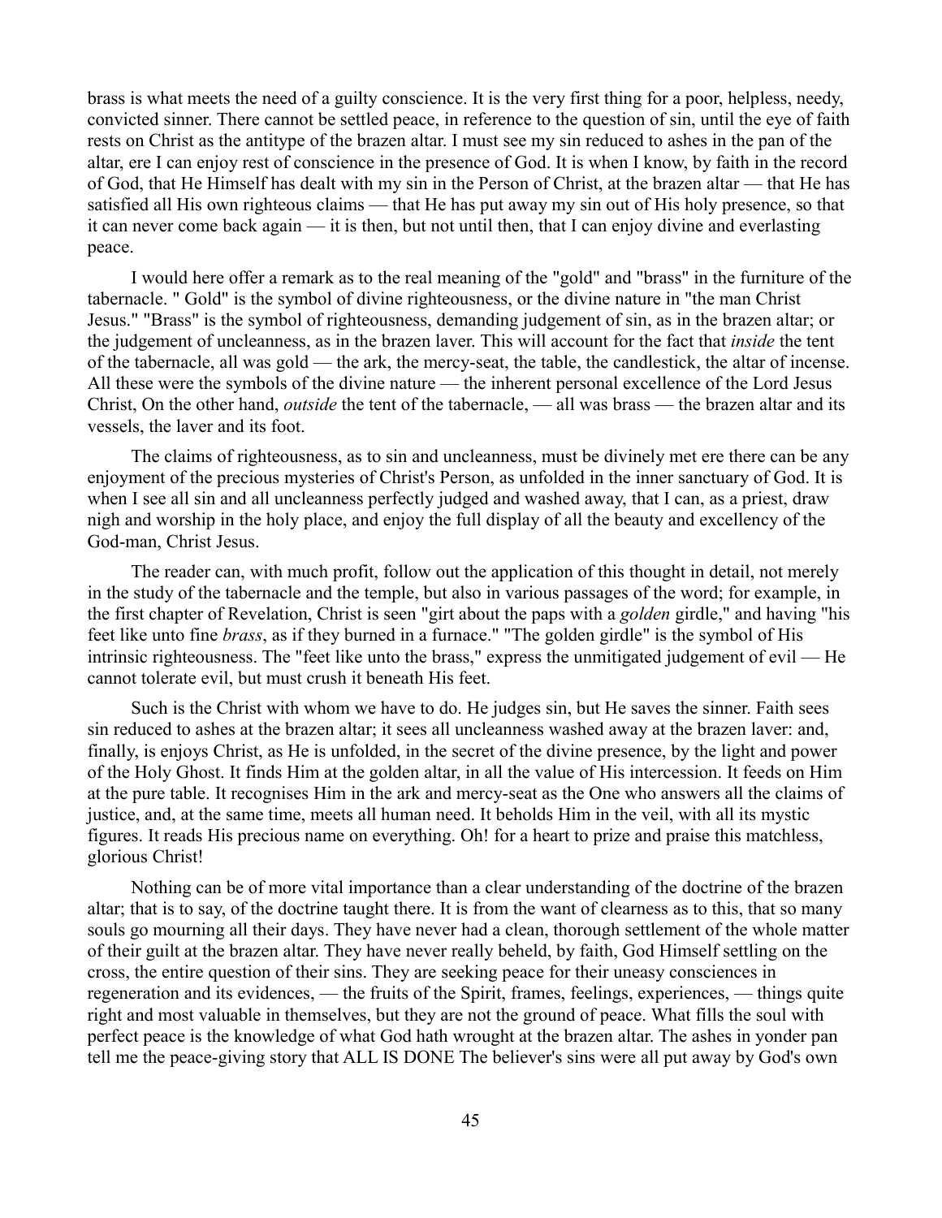brass is what meets the need of a guilty conscience. It is the very first thing for a poor, helpless, needy, convicted sinner. There cannot be settled peace, in reference to the question of sin, until the eye of faith rests on Christ as the antitype of the brazen altar. I must see my sin reduced to ashes in the pan of the altar, ere I can enjoy rest of conscience in the presence of God. It is when I know, by faith in the record of God, that He Himself has dealt with my sin in the Person of Christ, at the brazen altar — that He has satisfied all His own righteous claims — that He has put away my sin out of His holy presence, so that it can never come back again — it is then, but not until then, that I can enjoy divine and everlasting peace.

I would here offer a remark as to the real meaning of the "gold" and "brass" in the furniture of the tabernacle. " Gold" is the symbol of divine righteousness, or the divine nature in "the man Christ Jesus." "Brass" is the symbol of righteousness, demanding judgement of sin, as in the brazen altar; or the judgement of uncleanness, as in the brazen laver. This will account for the fact that *inside* the tent of the tabernacle, all was gold — the ark, the mercy-seat, the table, the candlestick, the altar of incense. All these were the symbols of the divine nature — the inherent personal excellence of the Lord Jesus Christ, On the other hand, *outside* the tent of the tabernacle, — all was brass — the brazen altar and its vessels, the laver and its foot.

The claims of righteousness, as to sin and uncleanness, must be divinely met ere there can be any enjoyment of the precious mysteries of Christ's Person, as unfolded in the inner sanctuary of God. It is when I see all sin and all uncleanness perfectly judged and washed away, that I can, as a priest, draw nigh and worship in the holy place, and enjoy the full display of all the beauty and excellency of the God-man, Christ Jesus.

The reader can, with much profit, follow out the application of this thought in detail, not merely in the study of the tabernacle and the temple, but also in various passages of the word; for example, in the first chapter of Revelation, Christ is seen "girt about the paps with a *golden* girdle," and having "his feet like unto fine *brass*, as if they burned in a furnace." "The golden girdle" is the symbol of His intrinsic righteousness. The "feet like unto the brass," express the unmitigated judgement of evil — He cannot tolerate evil, but must crush it beneath His feet.

Such is the Christ with whom we have to do. He judges sin, but He saves the sinner. Faith sees sin reduced to ashes at the brazen altar; it sees all uncleanness washed away at the brazen laver: and, finally, is enjoys Christ, as He is unfolded, in the secret of the divine presence, by the light and power of the Holy Ghost. It finds Him at the golden altar, in all the value of His intercession. It feeds on Him at the pure table. It recognises Him in the ark and mercy-seat as the One who answers all the claims of justice, and, at the same time, meets all human need. It beholds Him in the veil, with all its mystic figures. It reads His precious name on everything. Oh! for a heart to prize and praise this matchless, glorious Christ!

Nothing can be of more vital importance than a clear understanding of the doctrine of the brazen altar; that is to say, of the doctrine taught there. It is from the want of clearness as to this, that so many souls go mourning all their days. They have never had a clean, thorough settlement of the whole matter of their guilt at the brazen altar. They have never really beheld, by faith, God Himself settling on the cross, the entire question of their sins. They are seeking peace for their uneasy consciences in regeneration and its evidences, — the fruits of the Spirit, frames, feelings, experiences, — things quite right and most valuable in themselves, but they are not the ground of peace. What fills the soul with perfect peace is the knowledge of what God hath wrought at the brazen altar. The ashes in yonder pan tell me the peace-giving story that ALL IS DONE The believer's sins were all put away by God's own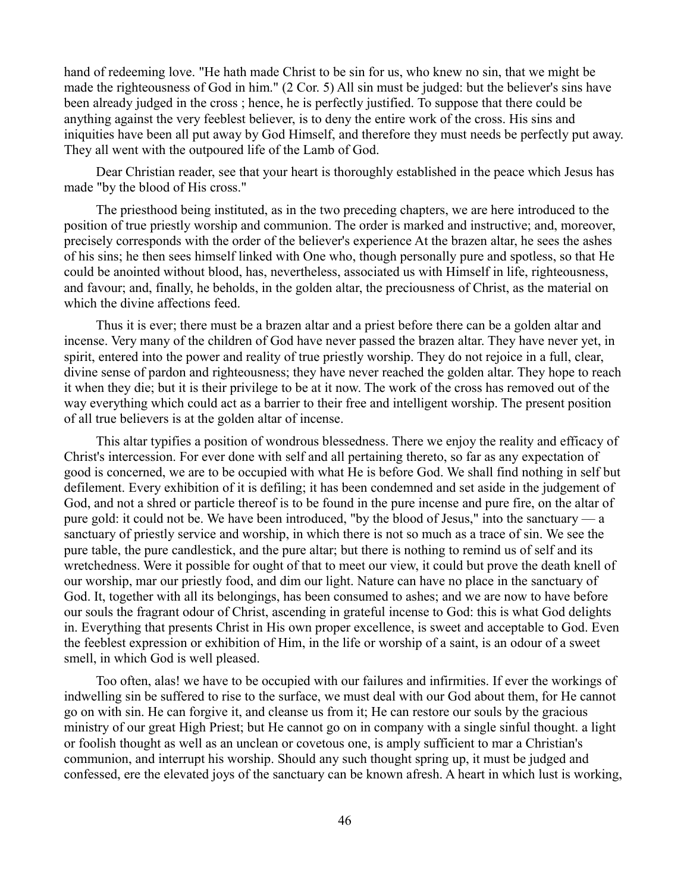hand of redeeming love. "He hath made Christ to be sin for us, who knew no sin, that we might be made the righteousness of God in him." (2 Cor. 5) All sin must be judged: but the believer's sins have been already judged in the cross ; hence, he is perfectly justified. To suppose that there could be anything against the very feeblest believer, is to deny the entire work of the cross. His sins and iniquities have been all put away by God Himself, and therefore they must needs be perfectly put away. They all went with the outpoured life of the Lamb of God.

Dear Christian reader, see that your heart is thoroughly established in the peace which Jesus has made "by the blood of His cross."

The priesthood being instituted, as in the two preceding chapters, we are here introduced to the position of true priestly worship and communion. The order is marked and instructive; and, moreover, precisely corresponds with the order of the believer's experience At the brazen altar, he sees the ashes of his sins; he then sees himself linked with One who, though personally pure and spotless, so that He could be anointed without blood, has, nevertheless, associated us with Himself in life, righteousness, and favour; and, finally, he beholds, in the golden altar, the preciousness of Christ, as the material on which the divine affections feed.

Thus it is ever; there must be a brazen altar and a priest before there can be a golden altar and incense. Very many of the children of God have never passed the brazen altar. They have never yet, in spirit, entered into the power and reality of true priestly worship. They do not rejoice in a full, clear, divine sense of pardon and righteousness; they have never reached the golden altar. They hope to reach it when they die; but it is their privilege to be at it now. The work of the cross has removed out of the way everything which could act as a barrier to their free and intelligent worship. The present position of all true believers is at the golden altar of incense.

This altar typifies a position of wondrous blessedness. There we enjoy the reality and efficacy of Christ's intercession. For ever done with self and all pertaining thereto, so far as any expectation of good is concerned, we are to be occupied with what He is before God. We shall find nothing in self but defilement. Every exhibition of it is defiling; it has been condemned and set aside in the judgement of God, and not a shred or particle thereof is to be found in the pure incense and pure fire, on the altar of pure gold: it could not be. We have been introduced, "by the blood of Jesus," into the sanctuary — a sanctuary of priestly service and worship, in which there is not so much as a trace of sin. We see the pure table, the pure candlestick, and the pure altar; but there is nothing to remind us of self and its wretchedness. Were it possible for ought of that to meet our view, it could but prove the death knell of our worship, mar our priestly food, and dim our light. Nature can have no place in the sanctuary of God. It, together with all its belongings, has been consumed to ashes; and we are now to have before our souls the fragrant odour of Christ, ascending in grateful incense to God: this is what God delights in. Everything that presents Christ in His own proper excellence, is sweet and acceptable to God. Even the feeblest expression or exhibition of Him, in the life or worship of a saint, is an odour of a sweet smell, in which God is well pleased.

Too often, alas! we have to be occupied with our failures and infirmities. If ever the workings of indwelling sin be suffered to rise to the surface, we must deal with our God about them, for He cannot go on with sin. He can forgive it, and cleanse us from it; He can restore our souls by the gracious ministry of our great High Priest; but He cannot go on in company with a single sinful thought. a light or foolish thought as well as an unclean or covetous one, is amply sufficient to mar a Christian's communion, and interrupt his worship. Should any such thought spring up, it must be judged and confessed, ere the elevated joys of the sanctuary can be known afresh. A heart in which lust is working,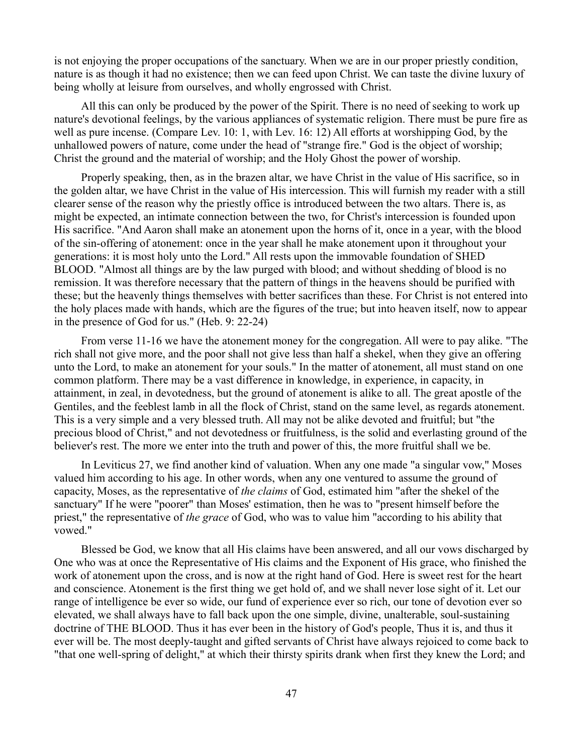is not enjoying the proper occupations of the sanctuary. When we are in our proper priestly condition, nature is as though it had no existence; then we can feed upon Christ. We can taste the divine luxury of being wholly at leisure from ourselves, and wholly engrossed with Christ.

All this can only be produced by the power of the Spirit. There is no need of seeking to work up nature's devotional feelings, by the various appliances of systematic religion. There must be pure fire as well as pure incense. (Compare Lev. 10: 1, with Lev. 16: 12) All efforts at worshipping God, by the unhallowed powers of nature, come under the head of "strange fire." God is the object of worship; Christ the ground and the material of worship; and the Holy Ghost the power of worship.

Properly speaking, then, as in the brazen altar, we have Christ in the value of His sacrifice, so in the golden altar, we have Christ in the value of His intercession. This will furnish my reader with a still clearer sense of the reason why the priestly office is introduced between the two altars. There is, as might be expected, an intimate connection between the two, for Christ's intercession is founded upon His sacrifice. "And Aaron shall make an atonement upon the horns of it, once in a year, with the blood of the sin-offering of atonement: once in the year shall he make atonement upon it throughout your generations: it is most holy unto the Lord." All rests upon the immovable foundation of SHED BLOOD. "Almost all things are by the law purged with blood; and without shedding of blood is no remission. It was therefore necessary that the pattern of things in the heavens should be purified with these; but the heavenly things themselves with better sacrifices than these. For Christ is not entered into the holy places made with hands, which are the figures of the true; but into heaven itself, now to appear in the presence of God for us." (Heb. 9: 22-24)

From verse 11-16 we have the atonement money for the congregation. All were to pay alike. "The rich shall not give more, and the poor shall not give less than half a shekel, when they give an offering unto the Lord, to make an atonement for your souls." In the matter of atonement, all must stand on one common platform. There may be a vast difference in knowledge, in experience, in capacity, in attainment, in zeal, in devotedness, but the ground of atonement is alike to all. The great apostle of the Gentiles, and the feeblest lamb in all the flock of Christ, stand on the same level, as regards atonement. This is a very simple and a very blessed truth. All may not be alike devoted and fruitful; but "the precious blood of Christ," and not devotedness or fruitfulness, is the solid and everlasting ground of the believer's rest. The more we enter into the truth and power of this, the more fruitful shall we be.

In Leviticus 27, we find another kind of valuation. When any one made "a singular vow," Moses valued him according to his age. In other words, when any one ventured to assume the ground of capacity, Moses, as the representative of *the claims* of God, estimated him "after the shekel of the sanctuary" If he were "poorer" than Moses' estimation, then he was to "present himself before the priest," the representative of *the grace* of God, who was to value him "according to his ability that vowed."

Blessed be God, we know that all His claims have been answered, and all our vows discharged by One who was at once the Representative of His claims and the Exponent of His grace, who finished the work of atonement upon the cross, and is now at the right hand of God. Here is sweet rest for the heart and conscience. Atonement is the first thing we get hold of, and we shall never lose sight of it. Let our range of intelligence be ever so wide, our fund of experience ever so rich, our tone of devotion ever so elevated, we shall always have to fall back upon the one simple, divine, unalterable, soul-sustaining doctrine of THE BLOOD. Thus it has ever been in the history of God's people, Thus it is, and thus it ever will be. The most deeply-taught and gifted servants of Christ have always rejoiced to come back to "that one well-spring of delight," at which their thirsty spirits drank when first they knew the Lord; and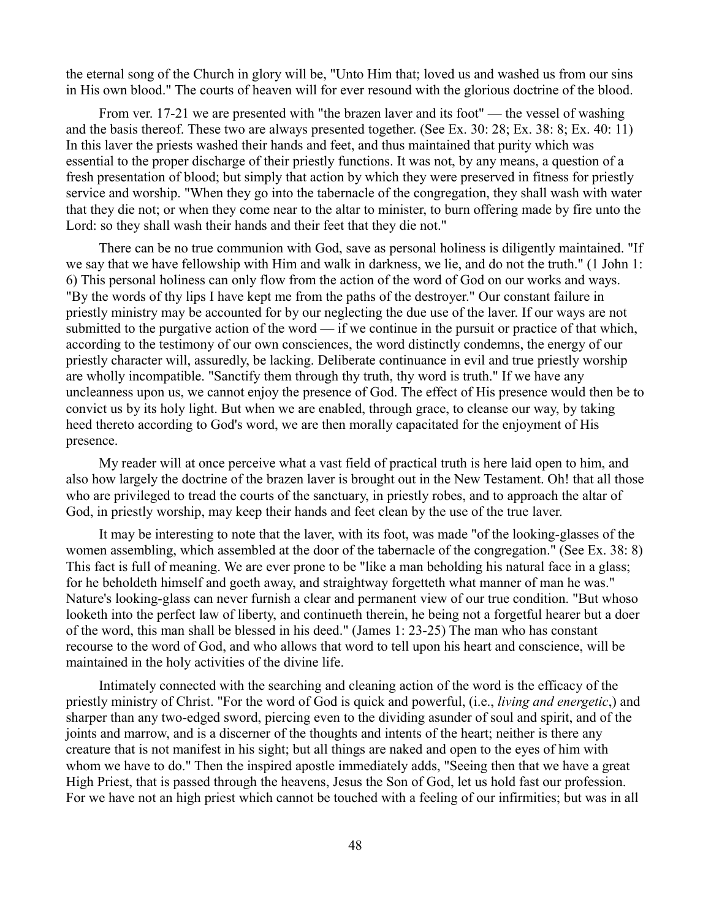the eternal song of the Church in glory will be, "Unto Him that; loved us and washed us from our sins in His own blood." The courts of heaven will for ever resound with the glorious doctrine of the blood.

From ver. 17-21 we are presented with "the brazen laver and its foot" — the vessel of washing and the basis thereof. These two are always presented together. (See Ex. 30: 28; Ex. 38: 8; Ex. 40: 11) In this laver the priests washed their hands and feet, and thus maintained that purity which was essential to the proper discharge of their priestly functions. It was not, by any means, a question of a fresh presentation of blood; but simply that action by which they were preserved in fitness for priestly service and worship. "When they go into the tabernacle of the congregation, they shall wash with water that they die not; or when they come near to the altar to minister, to burn offering made by fire unto the Lord: so they shall wash their hands and their feet that they die not."

There can be no true communion with God, save as personal holiness is diligently maintained. "If we say that we have fellowship with Him and walk in darkness, we lie, and do not the truth." (1 John 1: 6) This personal holiness can only flow from the action of the word of God on our works and ways. "By the words of thy lips I have kept me from the paths of the destroyer." Our constant failure in priestly ministry may be accounted for by our neglecting the due use of the laver. If our ways are not submitted to the purgative action of the word — if we continue in the pursuit or practice of that which, according to the testimony of our own consciences, the word distinctly condemns, the energy of our priestly character will, assuredly, be lacking. Deliberate continuance in evil and true priestly worship are wholly incompatible. "Sanctify them through thy truth, thy word is truth." If we have any uncleanness upon us, we cannot enjoy the presence of God. The effect of His presence would then be to convict us by its holy light. But when we are enabled, through grace, to cleanse our way, by taking heed thereto according to God's word, we are then morally capacitated for the enjoyment of His presence.

My reader will at once perceive what a vast field of practical truth is here laid open to him, and also how largely the doctrine of the brazen laver is brought out in the New Testament. Oh! that all those who are privileged to tread the courts of the sanctuary, in priestly robes, and to approach the altar of God, in priestly worship, may keep their hands and feet clean by the use of the true laver.

It may be interesting to note that the laver, with its foot, was made "of the looking-glasses of the women assembling, which assembled at the door of the tabernacle of the congregation." (See Ex. 38: 8) This fact is full of meaning. We are ever prone to be "like a man beholding his natural face in a glass; for he beholdeth himself and goeth away, and straightway forgetteth what manner of man he was." Nature's looking-glass can never furnish a clear and permanent view of our true condition. "But whoso looketh into the perfect law of liberty, and continueth therein, he being not a forgetful hearer but a doer of the word, this man shall be blessed in his deed." (James 1: 23-25) The man who has constant recourse to the word of God, and who allows that word to tell upon his heart and conscience, will be maintained in the holy activities of the divine life.

Intimately connected with the searching and cleaning action of the word is the efficacy of the priestly ministry of Christ. "For the word of God is quick and powerful, (i.e., *living and energetic*,) and sharper than any two-edged sword, piercing even to the dividing asunder of soul and spirit, and of the joints and marrow, and is a discerner of the thoughts and intents of the heart; neither is there any creature that is not manifest in his sight; but all things are naked and open to the eyes of him with whom we have to do." Then the inspired apostle immediately adds, "Seeing then that we have a great High Priest, that is passed through the heavens, Jesus the Son of God, let us hold fast our profession. For we have not an high priest which cannot be touched with a feeling of our infirmities; but was in all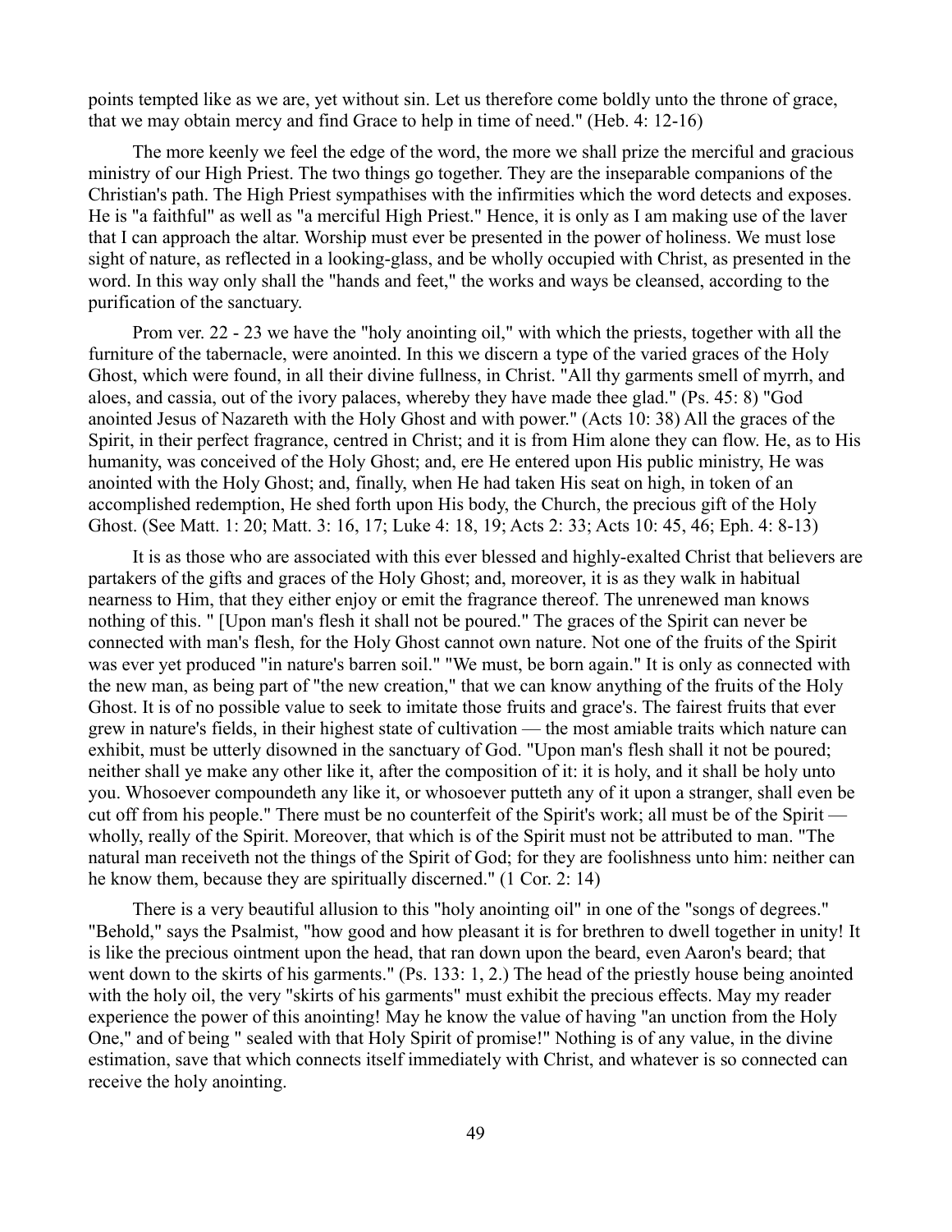points tempted like as we are, yet without sin. Let us therefore come boldly unto the throne of grace, that we may obtain mercy and find Grace to help in time of need." (Heb. 4: 12-16)

The more keenly we feel the edge of the word, the more we shall prize the merciful and gracious ministry of our High Priest. The two things go together. They are the inseparable companions of the Christian's path. The High Priest sympathises with the infirmities which the word detects and exposes. He is "a faithful" as well as "a merciful High Priest." Hence, it is only as I am making use of the laver that I can approach the altar. Worship must ever be presented in the power of holiness. We must lose sight of nature, as reflected in a looking-glass, and be wholly occupied with Christ, as presented in the word. In this way only shall the "hands and feet," the works and ways be cleansed, according to the purification of the sanctuary.

Prom ver. 22 - 23 we have the "holy anointing oil," with which the priests, together with all the furniture of the tabernacle, were anointed. In this we discern a type of the varied graces of the Holy Ghost, which were found, in all their divine fullness, in Christ. "All thy garments smell of myrrh, and aloes, and cassia, out of the ivory palaces, whereby they have made thee glad." (Ps. 45: 8) "God anointed Jesus of Nazareth with the Holy Ghost and with power." (Acts 10: 38) All the graces of the Spirit, in their perfect fragrance, centred in Christ; and it is from Him alone they can flow. He, as to His humanity, was conceived of the Holy Ghost; and, ere He entered upon His public ministry, He was anointed with the Holy Ghost; and, finally, when He had taken His seat on high, in token of an accomplished redemption, He shed forth upon His body, the Church, the precious gift of the Holy Ghost. (See Matt. 1: 20; Matt. 3: 16, 17; Luke 4: 18, 19; Acts 2: 33; Acts 10: 45, 46; Eph. 4: 8-13)

It is as those who are associated with this ever blessed and highly-exalted Christ that believers are partakers of the gifts and graces of the Holy Ghost; and, moreover, it is as they walk in habitual nearness to Him, that they either enjoy or emit the fragrance thereof. The unrenewed man knows nothing of this. " [Upon man's flesh it shall not be poured." The graces of the Spirit can never be connected with man's flesh, for the Holy Ghost cannot own nature. Not one of the fruits of the Spirit was ever yet produced "in nature's barren soil." "We must, be born again." It is only as connected with the new man, as being part of "the new creation," that we can know anything of the fruits of the Holy Ghost. It is of no possible value to seek to imitate those fruits and grace's. The fairest fruits that ever grew in nature's fields, in their highest state of cultivation — the most amiable traits which nature can exhibit, must be utterly disowned in the sanctuary of God. "Upon man's flesh shall it not be poured; neither shall ye make any other like it, after the composition of it: it is holy, and it shall be holy unto you. Whosoever compoundeth any like it, or whosoever putteth any of it upon a stranger, shall even be cut off from his people." There must be no counterfeit of the Spirit's work; all must be of the Spirit — wholly, really of the Spirit. Moreover, that which is of the Spirit must not be attributed to man. "The natural man receiveth not the things of the Spirit of God; for they are foolishness unto him: neither can he know them, because they are spiritually discerned." (1 Cor. 2: 14)

There is a very beautiful allusion to this "holy anointing oil" in one of the "songs of degrees." "Behold," says the Psalmist, "how good and how pleasant it is for brethren to dwell together in unity! It is like the precious ointment upon the head, that ran down upon the beard, even Aaron's beard; that went down to the skirts of his garments." (Ps. 133: 1, 2.) The head of the priestly house being anointed with the holy oil, the very "skirts of his garments" must exhibit the precious effects. May my reader experience the power of this anointing! May he know the value of having "an unction from the Holy One," and of being " sealed with that Holy Spirit of promise!" Nothing is of any value, in the divine estimation, save that which connects itself immediately with Christ, and whatever is so connected can receive the holy anointing.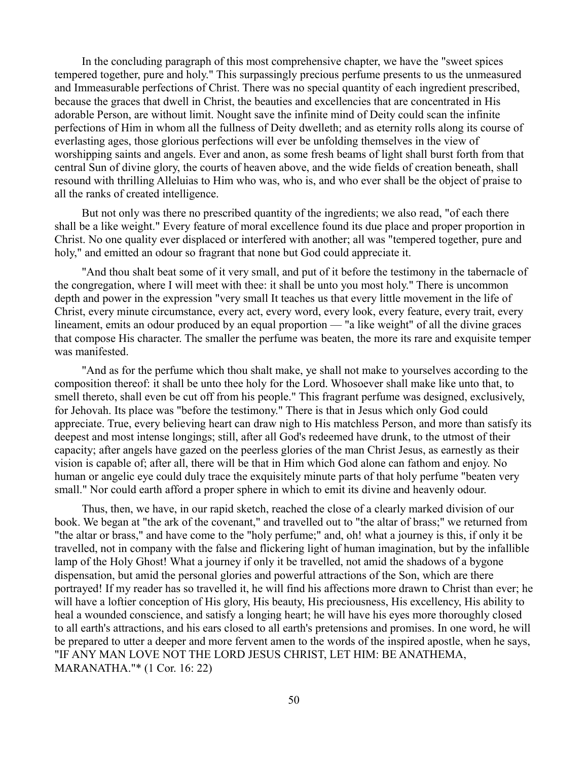In the concluding paragraph of this most comprehensive chapter, we have the "sweet spices tempered together, pure and holy." This surpassingly precious perfume presents to us the unmeasured and Immeasurable perfections of Christ. There was no special quantity of each ingredient prescribed, because the graces that dwell in Christ, the beauties and excellencies that are concentrated in His adorable Person, are without limit. Nought save the infinite mind of Deity could scan the infinite perfections of Him in whom all the fullness of Deity dwelleth; and as eternity rolls along its course of everlasting ages, those glorious perfections will ever be unfolding themselves in the view of worshipping saints and angels. Ever and anon, as some fresh beams of light shall burst forth from that central Sun of divine glory, the courts of heaven above, and the wide fields of creation beneath, shall resound with thrilling Alleluias to Him who was, who is, and who ever shall be the object of praise to all the ranks of created intelligence.

But not only was there no prescribed quantity of the ingredients; we also read, "of each there shall be a like weight." Every feature of moral excellence found its due place and proper proportion in Christ. No one quality ever displaced or interfered with another; all was "tempered together, pure and holy," and emitted an odour so fragrant that none but God could appreciate it.

"And thou shalt beat some of it very small, and put of it before the testimony in the tabernacle of the congregation, where I will meet with thee: it shall be unto you most holy." There is uncommon depth and power in the expression "very small It teaches us that every little movement in the life of Christ, every minute circumstance, every act, every word, every look, every feature, every trait, every lineament, emits an odour produced by an equal proportion — "a like weight" of all the divine graces that compose His character. The smaller the perfume was beaten, the more its rare and exquisite temper was manifested.

"And as for the perfume which thou shalt make, ye shall not make to yourselves according to the composition thereof: it shall be unto thee holy for the Lord. Whosoever shall make like unto that, to smell thereto, shall even be cut off from his people." This fragrant perfume was designed, exclusively, for Jehovah. Its place was "before the testimony." There is that in Jesus which only God could appreciate. True, every believing heart can draw nigh to His matchless Person, and more than satisfy its deepest and most intense longings; still, after all God's redeemed have drunk, to the utmost of their capacity; after angels have gazed on the peerless glories of the man Christ Jesus, as earnestly as their vision is capable of; after all, there will be that in Him which God alone can fathom and enjoy. No human or angelic eye could duly trace the exquisitely minute parts of that holy perfume "beaten very small." Nor could earth afford a proper sphere in which to emit its divine and heavenly odour.

Thus, then, we have, in our rapid sketch, reached the close of a clearly marked division of our book. We began at "the ark of the covenant," and travelled out to "the altar of brass;" we returned from "the altar or brass," and have come to the "holy perfume;" and, oh! what a journey is this, if only it be travelled, not in company with the false and flickering light of human imagination, but by the infallible lamp of the Holy Ghost! What a journey if only it be travelled, not amid the shadows of a bygone dispensation, but amid the personal glories and powerful attractions of the Son, which are there portrayed! If my reader has so travelled it, he will find his affections more drawn to Christ than ever; he will have a loftier conception of His glory, His beauty, His preciousness, His excellency, His ability to heal a wounded conscience, and satisfy a longing heart; he will have his eyes more thoroughly closed to all earth's attractions, and his ears closed to all earth's pretensions and promises. In one word, he will be prepared to utter a deeper and more fervent amen to the words of the inspired apostle, when he says, "IF ANY MAN LOVE NOT THE LORD JESUS CHRIST, LET HIM: BE ANATHEMA, MARANATHA."* (1 Cor. 16: 22)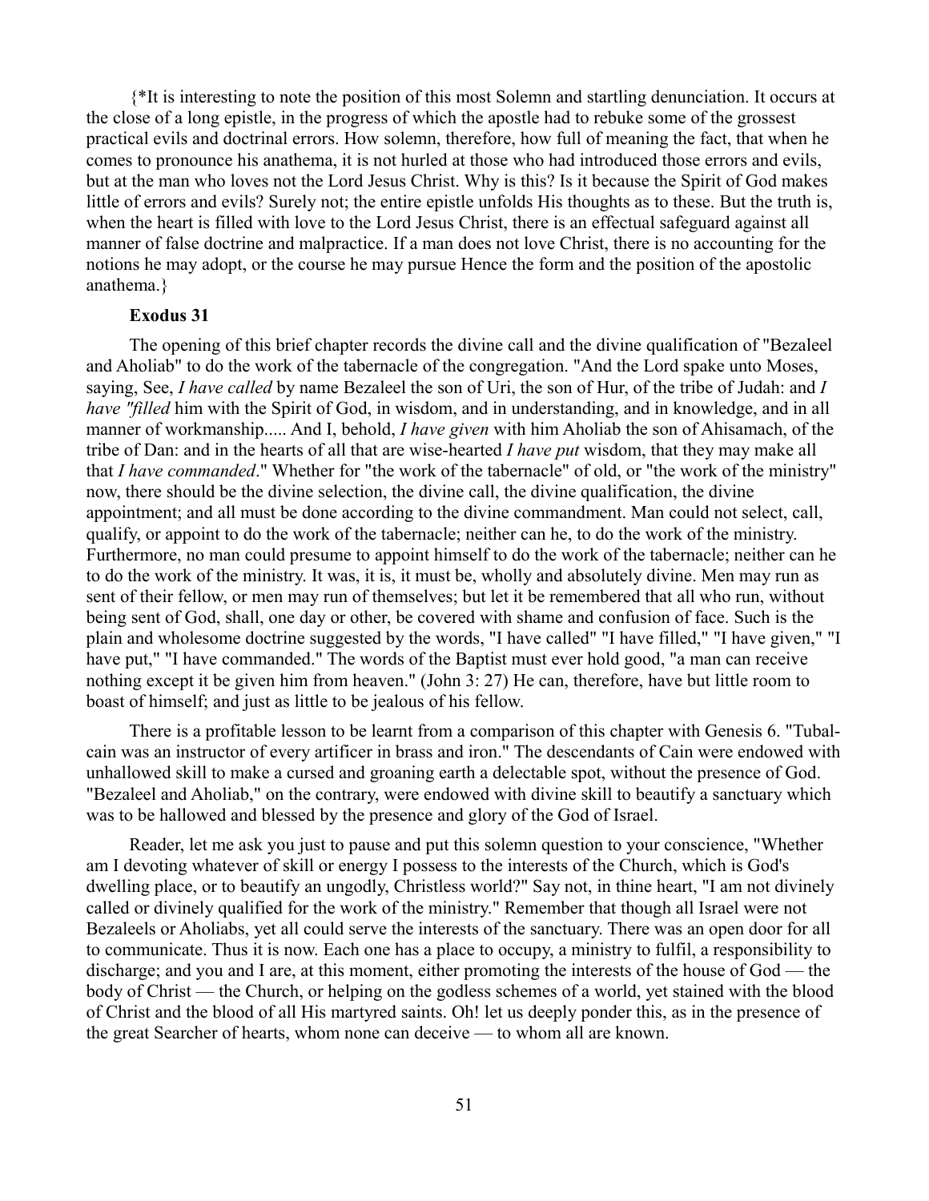{*It is interesting to note the position of this most Solemn and startling denunciation. It occurs at the close of a long epistle, in the progress of which the apostle had to rebuke some of the grossest practical evils and doctrinal errors. How solemn, therefore, how full of meaning the fact, that when he comes to pronounce his anathema, it is not hurled at those who had introduced those errors and evils, but at the man who loves not the Lord Jesus Christ. Why is this? Is it because the Spirit of God makes little of errors and evils? Surely not; the entire epistle unfolds His thoughts as to these. But the truth is, when the heart is filled with love to the Lord Jesus Christ, there is an effectual safeguard against all manner of false doctrine and malpractice. If a man does not love Christ, there is no accounting for the notions he may adopt, or the course he may pursue Hence the form and the position of the apostolic anathema.}

**Exodus 31**

The opening of this brief chapter records the divine call and the divine qualification of "Bezaleel and Aholiab" to do the work of the tabernacle of the congregation. "And the Lord spake unto Moses, saying, See, *I have called* by name Bezaleel the son of Uri, the son of Hur, of the tribe of Judah: and *I have "filled* him with the Spirit of God, in wisdom, and in understanding, and in knowledge, and in all manner of workmanship..... And I, behold, *I have given* with him Aholiab the son of Ahisamach, of the tribe of Dan: and in the hearts of all that are wise-hearted *I have put* wisdom, that they may make all that *I have commanded*." Whether for "the work of the tabernacle" of old, or "the work of the ministry" now, there should be the divine selection, the divine call, the divine qualification, the divine appointment; and all must be done according to the divine commandment. Man could not select, call, qualify, or appoint to do the work of the tabernacle; neither can he, to do the work of the ministry. Furthermore, no man could presume to appoint himself to do the work of the tabernacle; neither can he to do the work of the ministry. It was, it is, it must be, wholly and absolutely divine. Men may run as sent of their fellow, or men may run of themselves; but let it be remembered that all who run, without being sent of God, shall, one day or other, be covered with shame and confusion of face. Such is the plain and wholesome doctrine suggested by the words, "I have called" "I have filled," "I have given," "I have put," "I have commanded." The words of the Baptist must ever hold good, "a man can receive nothing except it be given him from heaven." (John 3: 27) He can, therefore, have but little room to boast of himself; and just as little to be jealous of his fellow.

There is a profitable lesson to be learnt from a comparison of this chapter with Genesis 6. "Tubal-cain was an instructor of every artificer in brass and iron." The descendants of Cain were endowed with unhallowed skill to make a cursed and groaning earth a delectable spot, without the presence of God. "Bezaleel and Aholiab," on the contrary, were endowed with divine skill to beautify a sanctuary which was to be hallowed and blessed by the presence and glory of the God of Israel.

Reader, let me ask you just to pause and put this solemn question to your conscience, "Whether am I devoting whatever of skill or energy I possess to the interests of the Church, which is God's dwelling place, or to beautify an ungodly, Christless world?" Say not, in thine heart, "I am not divinely called or divinely qualified for the work of the ministry." Remember that though all Israel were not Bezaleels or Aholiabs, yet all could serve the interests of the sanctuary. There was an open door for all to communicate. Thus it is now. Each one has a place to occupy, a ministry to fulfil, a responsibility to discharge; and you and I are, at this moment, either promoting the interests of the house of God — the body of Christ — the Church, or helping on the godless schemes of a world, yet stained with the blood of Christ and the blood of all His martyred saints. Oh! let us deeply ponder this, as in the presence of the great Searcher of hearts, whom none can deceive — to whom all are known.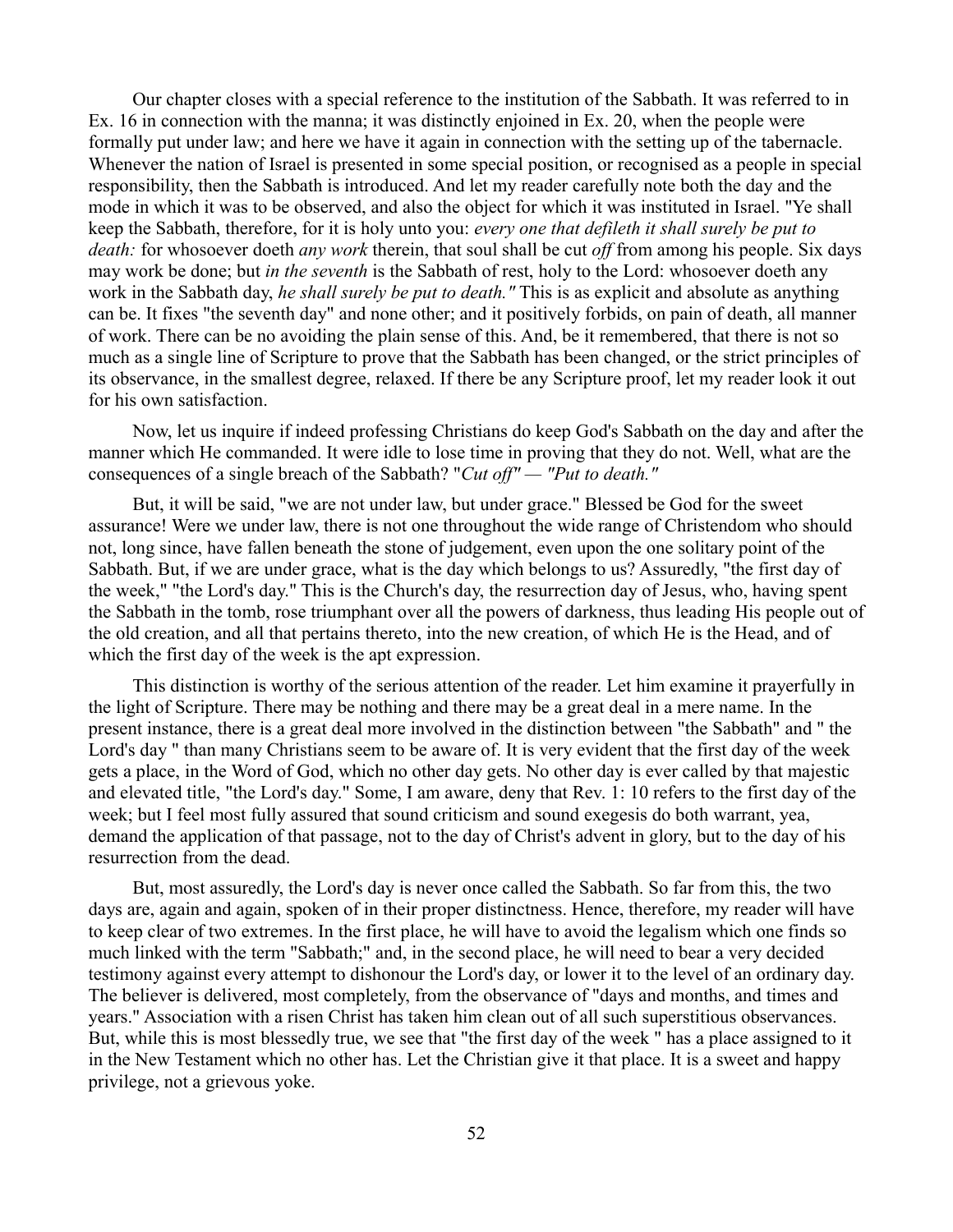Our chapter closes with a special reference to the institution of the Sabbath. It was referred to in Ex. 16 in connection with the manna; it was distinctly enjoined in Ex. 20, when the people were formally put under law; and here we have it again in connection with the setting up of the tabernacle. Whenever the nation of Israel is presented in some special position, or recognised as a people in special responsibility, then the Sabbath is introduced. And let my reader carefully note both the day and the mode in which it was to be observed, and also the object for which it was instituted in Israel. "Ye shall keep the Sabbath, therefore, for it is holy unto you: *every one that defileth it shall surely be put to death:* for whosoever doeth *any work* therein, that soul shall be cut *off* from among his people. Six days may work be done; but *in the seventh* is the Sabbath of rest, holy to the Lord: whosoever doeth any work in the Sabbath day, *he shall surely be put to death."* This is as explicit and absolute as anything can be. It fixes "the seventh day" and none other; and it positively forbids, on pain of death, all manner of work. There can be no avoiding the plain sense of this. And, be it remembered, that there is not so much as a single line of Scripture to prove that the Sabbath has been changed, or the strict principles of its observance, in the smallest degree, relaxed. If there be any Scripture proof, let my reader look it out for his own satisfaction.

Now, let us inquire if indeed professing Christians do keep God's Sabbath on the day and after the manner which He commanded. It were idle to lose time in proving that they do not. Well, what are the consequences of a single breach of the Sabbath? "*Cut off" — "Put to death."*

But, it will be said, "we are not under law, but under grace." Blessed be God for the sweet assurance! Were we under law, there is not one throughout the wide range of Christendom who should not, long since, have fallen beneath the stone of judgement, even upon the one solitary point of the Sabbath. But, if we are under grace, what is the day which belongs to us? Assuredly, "the first day of the week," "the Lord's day." This is the Church's day, the resurrection day of Jesus, who, having spent the Sabbath in the tomb, rose triumphant over all the powers of darkness, thus leading His people out of the old creation, and all that pertains thereto, into the new creation, of which He is the Head, and of which the first day of the week is the apt expression.

This distinction is worthy of the serious attention of the reader. Let him examine it prayerfully in the light of Scripture. There may be nothing and there may be a great deal in a mere name. In the present instance, there is a great deal more involved in the distinction between "the Sabbath" and " the Lord's day " than many Christians seem to be aware of. It is very evident that the first day of the week gets a place, in the Word of God, which no other day gets. No other day is ever called by that majestic and elevated title, "the Lord's day." Some, I am aware, deny that Rev. 1: 10 refers to the first day of the week; but I feel most fully assured that sound criticism and sound exegesis do both warrant, yea, demand the application of that passage, not to the day of Christ's advent in glory, but to the day of his resurrection from the dead.

But, most assuredly, the Lord's day is never once called the Sabbath. So far from this, the two days are, again and again, spoken of in their proper distinctness. Hence, therefore, my reader will have to keep clear of two extremes. In the first place, he will have to avoid the legalism which one finds so much linked with the term "Sabbath;" and, in the second place, he will need to bear a very decided testimony against every attempt to dishonour the Lord's day, or lower it to the level of an ordinary day. The believer is delivered, most completely, from the observance of "days and months, and times and years." Association with a risen Christ has taken him clean out of all such superstitious observances. But, while this is most blessedly true, we see that "the first day of the week " has a place assigned to it in the New Testament which no other has. Let the Christian give it that place. It is a sweet and happy privilege, not a grievous yoke.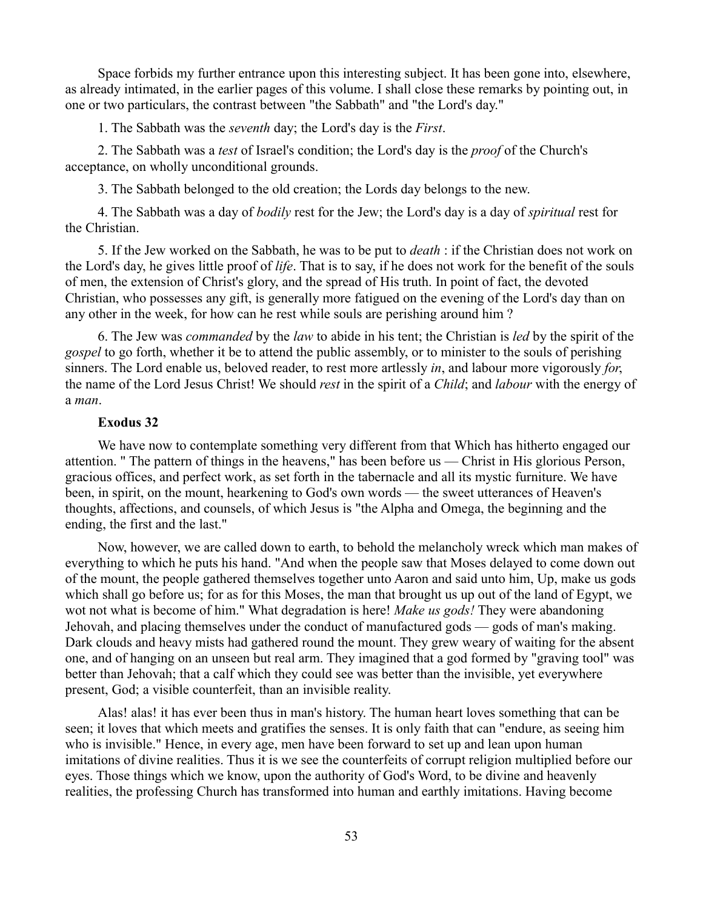Space forbids my further entrance upon this interesting subject. It has been gone into, elsewhere, as already intimated, in the earlier pages of this volume. I shall close these remarks by pointing out, in one or two particulars, the contrast between "the Sabbath" and "the Lord's day."

1. The Sabbath was the *seventh* day; the Lord's day is the *First*.

2. The Sabbath was a *test* of Israel's condition; the Lord's day is the *proof* of the Church's acceptance, on wholly unconditional grounds.

3. The Sabbath belonged to the old creation; the Lords day belongs to the new.

4. The Sabbath was a day of *bodily* rest for the Jew; the Lord's day is a day of *spiritual* rest for the Christian.

5. If the Jew worked on the Sabbath, he was to be put to *death* : if the Christian does not work on the Lord's day, he gives little proof of *life*. That is to say, if he does not work for the benefit of the souls of men, the extension of Christ's glory, and the spread of His truth. In point of fact, the devoted Christian, who possesses any gift, is generally more fatigued on the evening of the Lord's day than on any other in the week, for how can he rest while souls are perishing around him ?

6. The Jew was *commanded* by the *law* to abide in his tent; the Christian is *led* by the spirit of the *gospel* to go forth, whether it be to attend the public assembly, or to minister to the souls of perishing sinners. The Lord enable us, beloved reader, to rest more artlessly *in*, and labour more vigorously *for*, the name of the Lord Jesus Christ! We should *rest* in the spirit of a *Child*; and *labour* with the energy of a *man*.

**Exodus 32**

We have now to contemplate something very different from that Which has hitherto engaged our attention. " The pattern of things in the heavens," has been before us — Christ in His glorious Person, gracious offices, and perfect work, as set forth in the tabernacle and all its mystic furniture. We have been, in spirit, on the mount, hearkening to God's own words — the sweet utterances of Heaven's thoughts, affections, and counsels, of which Jesus is "the Alpha and Omega, the beginning and the ending, the first and the last."

Now, however, we are called down to earth, to behold the melancholy wreck which man makes of everything to which he puts his hand. "And when the people saw that Moses delayed to come down out of the mount, the people gathered themselves together unto Aaron and said unto him, Up, make us gods which shall go before us; for as for this Moses, the man that brought us up out of the land of Egypt, we wot not what is become of him." What degradation is here! *Make us gods!* They were abandoning Jehovah, and placing themselves under the conduct of manufactured gods — gods of man's making. Dark clouds and heavy mists had gathered round the mount. They grew weary of waiting for the absent one, and of hanging on an unseen but real arm. They imagined that a god formed by "graving tool" was better than Jehovah; that a calf which they could see was better than the invisible, yet everywhere present, God; a visible counterfeit, than an invisible reality.

Alas! alas! it has ever been thus in man's history. The human heart loves something that can be seen; it loves that which meets and gratifies the senses. It is only faith that can "endure, as seeing him who is invisible." Hence, in every age, men have been forward to set up and lean upon human imitations of divine realities. Thus it is we see the counterfeits of corrupt religion multiplied before our eyes. Those things which we know, upon the authority of God's Word, to be divine and heavenly realities, the professing Church has transformed into human and earthly imitations. Having become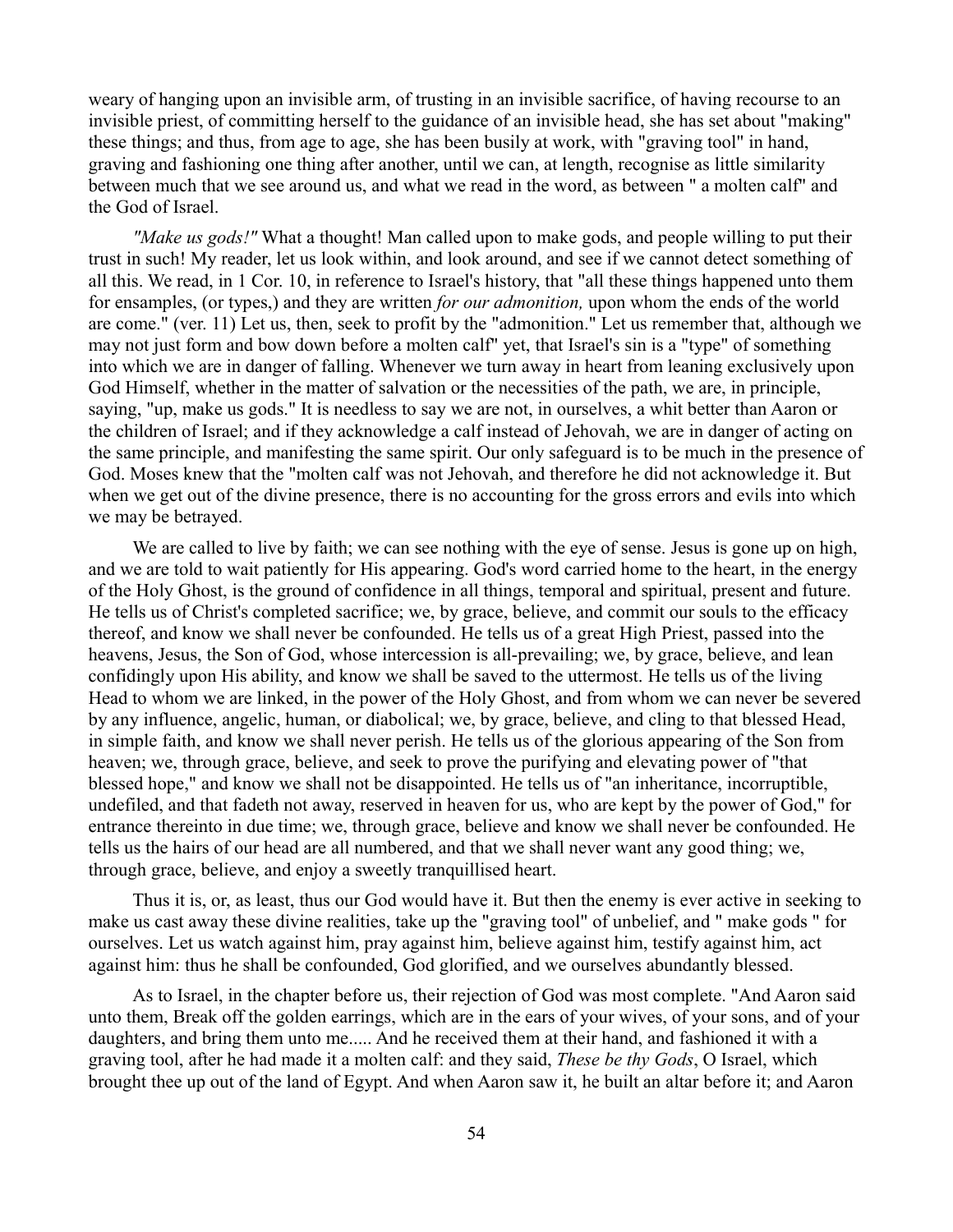weary of hanging upon an invisible arm, of trusting in an invisible sacrifice, of having recourse to an invisible priest, of committing herself to the guidance of an invisible head, she has set about "making" these things; and thus, from age to age, she has been busily at work, with "graving tool" in hand, graving and fashioning one thing after another, until we can, at length, recognise as little similarity between much that we see around us, and what we read in the word, as between " a molten calf" and the God of Israel.

*"Make us gods!"* What a thought! Man called upon to make gods, and people willing to put their trust in such! My reader, let us look within, and look around, and see if we cannot detect something of all this. We read, in 1 Cor. 10, in reference to Israel's history, that "all these things happened unto them for ensamples, (or types,) and they are written *for our admonition,* upon whom the ends of the world are come." (ver. 11) Let us, then, seek to profit by the "admonition." Let us remember that, although we may not just form and bow down before a molten calf" yet, that Israel's sin is a "type" of something into which we are in danger of falling. Whenever we turn away in heart from leaning exclusively upon God Himself, whether in the matter of salvation or the necessities of the path, we are, in principle, saying, "up, make us gods." It is needless to say we are not, in ourselves, a whit better than Aaron or the children of Israel; and if they acknowledge a calf instead of Jehovah, we are in danger of acting on the same principle, and manifesting the same spirit. Our only safeguard is to be much in the presence of God. Moses knew that the "molten calf was not Jehovah, and therefore he did not acknowledge it. But when we get out of the divine presence, there is no accounting for the gross errors and evils into which we may be betrayed.

We are called to live by faith; we can see nothing with the eye of sense. Jesus is gone up on high, and we are told to wait patiently for His appearing. God's word carried home to the heart, in the energy of the Holy Ghost, is the ground of confidence in all things, temporal and spiritual, present and future. He tells us of Christ's completed sacrifice; we, by grace, believe, and commit our souls to the efficacy thereof, and know we shall never be confounded. He tells us of a great High Priest, passed into the heavens, Jesus, the Son of God, whose intercession is all-prevailing; we, by grace, believe, and lean confidingly upon His ability, and know we shall be saved to the uttermost. He tells us of the living Head to whom we are linked, in the power of the Holy Ghost, and from whom we can never be severed by any influence, angelic, human, or diabolical; we, by grace, believe, and cling to that blessed Head, in simple faith, and know we shall never perish. He tells us of the glorious appearing of the Son from heaven; we, through grace, believe, and seek to prove the purifying and elevating power of "that blessed hope," and know we shall not be disappointed. He tells us of "an inheritance, incorruptible, undefiled, and that fadeth not away, reserved in heaven for us, who are kept by the power of God," for entrance thereinto in due time; we, through grace, believe and know we shall never be confounded. He tells us the hairs of our head are all numbered, and that we shall never want any good thing; we, through grace, believe, and enjoy a sweetly tranquillised heart.

Thus it is, or, as least, thus our God would have it. But then the enemy is ever active in seeking to make us cast away these divine realities, take up the "graving tool" of unbelief, and " make gods " for ourselves. Let us watch against him, pray against him, believe against him, testify against him, act against him: thus he shall be confounded, God glorified, and we ourselves abundantly blessed.

As to Israel, in the chapter before us, their rejection of God was most complete. "And Aaron said unto them, Break off the golden earrings, which are in the ears of your wives, of your sons, and of your daughters, and bring them unto me..... And he received them at their hand, and fashioned it with a graving tool, after he had made it a molten calf: and they said, *These be thy Gods*, O Israel, which brought thee up out of the land of Egypt. And when Aaron saw it, he built an altar before it; and Aaron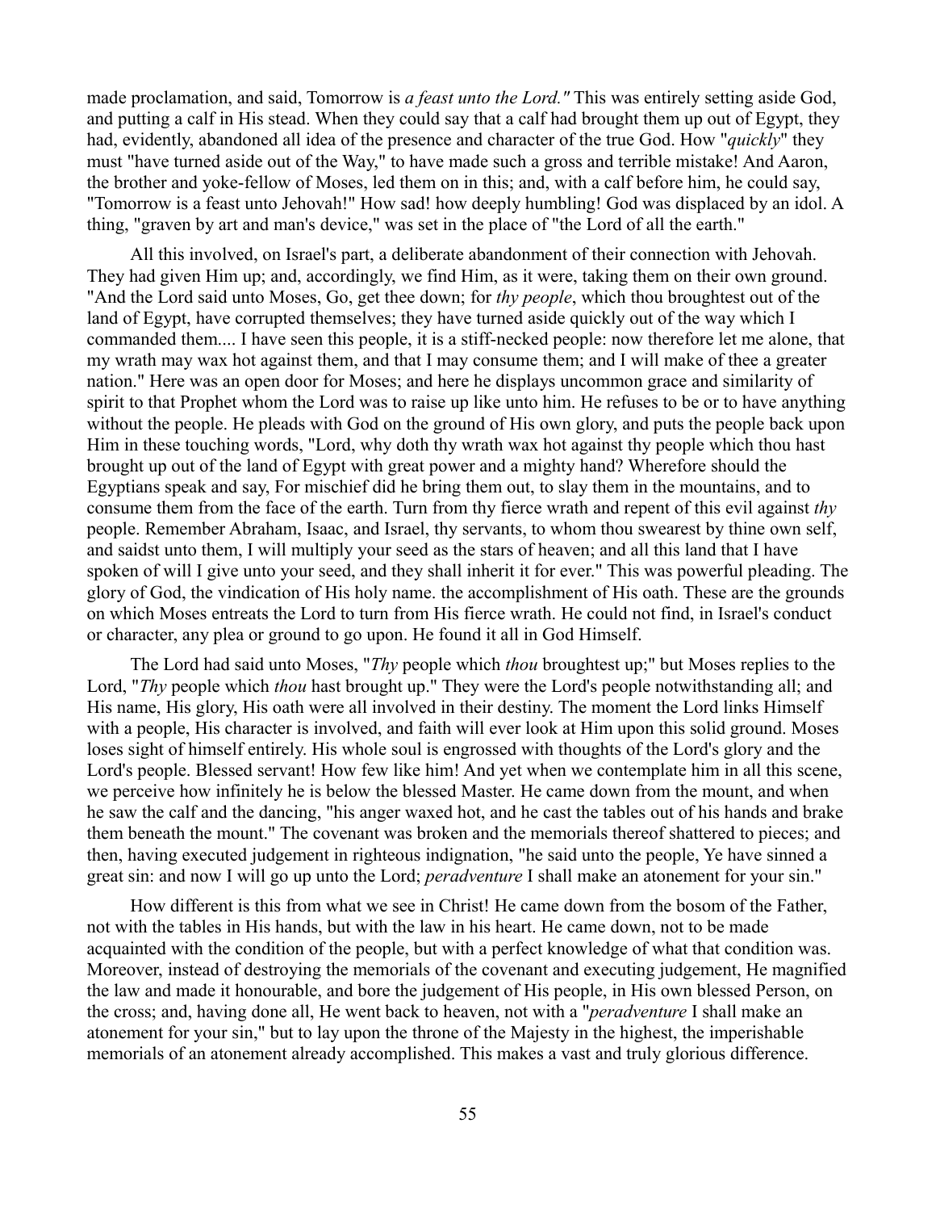made proclamation, and said, Tomorrow is *a feast unto the Lord."* This was entirely setting aside God, and putting a calf in His stead. When they could say that a calf had brought them up out of Egypt, they had, evidently, abandoned all idea of the presence and character of the true God. How "*quickly*" they must "have turned aside out of the Way," to have made such a gross and terrible mistake! And Aaron, the brother and yoke-fellow of Moses, led them on in this; and, with a calf before him, he could say, "Tomorrow is a feast unto Jehovah!" How sad! how deeply humbling! God was displaced by an idol. A thing, "graven by art and man's device," was set in the place of "the Lord of all the earth."

All this involved, on Israel's part, a deliberate abandonment of their connection with Jehovah. They had given Him up; and, accordingly, we find Him, as it were, taking them on their own ground. "And the Lord said unto Moses, Go, get thee down; for *thy people*, which thou broughtest out of the land of Egypt, have corrupted themselves; they have turned aside quickly out of the way which I commanded them.... I have seen this people, it is a stiff-necked people: now therefore let me alone, that my wrath may wax hot against them, and that I may consume them; and I will make of thee a greater nation." Here was an open door for Moses; and here he displays uncommon grace and similarity of spirit to that Prophet whom the Lord was to raise up like unto him. He refuses to be or to have anything without the people. He pleads with God on the ground of His own glory, and puts the people back upon Him in these touching words, "Lord, why doth thy wrath wax hot against thy people which thou hast brought up out of the land of Egypt with great power and a mighty hand? Wherefore should the Egyptians speak and say, For mischief did he bring them out, to slay them in the mountains, and to consume them from the face of the earth. Turn from thy fierce wrath and repent of this evil against *thy* people. Remember Abraham, Isaac, and Israel, thy servants, to whom thou swearest by thine own self, and saidst unto them, I will multiply your seed as the stars of heaven; and all this land that I have spoken of will I give unto your seed, and they shall inherit it for ever." This was powerful pleading. The glory of God, the vindication of His holy name. the accomplishment of His oath. These are the grounds on which Moses entreats the Lord to turn from His fierce wrath. He could not find, in Israel's conduct or character, any plea or ground to go upon. He found it all in God Himself.

The Lord had said unto Moses, "*Thy* people which *thou* broughtest up;" but Moses replies to the Lord, "*Thy* people which *thou* hast brought up." They were the Lord's people notwithstanding all; and His name, His glory, His oath were all involved in their destiny. The moment the Lord links Himself with a people, His character is involved, and faith will ever look at Him upon this solid ground. Moses loses sight of himself entirely. His whole soul is engrossed with thoughts of the Lord's glory and the Lord's people. Blessed servant! How few like him! And yet when we contemplate him in all this scene, we perceive how infinitely he is below the blessed Master. He came down from the mount, and when he saw the calf and the dancing, "his anger waxed hot, and he cast the tables out of his hands and brake them beneath the mount." The covenant was broken and the memorials thereof shattered to pieces; and then, having executed judgement in righteous indignation, "he said unto the people, Ye have sinned a great sin: and now I will go up unto the Lord; *peradventure* I shall make an atonement for your sin."

How different is this from what we see in Christ! He came down from the bosom of the Father, not with the tables in His hands, but with the law in his heart. He came down, not to be made acquainted with the condition of the people, but with a perfect knowledge of what that condition was. Moreover, instead of destroying the memorials of the covenant and executing judgement, He magnified the law and made it honourable, and bore the judgement of His people, in His own blessed Person, on the cross; and, having done all, He went back to heaven, not with a "*peradventure* I shall make an atonement for your sin," but to lay upon the throne of the Majesty in the highest, the imperishable memorials of an atonement already accomplished. This makes a vast and truly glorious difference.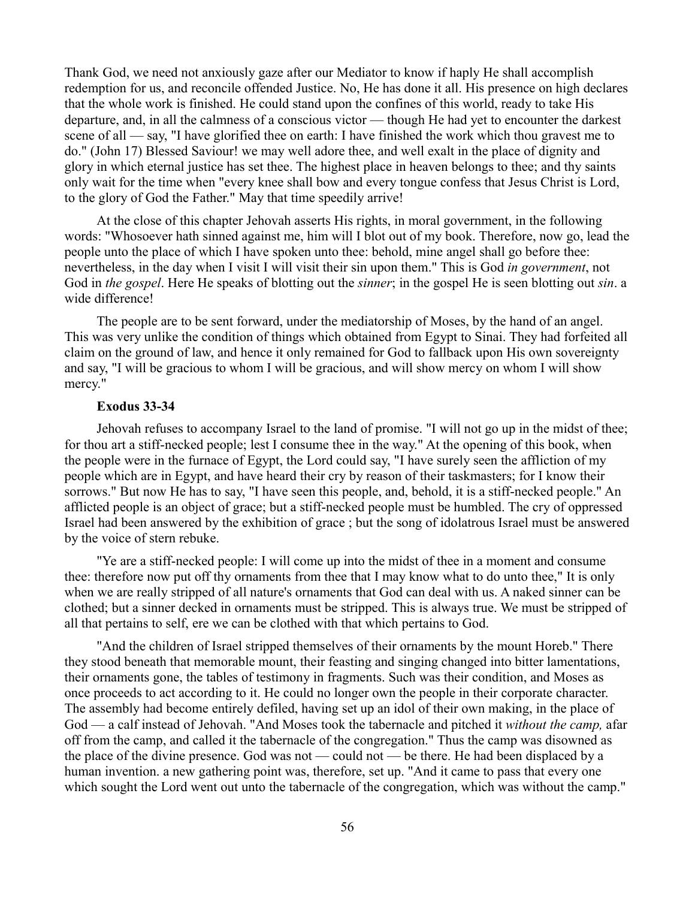Thank God, we need not anxiously gaze after our Mediator to know if haply He shall accomplish redemption for us, and reconcile offended Justice. No, He has done it all. His presence on high declares that the whole work is finished. He could stand upon the confines of this world, ready to take His departure, and, in all the calmness of a conscious victor — though He had yet to encounter the darkest scene of all — say, "I have glorified thee on earth: I have finished the work which thou gravest me to do." (John 17) Blessed Saviour! we may well adore thee, and well exalt in the place of dignity and glory in which eternal justice has set thee. The highest place in heaven belongs to thee; and thy saints only wait for the time when "every knee shall bow and every tongue confess that Jesus Christ is Lord, to the glory of God the Father." May that time speedily arrive!

At the close of this chapter Jehovah asserts His rights, in moral government, in the following words: "Whosoever hath sinned against me, him will I blot out of my book. Therefore, now go, lead the people unto the place of which I have spoken unto thee: behold, mine angel shall go before thee: nevertheless, in the day when I visit I will visit their sin upon them." This is God *in government*, not God in *the gospel*. Here He speaks of blotting out the *sinner*; in the gospel He is seen blotting out *sin*. a wide difference!

The people are to be sent forward, under the mediatorship of Moses, by the hand of an angel. This was very unlike the condition of things which obtained from Egypt to Sinai. They had forfeited all claim on the ground of law, and hence it only remained for God to fallback upon His own sovereignty and say, "I will be gracious to whom I will be gracious, and will show mercy on whom I will show mercy."

**Exodus 33-34**

Jehovah refuses to accompany Israel to the land of promise. "I will not go up in the midst of thee; for thou art a stiff-necked people; lest I consume thee in the way." At the opening of this book, when the people were in the furnace of Egypt, the Lord could say, "I have surely seen the affliction of my people which are in Egypt, and have heard their cry by reason of their taskmasters; for I know their sorrows." But now He has to say, "I have seen this people, and, behold, it is a stiff-necked people." An afflicted people is an object of grace; but a stiff-necked people must be humbled. The cry of oppressed Israel had been answered by the exhibition of grace ; but the song of idolatrous Israel must be answered by the voice of stern rebuke.

"Ye are a stiff-necked people: I will come up into the midst of thee in a moment and consume thee: therefore now put off thy ornaments from thee that I may know what to do unto thee," It is only when we are really stripped of all nature's ornaments that God can deal with us. A naked sinner can be clothed; but a sinner decked in ornaments must be stripped. This is always true. We must be stripped of all that pertains to self, ere we can be clothed with that which pertains to God.

"And the children of Israel stripped themselves of their ornaments by the mount Horeb." There they stood beneath that memorable mount, their feasting and singing changed into bitter lamentations, their ornaments gone, the tables of testimony in fragments. Such was their condition, and Moses as once proceeds to act according to it. He could no longer own the people in their corporate character. The assembly had become entirely defiled, having set up an idol of their own making, in the place of God — a calf instead of Jehovah. "And Moses took the tabernacle and pitched it *without the camp,* afar off from the camp, and called it the tabernacle of the congregation." Thus the camp was disowned as the place of the divine presence. God was not — could not — be there. He had been displaced by a human invention. a new gathering point was, therefore, set up. "And it came to pass that every one which sought the Lord went out unto the tabernacle of the congregation, which was without the camp."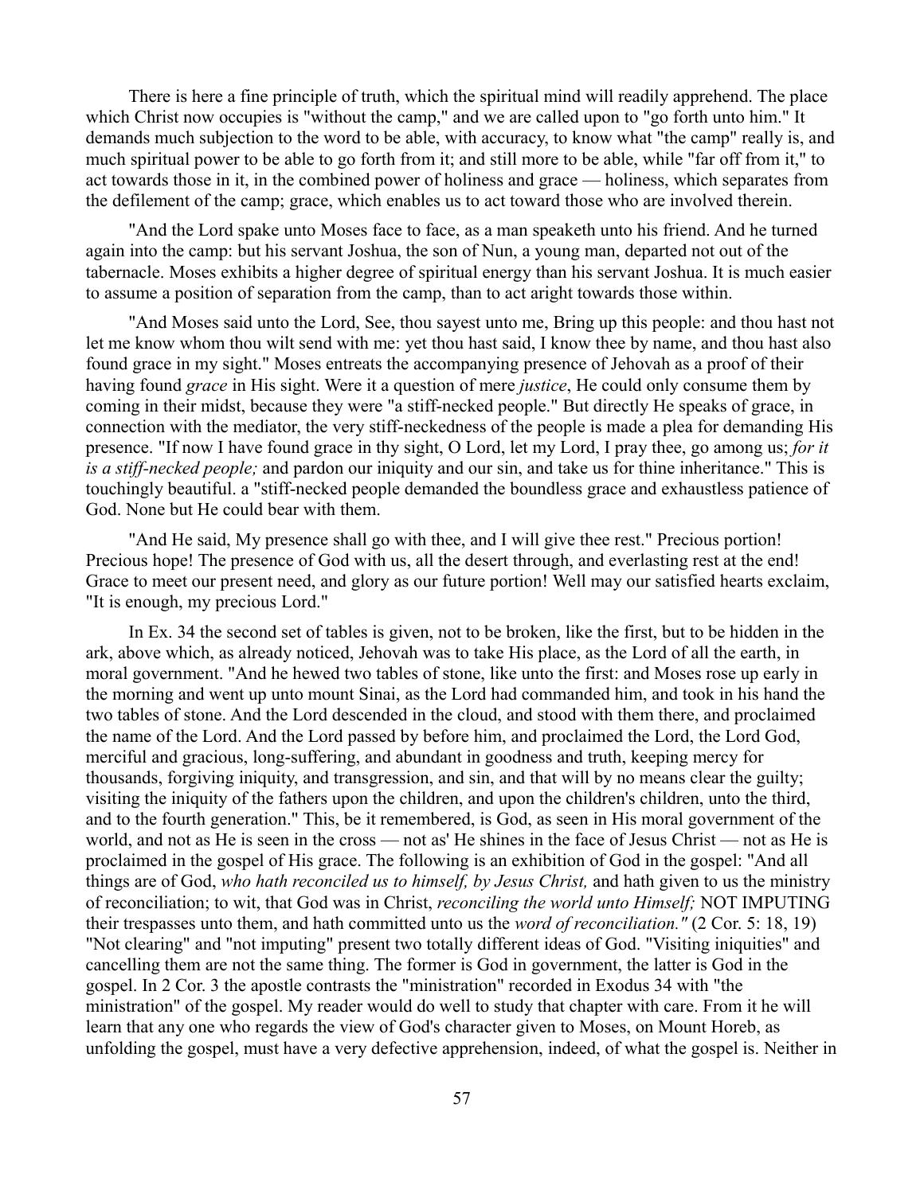There is here a fine principle of truth, which the spiritual mind will readily apprehend. The place which Christ now occupies is "without the camp," and we are called upon to "go forth unto him." It demands much subjection to the word to be able, with accuracy, to know what "the camp" really is, and much spiritual power to be able to go forth from it; and still more to be able, while "far off from it," to act towards those in it, in the combined power of holiness and grace — holiness, which separates from the defilement of the camp; grace, which enables us to act toward those who are involved therein.

"And the Lord spake unto Moses face to face, as a man speaketh unto his friend. And he turned again into the camp: but his servant Joshua, the son of Nun, a young man, departed not out of the tabernacle. Moses exhibits a higher degree of spiritual energy than his servant Joshua. It is much easier to assume a position of separation from the camp, than to act aright towards those within.

"And Moses said unto the Lord, See, thou sayest unto me, Bring up this people: and thou hast not let me know whom thou wilt send with me: yet thou hast said, I know thee by name, and thou hast also found grace in my sight." Moses entreats the accompanying presence of Jehovah as a proof of their having found *grace* in His sight. Were it a question of mere *justice*, He could only consume them by coming in their midst, because they were "a stiff-necked people." But directly He speaks of grace, in connection with the mediator, the very stiff-neckedness of the people is made a plea for demanding His presence. "If now I have found grace in thy sight, O Lord, let my Lord, I pray thee, go among us; *for it is a stiff-necked people;* and pardon our iniquity and our sin, and take us for thine inheritance." This is touchingly beautiful. a "stiff-necked people demanded the boundless grace and exhaustless patience of God. None but He could bear with them.

"And He said, My presence shall go with thee, and I will give thee rest." Precious portion! Precious hope! The presence of God with us, all the desert through, and everlasting rest at the end! Grace to meet our present need, and glory as our future portion! Well may our satisfied hearts exclaim, "It is enough, my precious Lord."

In Ex. 34 the second set of tables is given, not to be broken, like the first, but to be hidden in the ark, above which, as already noticed, Jehovah was to take His place, as the Lord of all the earth, in moral government. "And he hewed two tables of stone, like unto the first: and Moses rose up early in the morning and went up unto mount Sinai, as the Lord had commanded him, and took in his hand the two tables of stone. And the Lord descended in the cloud, and stood with them there, and proclaimed the name of the Lord. And the Lord passed by before him, and proclaimed the Lord, the Lord God, merciful and gracious, long-suffering, and abundant in goodness and truth, keeping mercy for thousands, forgiving iniquity, and transgression, and sin, and that will by no means clear the guilty; visiting the iniquity of the fathers upon the children, and upon the children's children, unto the third, and to the fourth generation." This, be it remembered, is God, as seen in His moral government of the world, and not as He is seen in the cross — not as' He shines in the face of Jesus Christ — not as He is proclaimed in the gospel of His grace. The following is an exhibition of God in the gospel: "And all things are of God, *who hath reconciled us to himself, by Jesus Christ,* and hath given to us the ministry of reconciliation; to wit, that God was in Christ, *reconciling the world unto Himself;* NOT IMPUTING their trespasses unto them, and hath committed unto us the *word of reconciliation."* (2 Cor. 5: 18, 19) "Not clearing" and "not imputing" present two totally different ideas of God. "Visiting iniquities" and cancelling them are not the same thing. The former is God in government, the latter is God in the gospel. In 2 Cor. 3 the apostle contrasts the "ministration" recorded in Exodus 34 with "the ministration" of the gospel. My reader would do well to study that chapter with care. From it he will learn that any one who regards the view of God's character given to Moses, on Mount Horeb, as unfolding the gospel, must have a very defective apprehension, indeed, of what the gospel is. Neither in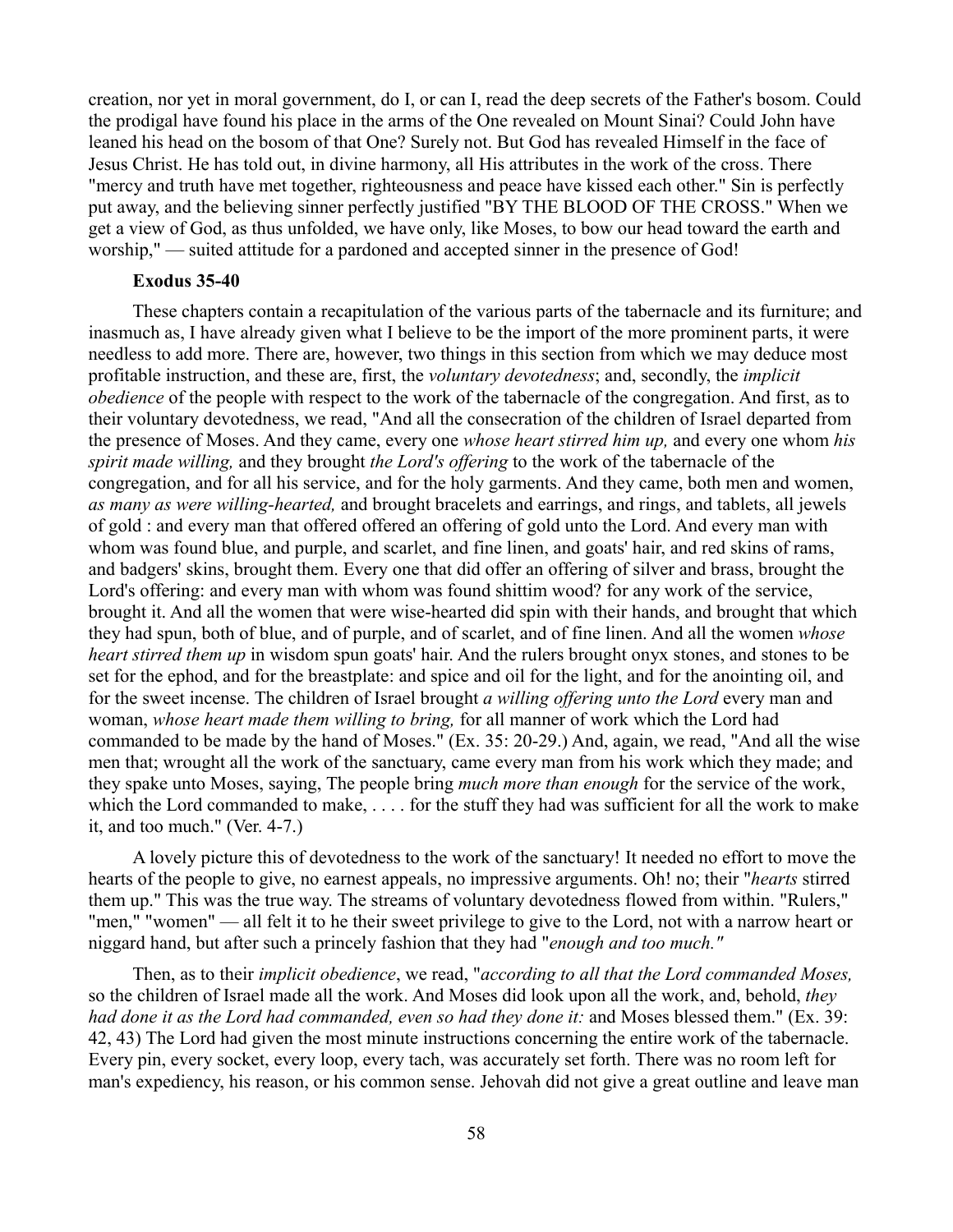creation, nor yet in moral government, do I, or can I, read the deep secrets of the Father's bosom. Could the prodigal have found his place in the arms of the One revealed on Mount Sinai? Could John have leaned his head on the bosom of that One? Surely not. But God has revealed Himself in the face of Jesus Christ. He has told out, in divine harmony, all His attributes in the work of the cross. There "mercy and truth have met together, righteousness and peace have kissed each other." Sin is perfectly put away, and the believing sinner perfectly justified "BY THE BLOOD OF THE CROSS." When we get a view of God, as thus unfolded, we have only, like Moses, to bow our head toward the earth and worship," — suited attitude for a pardoned and accepted sinner in the presence of God!

**Exodus 35-40**

These chapters contain a recapitulation of the various parts of the tabernacle and its furniture; and inasmuch as, I have already given what I believe to be the import of the more prominent parts, it were needless to add more. There are, however, two things in this section from which we may deduce most profitable instruction, and these are, first, the *voluntary devotedness*; and, secondly, the *implicit obedience* of the people with respect to the work of the tabernacle of the congregation. And first, as to their voluntary devotedness, we read, "And all the consecration of the children of Israel departed from the presence of Moses. And they came, every one *whose heart stirred him up,* and every one whom *his spirit made willing,* and they brought *the Lord's offering* to the work of the tabernacle of the congregation, and for all his service, and for the holy garments. And they came, both men and women, *as many as were willing-hearted,* and brought bracelets and earrings, and rings, and tablets, all jewels of gold : and every man that offered offered an offering of gold unto the Lord. And every man with whom was found blue, and purple, and scarlet, and fine linen, and goats' hair, and red skins of rams, and badgers' skins, brought them. Every one that did offer an offering of silver and brass, brought the Lord's offering: and every man with whom was found shittim wood? for any work of the service, brought it. And all the women that were wise-hearted did spin with their hands, and brought that which they had spun, both of blue, and of purple, and of scarlet, and of fine linen. And all the women *whose heart stirred them up* in wisdom spun goats' hair. And the rulers brought onyx stones, and stones to be set for the ephod, and for the breastplate: and spice and oil for the light, and for the anointing oil, and for the sweet incense. The children of Israel brought *a willing offering unto the Lord* every man and woman, *whose heart made them willing to bring,* for all manner of work which the Lord had commanded to be made by the hand of Moses." (Ex. 35: 20-29.) And, again, we read, "And all the wise men that; wrought all the work of the sanctuary, came every man from his work which they made; and they spake unto Moses, saying, The people bring *much more than enough* for the service of the work, which the Lord commanded to make, . . . . for the stuff they had was sufficient for all the work to make it, and too much." (Ver. 4-7.)

A lovely picture this of devotedness to the work of the sanctuary! It needed no effort to move the hearts of the people to give, no earnest appeals, no impressive arguments. Oh! no; their "*hearts* stirred them up." This was the true way. The streams of voluntary devotedness flowed from within. "Rulers," "men," "women" — all felt it to he their sweet privilege to give to the Lord, not with a narrow heart or niggard hand, but after such a princely fashion that they had "*enough and too much."*

Then, as to their *implicit obedience*, we read, "*according to all that the Lord commanded Moses,* so the children of Israel made all the work. And Moses did look upon all the work, and, behold, *they had done it as the Lord had commanded, even so had they done it:* and Moses blessed them." (Ex. 39: 42, 43) The Lord had given the most minute instructions concerning the entire work of the tabernacle. Every pin, every socket, every loop, every tach, was accurately set forth. There was no room left for man's expediency, his reason, or his common sense. Jehovah did not give a great outline and leave man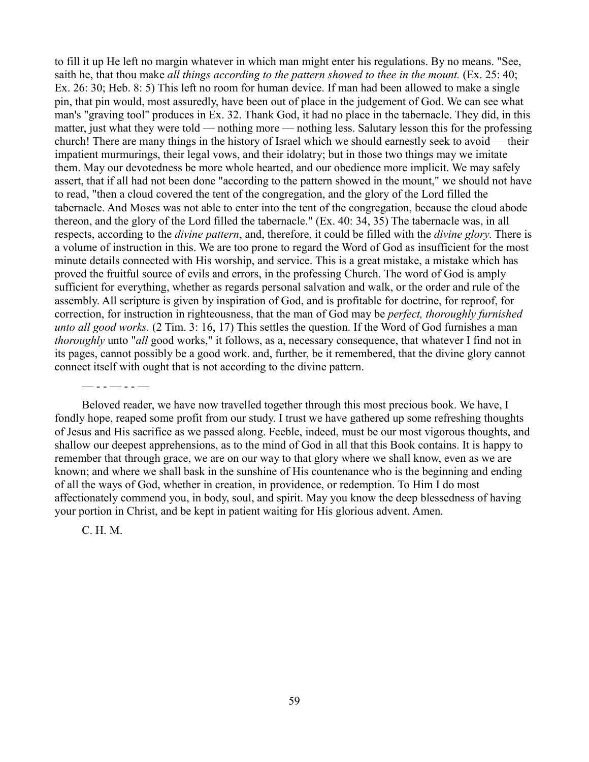to fill it up He left no margin whatever in which man might enter his regulations. By no means. "See, saith he, that thou make *all things according to the pattern showed to thee in the mount.* (Ex. 25: 40; Ex. 26: 30; Heb. 8: 5) This left no room for human device. If man had been allowed to make a single pin, that pin would, most assuredly, have been out of place in the judgement of God. We can see what man's "graving tool" produces in Ex. 32. Thank God, it had no place in the tabernacle. They did, in this matter, just what they were told — nothing more — nothing less. Salutary lesson this for the professing church! There are many things in the history of Israel which we should earnestly seek to avoid — their impatient murmurings, their legal vows, and their idolatry; but in those two things may we imitate them. May our devotedness be more whole hearted, and our obedience more implicit. We may safely assert, that if all had not been done "according to the pattern showed in the mount," we should not have to read, "then a cloud covered the tent of the congregation, and the glory of the Lord filled the tabernacle. And Moses was not able to enter into the tent of the congregation, because the cloud abode thereon, and the glory of the Lord filled the tabernacle." (Ex. 40: 34, 35) The tabernacle was, in all respects, according to the *divine pattern*, and, therefore, it could be filled with the *divine glory.* There is a volume of instruction in this. We are too prone to regard the Word of God as insufficient for the most minute details connected with His worship, and service. This is a great mistake, a mistake which has proved the fruitful source of evils and errors, in the professing Church. The word of God is amply sufficient for everything, whether as regards personal salvation and walk, or the order and rule of the assembly. All scripture is given by inspiration of God, and is profitable for doctrine, for reproof, for correction, for instruction in righteousness, that the man of God may be *perfect, thoroughly furnished unto all good works.* (2 Tim. 3: 16, 17) This settles the question. If the Word of God furnishes a man *thoroughly* unto "*all* good works," it follows, as a, necessary consequence, that whatever I find not in its pages, cannot possibly be a good work. and, further, be it remembered, that the divine glory cannot connect itself with ought that is not according to the divine pattern.

— - - — - - —

Beloved reader, we have now travelled together through this most precious book. We have, I fondly hope, reaped some profit from our study. I trust we have gathered up some refreshing thoughts of Jesus and His sacrifice as we passed along. Feeble, indeed, must be our most vigorous thoughts, and shallow our deepest apprehensions, as to the mind of God in all that this Book contains. It is happy to remember that through grace, we are on our way to that glory where we shall know, even as we are known; and where we shall bask in the sunshine of His countenance who is the beginning and ending of all the ways of God, whether in creation, in providence, or redemption. To Him I do most affectionately commend you, in body, soul, and spirit. May you know the deep blessedness of having your portion in Christ, and be kept in patient waiting for His glorious advent. Amen.

C. H. M.